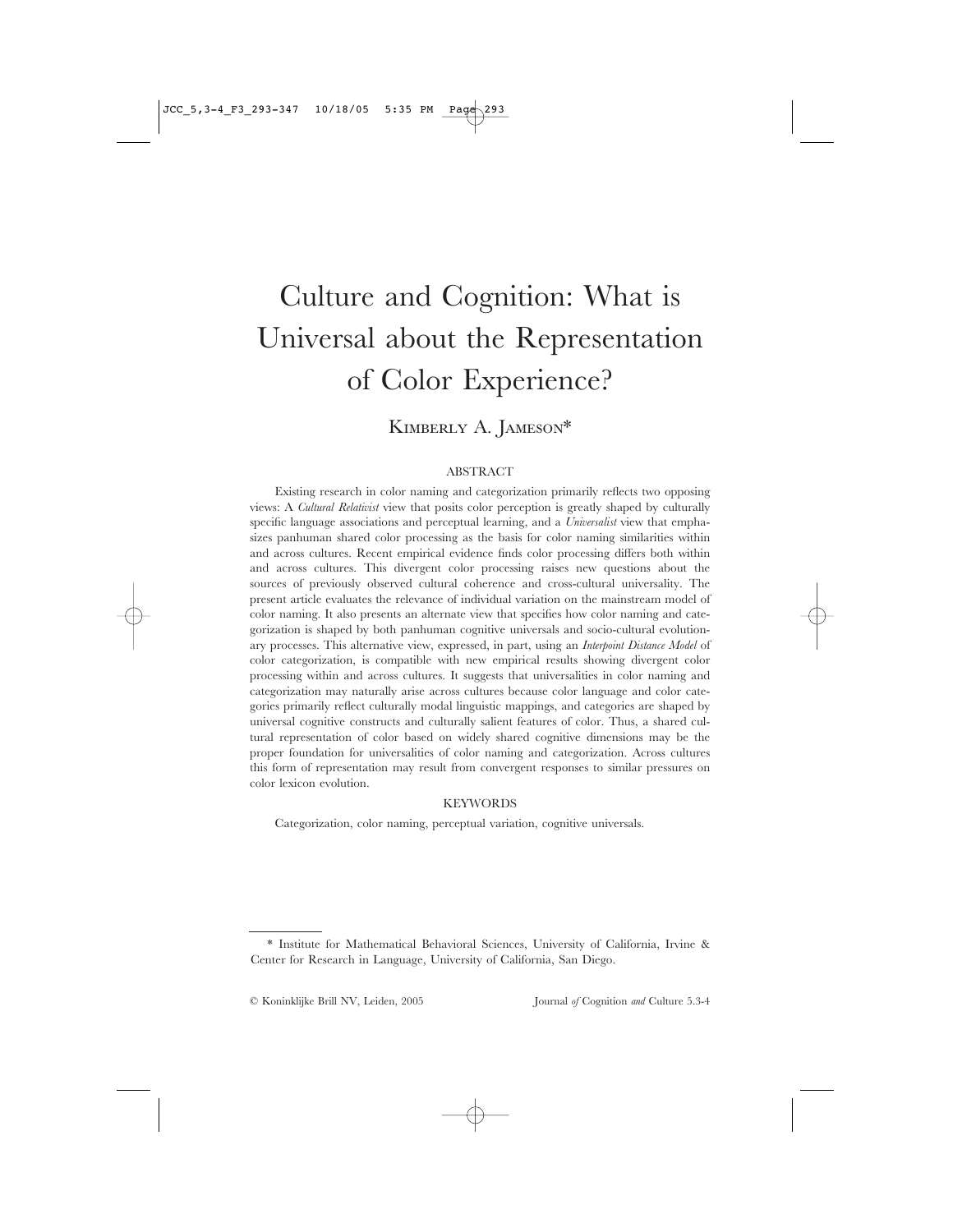# Culture and Cognition: What is Universal about the Representation of Color Experience?

KIMBERLY A. JAMESON*

## ABSTRACT

Existing research in color naming and categorization primarily reflects two opposing views: A *Cultural Relativist* view that posits color perception is greatly shaped by culturally specific language associations and perceptual learning, and a *Universalist* view that emphasizes panhuman shared color processing as the basis for color naming similarities within and across cultures. Recent empirical evidence finds color processing differs both within and across cultures. This divergent color processing raises new questions about the sources of previously observed cultural coherence and cross-cultural universality. The present article evaluates the relevance of individual variation on the mainstream model of color naming. It also presents an alternate view that specifies how color naming and categorization is shaped by both panhuman cognitive universals and socio-cultural evolutionary processes. This alternative view, expressed, in part, using an *Interpoint Distance Model* of color categorization, is compatible with new empirical results showing divergent color processing within and across cultures. It suggests that universalities in color naming and categorization may naturally arise across cultures because color language and color categories primarily reflect culturally modal linguistic mappings, and categories are shaped by universal cognitive constructs and culturally salient features of color. Thus, a shared cultural representation of color based on widely shared cognitive dimensions may be the proper foundation for universalities of color naming and categorization. Across cultures this form of representation may result from convergent responses to similar pressures on color lexicon evolution.

## KEYWORDS

Categorization, color naming, perceptual variation, cognitive universals.

---

* Institute for Mathematical Behavioral Sciences, University of California, Irvine & Center for Research in Language, University of California, San Diego.

© Koninklijke Brill NV, Leiden, 2005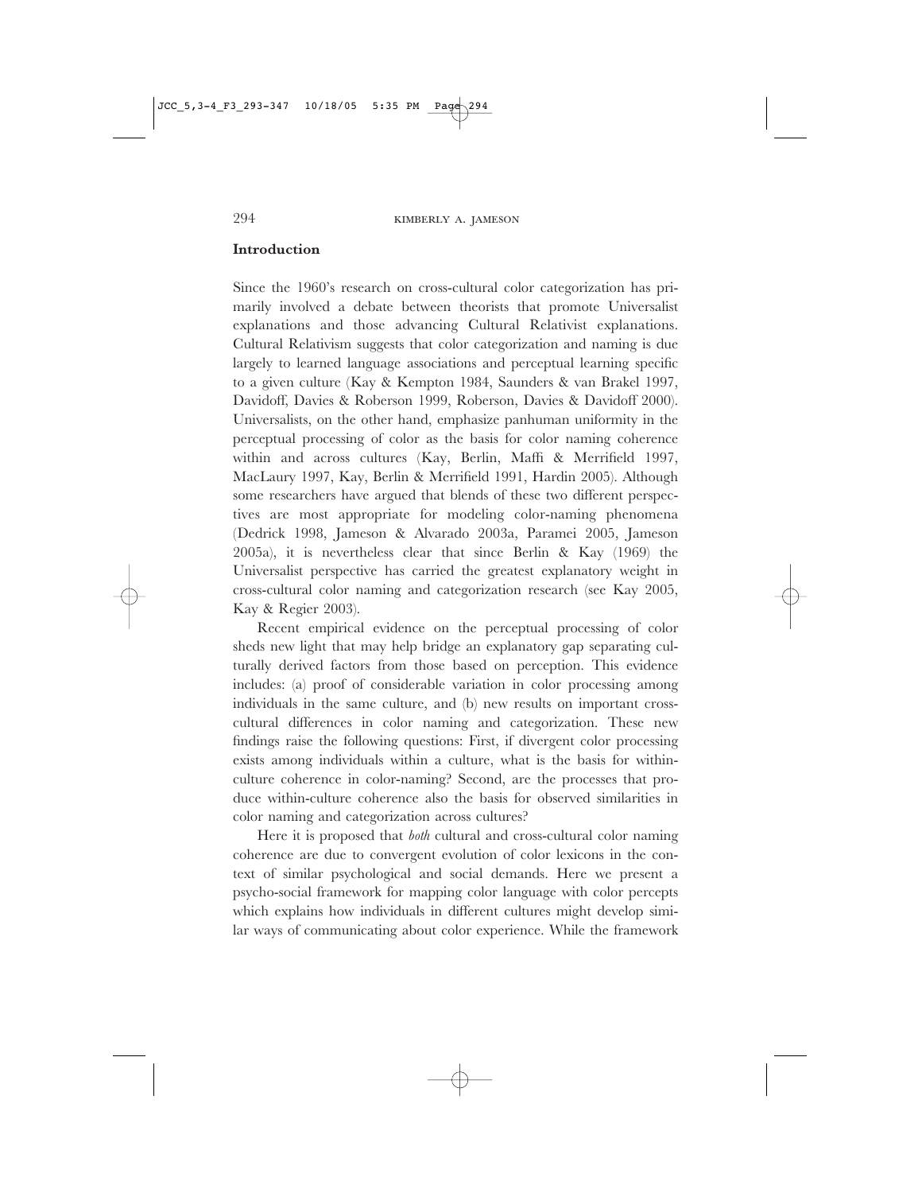**Introduction**

Since the 1960's research on cross-cultural color categorization has primarily involved a debate between theorists that promote Universalist explanations and those advancing Cultural Relativist explanations. Cultural Relativism suggests that color categorization and naming is due largely to learned language associations and perceptual learning specific to a given culture (Kay & Kempton 1984, Saunders & van Brakel 1997, Davidoff, Davies & Roberson 1999, Roberson, Davies & Davidoff 2000). Universalists, on the other hand, emphasize panhuman uniformity in the perceptual processing of color as the basis for color naming coherence within and across cultures (Kay, Berlin, Maffi & Merrifield 1997, MacLaury 1997, Kay, Berlin & Merrifield 1991, Hardin 2005). Although some researchers have argued that blends of these two different perspectives are most appropriate for modeling color-naming phenomena (Dedrick 1998, Jameson & Alvarado 2003a, Paramei 2005, Jameson 2005a), it is nevertheless clear that since Berlin & Kay (1969) the Universalist perspective has carried the greatest explanatory weight in cross-cultural color naming and categorization research (see Kay 2005, Kay & Regier 2003).

Recent empirical evidence on the perceptual processing of color sheds new light that may help bridge an explanatory gap separating culturally derived factors from those based on perception. This evidence includes: (a) proof of considerable variation in color processing among individuals in the same culture, and (b) new results on important cross-cultural differences in color naming and categorization. These new findings raise the following questions: First, if divergent color processing exists among individuals within a culture, what is the basis for within-culture coherence in color-naming? Second, are the processes that produce within-culture coherence also the basis for observed similarities in color naming and categorization across cultures?

Here it is proposed that *both* cultural and cross-cultural color naming coherence are due to convergent evolution of color lexicons in the context of similar psychological and social demands. Here we present a psycho-social framework for mapping color language with color percepts which explains how individuals in different cultures might develop similar ways of communicating about color experience. While the framework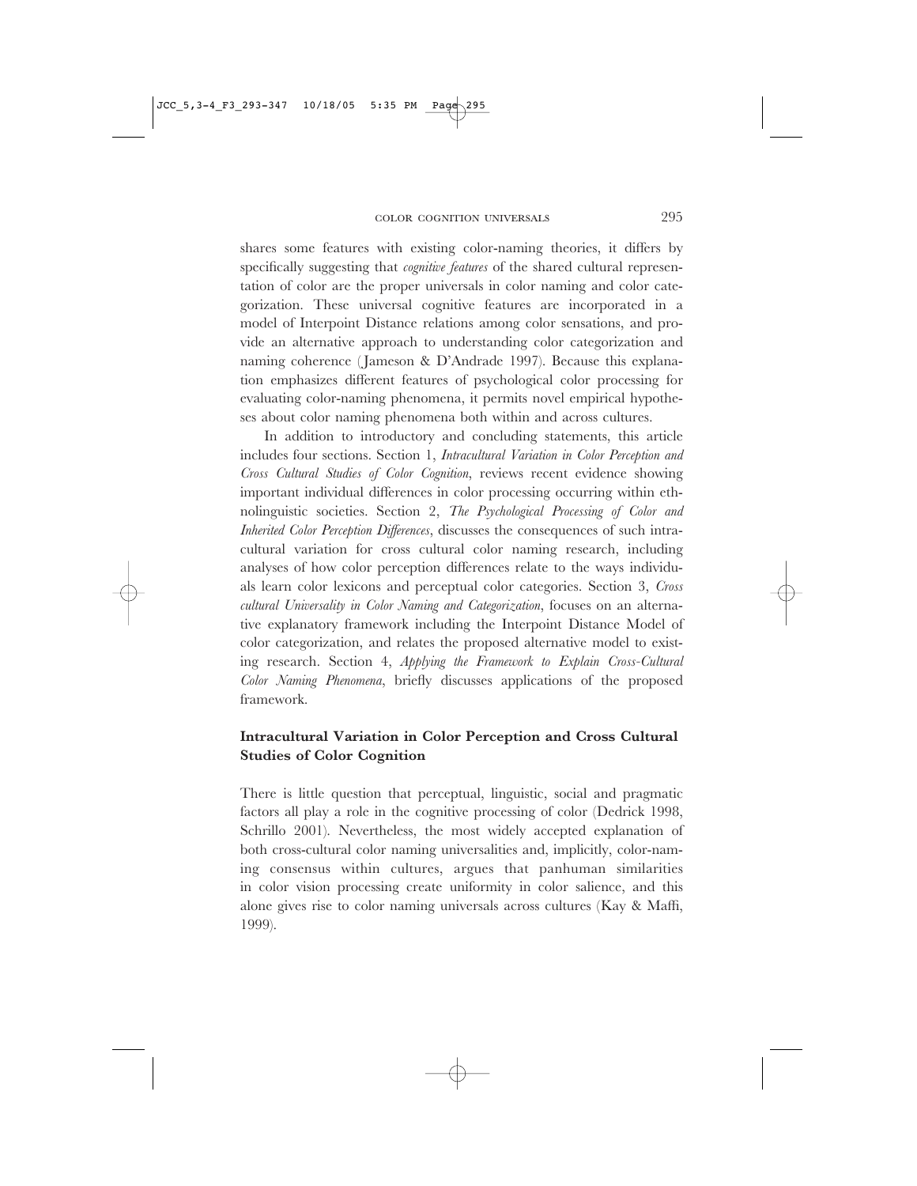shares some features with existing color-naming theories, it differs by specifically suggesting that *cognitive features* of the shared cultural representation of color are the proper universals in color naming and color categorization. These universal cognitive features are incorporated in a model of Interpoint Distance relations among color sensations, and provide an alternative approach to understanding color categorization and naming coherence (Jameson & D'Andrade 1997). Because this explanation emphasizes different features of psychological color processing for evaluating color-naming phenomena, it permits novel empirical hypotheses about color naming phenomena both within and across cultures.

In addition to introductory and concluding statements, this article includes four sections. Section 1, *Intracultural Variation in Color Perception and Cross Cultural Studies of Color Cognition*, reviews recent evidence showing important individual differences in color processing occurring within ethnolinguistic societies. Section 2, *The Psychological Processing of Color and Inherited Color Perception Differences*, discusses the consequences of such intracultural variation for cross cultural color naming research, including analyses of how color perception differences relate to the ways individuals learn color lexicons and perceptual color categories. Section 3, *Cross cultural Universality in Color Naming and Categorization*, focuses on an alternative explanatory framework including the Interpoint Distance Model of color categorization, and relates the proposed alternative model to existing research. Section 4, *Applying the Framework to Explain Cross-Cultural Color Naming Phenomena*, briefly discusses applications of the proposed framework.

## Intracultural Variation in Color Perception and Cross Cultural Studies of Color Cognition

There is little question that perceptual, linguistic, social and pragmatic factors all play a role in the cognitive processing of color (Dedrick 1998, Schrillo 2001). Nevertheless, the most widely accepted explanation of both cross-cultural color naming universalities and, implicitly, color-naming consensus within cultures, argues that panhuman similarities in color vision processing create uniformity in color salience, and this alone gives rise to color naming universals across cultures (Kay & Maffi, 1999).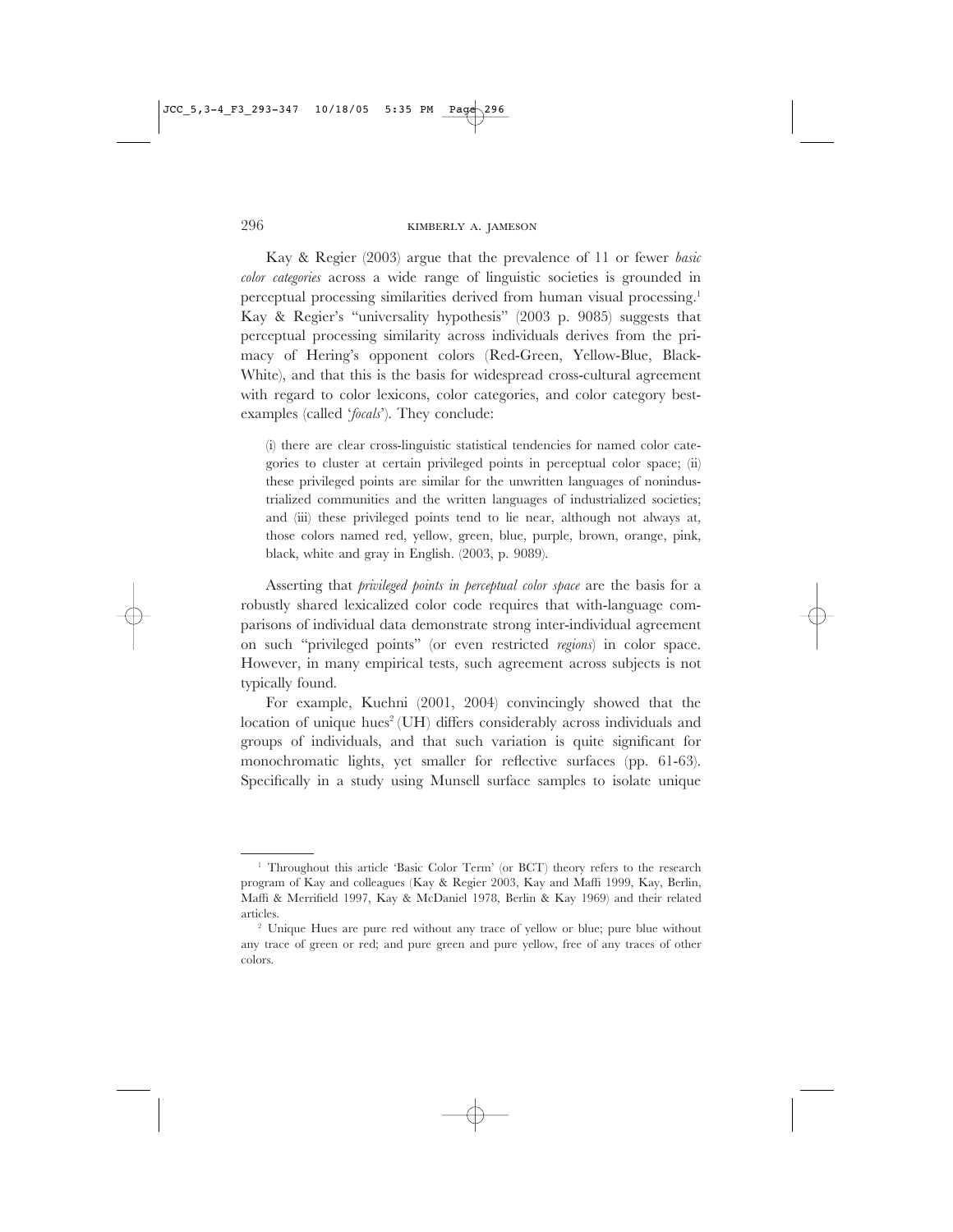Kay & Regier (2003) argue that the prevalence of 11 or fewer *basic color categories* across a wide range of linguistic societies is grounded in perceptual processing similarities derived from human visual processing.[1] Kay & Regier's "universality hypothesis" (2003 p. 9085) suggests that perceptual processing similarity across individuals derives from the primacy of Hering's opponent colors (Red-Green, Yellow-Blue, Black-White), and that this is the basis for widespread cross-cultural agreement with regard to color lexicons, color categories, and color category best-examples (called '*focals*'). They conclude:

> (i) there are clear cross-linguistic statistical tendencies for named color categories to cluster at certain privileged points in perceptual color space; (ii) these privileged points are similar for the unwritten languages of nonindustrialized communities and the written languages of industrialized societies; and (iii) these privileged points tend to lie near, although not always at, those colors named red, yellow, green, blue, purple, brown, orange, pink, black, white and gray in English. (2003, p. 9089).

Asserting that *privileged points in perceptual color space* are the basis for a robustly shared lexicalized color code requires that with-language comparisons of individual data demonstrate strong inter-individual agreement on such "privileged points" (or even restricted *regions*) in color space. However, in many empirical tests, such agreement across subjects is not typically found.

For example, Kuehni (2001, 2004) convincingly showed that the location of unique hues[2] (UH) differs considerably across individuals and groups of individuals, and that such variation is quite significant for monochromatic lights, yet smaller for reflective surfaces (pp. 61-63). Specifically in a study using Munsell surface samples to isolate unique

---

[1] Throughout this article 'Basic Color Term' (or BCT) theory refers to the research program of Kay and colleagues (Kay & Regier 2003, Kay and Maffi 1999, Kay, Berlin, Maffi & Merrifield 1997, Kay & McDaniel 1978, Berlin & Kay 1969) and their related articles.

[2] Unique Hues are pure red without any trace of yellow or blue; pure blue without any trace of green or red; and pure green and pure yellow, free of any traces of other colors.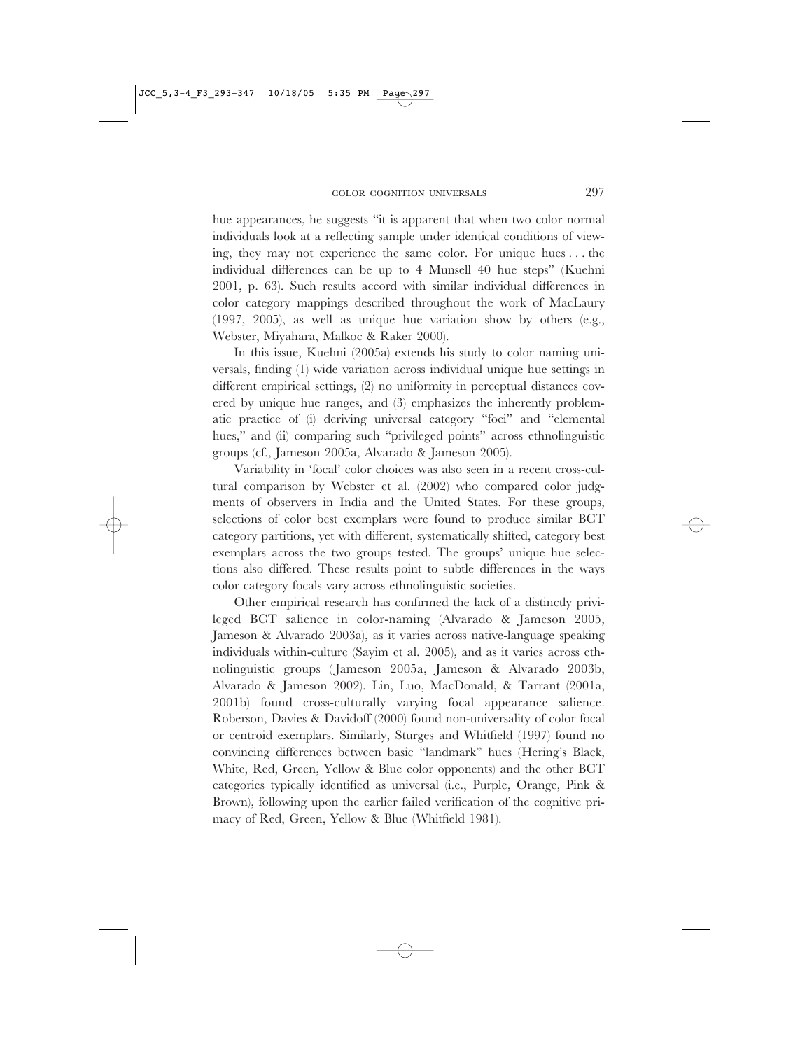hue appearances, he suggests "it is apparent that when two color normal individuals look at a reflecting sample under identical conditions of viewing, they may not experience the same color. For unique hues . . . the individual differences can be up to 4 Munsell 40 hue steps" (Kuehni 2001, p. 63). Such results accord with similar individual differences in color category mappings described throughout the work of MacLaury (1997, 2005), as well as unique hue variation show by others (e.g., Webster, Miyahara, Malkoc & Raker 2000).

In this issue, Kuehni (2005a) extends his study to color naming universals, finding (1) wide variation across individual unique hue settings in different empirical settings, (2) no uniformity in perceptual distances covered by unique hue ranges, and (3) emphasizes the inherently problematic practice of (i) deriving universal category "foci" and "elemental hues," and (ii) comparing such "privileged points" across ethnolinguistic groups (cf., Jameson 2005a, Alvarado & Jameson 2005).

Variability in 'focal' color choices was also seen in a recent cross-cultural comparison by Webster et al. (2002) who compared color judgments of observers in India and the United States. For these groups, selections of color best exemplars were found to produce similar BCT category partitions, yet with different, systematically shifted, category best exemplars across the two groups tested. The groups' unique hue selections also differed. These results point to subtle differences in the ways color category focals vary across ethnolinguistic societies.

Other empirical research has confirmed the lack of a distinctly privileged BCT salience in color-naming (Alvarado & Jameson 2005, Jameson & Alvarado 2003a), as it varies across native-language speaking individuals within-culture (Sayim et al. 2005), and as it varies across ethnolinguistic groups (Jameson 2005a, Jameson & Alvarado 2003b, Alvarado & Jameson 2002). Lin, Luo, MacDonald, & Tarrant (2001a, 2001b) found cross-culturally varying focal appearance salience. Roberson, Davies & Davidoff (2000) found non-universality of color focal or centroid exemplars. Similarly, Sturges and Whitfield (1997) found no convincing differences between basic "landmark" hues (Hering's Black, White, Red, Green, Yellow & Blue color opponents) and the other BCT categories typically identified as universal (i.e., Purple, Orange, Pink & Brown), following upon the earlier failed verification of the cognitive primacy of Red, Green, Yellow & Blue (Whitfield 1981).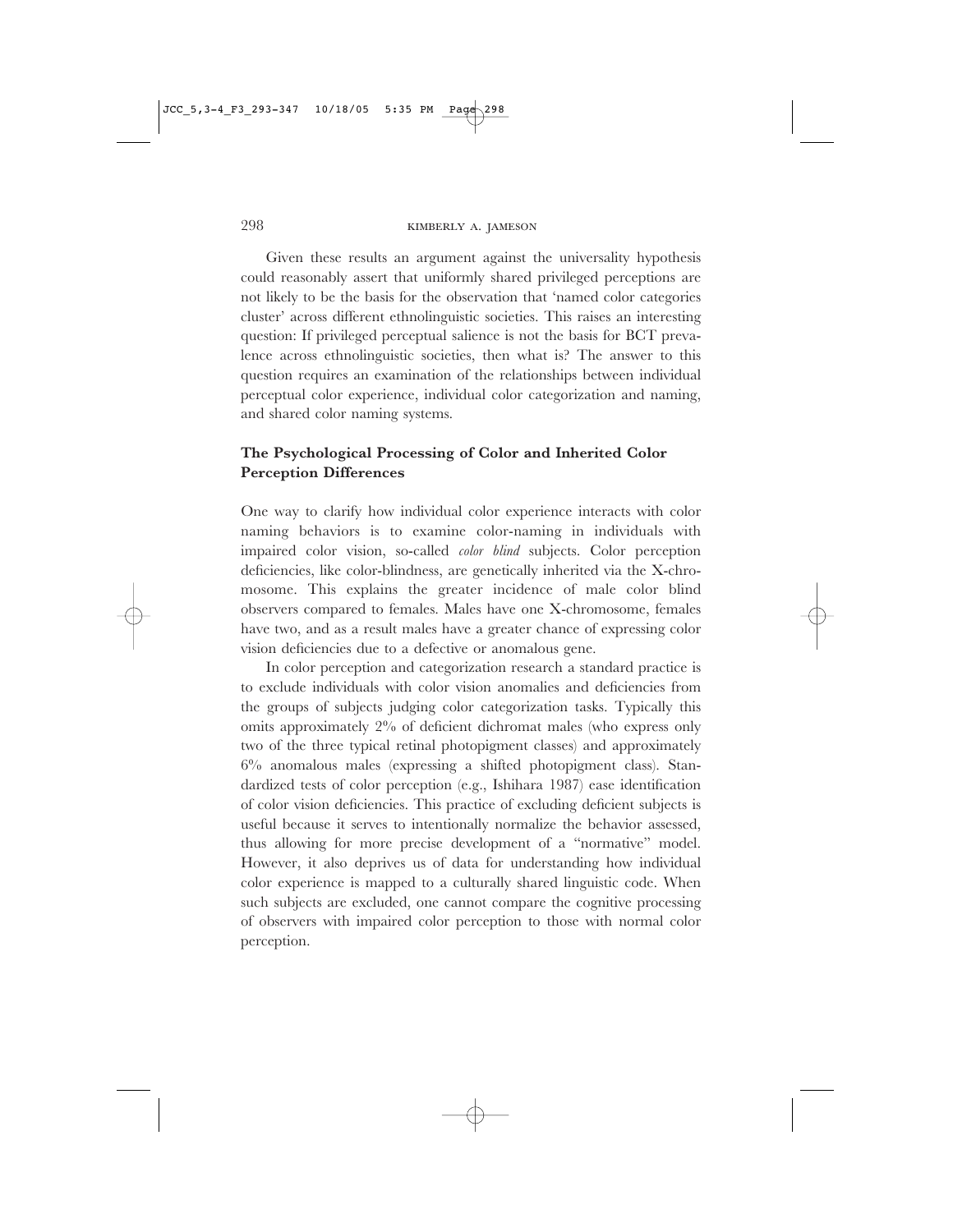Given these results an argument against the universality hypothesis could reasonably assert that uniformly shared privileged perceptions are not likely to be the basis for the observation that 'named color categories cluster' across different ethnolinguistic societies. This raises an interesting question: If privileged perceptual salience is not the basis for BCT prevalence across ethnolinguistic societies, then what is? The answer to this question requires an examination of the relationships between individual perceptual color experience, individual color categorization and naming, and shared color naming systems.

## The Psychological Processing of Color and Inherited Color Perception Differences

One way to clarify how individual color experience interacts with color naming behaviors is to examine color-naming in individuals with impaired color vision, so-called *color blind* subjects. Color perception deficiencies, like color-blindness, are genetically inherited via the X-chromosome. This explains the greater incidence of male color blind observers compared to females. Males have one X-chromosome, females have two, and as a result males have a greater chance of expressing color vision deficiencies due to a defective or anomalous gene.

In color perception and categorization research a standard practice is to exclude individuals with color vision anomalies and deficiencies from the groups of subjects judging color categorization tasks. Typically this omits approximately 2% of deficient dichromat males (who express only two of the three typical retinal photopigment classes) and approximately 6% anomalous males (expressing a shifted photopigment class). Standardized tests of color perception (e.g., Ishihara 1987) ease identification of color vision deficiencies. This practice of excluding deficient subjects is useful because it serves to intentionally normalize the behavior assessed, thus allowing for more precise development of a "normative" model. However, it also deprives us of data for understanding how individual color experience is mapped to a culturally shared linguistic code. When such subjects are excluded, one cannot compare the cognitive processing of observers with impaired color perception to those with normal color perception.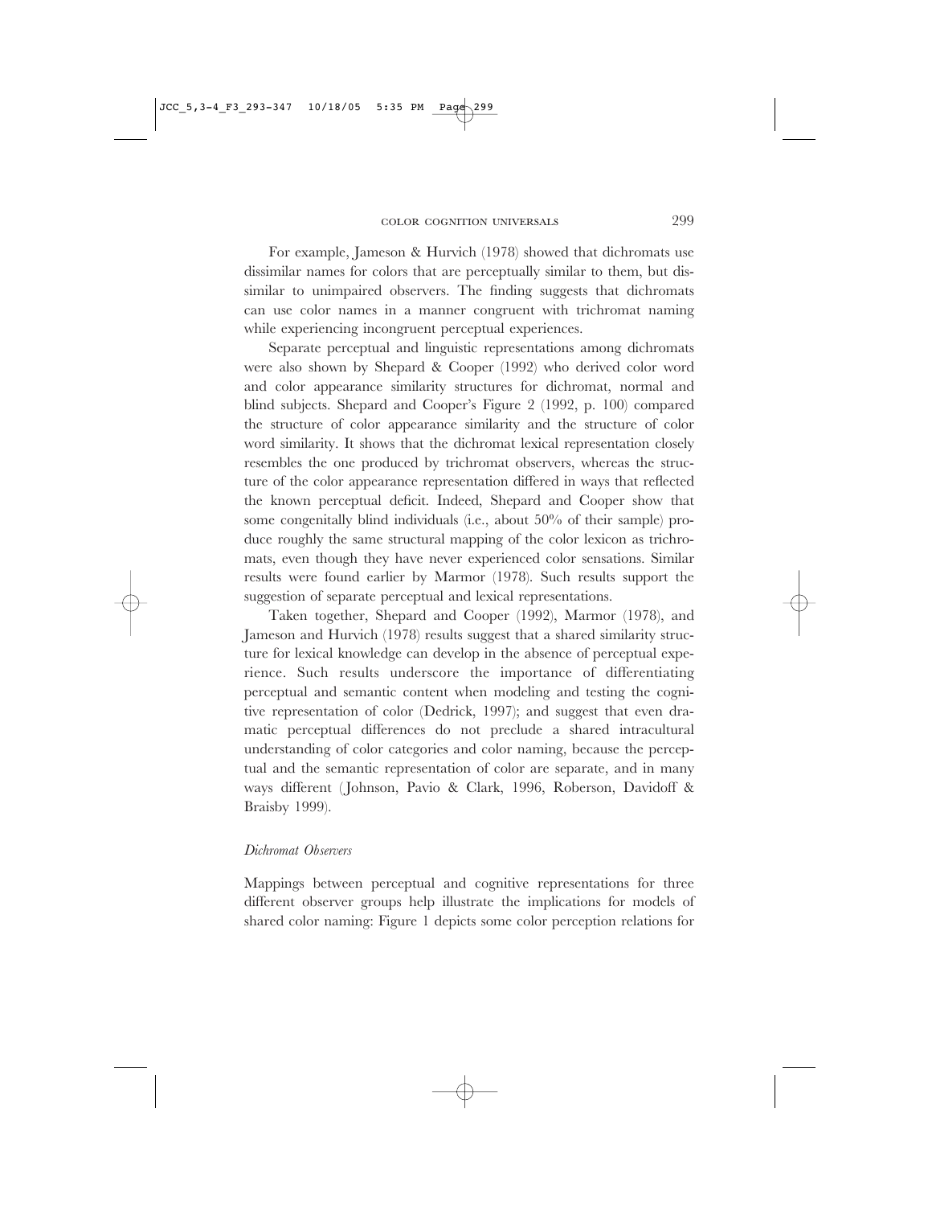For example, Jameson & Hurvich (1978) showed that dichromats use dissimilar names for colors that are perceptually similar to them, but dissimilar to unimpaired observers. The finding suggests that dichromats can use color names in a manner congruent with trichromat naming while experiencing incongruent perceptual experiences.

Separate perceptual and linguistic representations among dichromats were also shown by Shepard & Cooper (1992) who derived color word and color appearance similarity structures for dichromat, normal and blind subjects. Shepard and Cooper's Figure 2 (1992, p. 100) compared the structure of color appearance similarity and the structure of color word similarity. It shows that the dichromat lexical representation closely resembles the one produced by trichromat observers, whereas the structure of the color appearance representation differed in ways that reflected the known perceptual deficit. Indeed, Shepard and Cooper show that some congenitally blind individuals (i.e., about 50% of their sample) produce roughly the same structural mapping of the color lexicon as trichromats, even though they have never experienced color sensations. Similar results were found earlier by Marmor (1978). Such results support the suggestion of separate perceptual and lexical representations.

Taken together, Shepard and Cooper (1992), Marmor (1978), and Jameson and Hurvich (1978) results suggest that a shared similarity structure for lexical knowledge can develop in the absence of perceptual experience. Such results underscore the importance of differentiating perceptual and semantic content when modeling and testing the cognitive representation of color (Dedrick, 1997); and suggest that even dramatic perceptual differences do not preclude a shared intracultural understanding of color categories and color naming, because the perceptual and the semantic representation of color are separate, and in many ways different (Johnson, Pavio & Clark, 1996, Roberson, Davidoff & Braisby 1999).

### *Dichromat Observers*

Mappings between perceptual and cognitive representations for three different observer groups help illustrate the implications for models of shared color naming: Figure 1 depicts some color perception relations for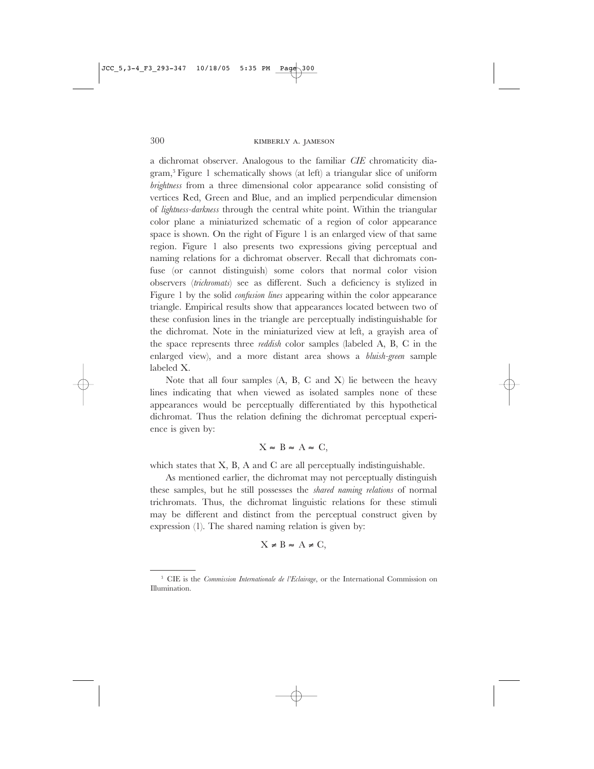a dichromat observer. Analogous to the familiar *CIE* chromaticity diagram,[3] Figure 1 schematically shows (at left) a triangular slice of uniform *brightness* from a three dimensional color appearance solid consisting of vertices Red, Green and Blue, and an implied perpendicular dimension of *lightness-darkness* through the central white point. Within the triangular color plane a miniaturized schematic of a region of color appearance space is shown. On the right of Figure 1 is an enlarged view of that same region. Figure 1 also presents two expressions giving perceptual and naming relations for a dichromat observer. Recall that dichromats confuse (or cannot distinguish) some colors that normal color vision observers (*trichromats*) see as different. Such a deficiency is stylized in Figure 1 by the solid *confusion lines* appearing within the color appearance triangle. Empirical results show that appearances located between two of these confusion lines in the triangle are perceptually indistinguishable for the dichromat. Note in the miniaturized view at left, a grayish area of the space represents three *reddish* color samples (labeled A, B, C in the enlarged view), and a more distant area shows a *bluish-green* sample labeled X.

Note that all four samples (A, B, C and X) lie between the heavy lines indicating that when viewed as isolated samples none of these appearances would be perceptually differentiated by this hypothetical dichromat. Thus the relation defining the dichromat perceptual experience is given by:

$$X \approx B \approx A \approx C,$$

which states that X, B, A and C are all perceptually indistinguishable.

As mentioned earlier, the dichromat may not perceptually distinguish these samples, but he still possesses the *shared naming relations* of normal trichromats. Thus, the dichromat linguistic relations for these stimuli may be different and distinct from the perceptual construct given by expression (1). The shared naming relation is given by:

$$X \neq B \approx A \neq C,$$

---

[3] CIE is the *Commission Internationale de l'Eclairage*, or the International Commission on Illumination.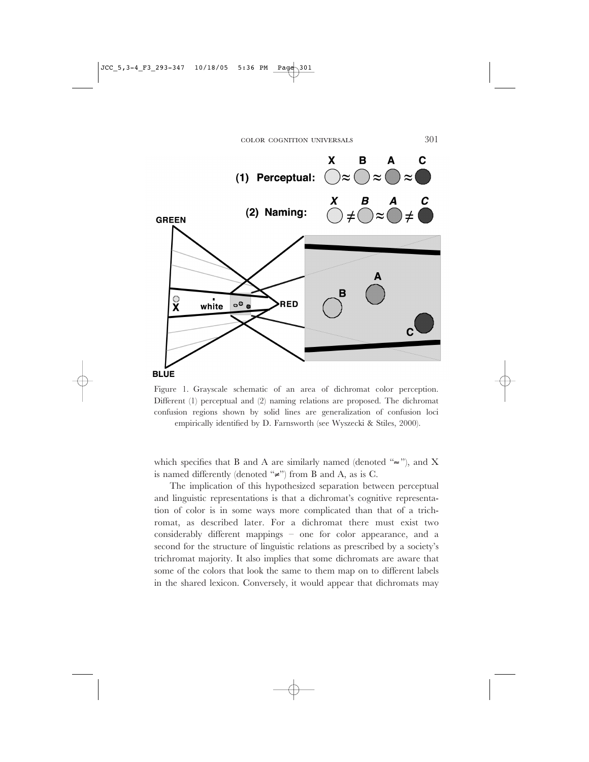Figure 1. Grayscale schematic of an area of dichromat color perception. Different (1) perceptual and (2) naming relations are proposed. The dichromat confusion regions shown by solid lines are generalization of confusion loci empirically identified by D. Farnsworth (see Wyszecki & Stiles, 2000).

which specifies that B and A are similarly named (denoted "≈"), and X is named differently (denoted "≠") from B and A, as is C.

The implication of this hypothesized separation between perceptual and linguistic representations is that a dichromat's cognitive representation of color is in some ways more complicated than that of a trichromat, as described later. For a dichromat there must exist two considerably different mappings – one for color appearance, and a second for the structure of linguistic relations as prescribed by a society's trichromat majority. It also implies that some dichromats are aware that some of the colors that look the same to them map on to different labels in the shared lexicon. Conversely, it would appear that dichromats may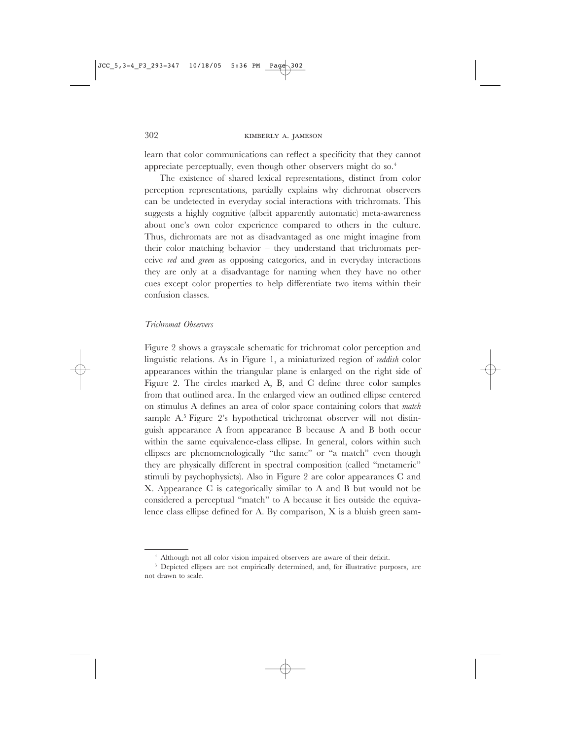learn that color communications can reflect a specificity that they cannot appreciate perceptually, even though other observers might do so.[4]

The existence of shared lexical representations, distinct from color perception representations, partially explains why dichromat observers can be undetected in everyday social interactions with trichromats. This suggests a highly cognitive (albeit apparently automatic) meta-awareness about one's own color experience compared to others in the culture. Thus, dichromats are not as disadvantaged as one might imagine from their color matching behavior – they understand that trichromats perceive *red* and *green* as opposing categories, and in everyday interactions they are only at a disadvantage for naming when they have no other cues except color properties to help differentiate two items within their confusion classes.

### *Trichromat Observers*

Figure 2 shows a grayscale schematic for trichromat color perception and linguistic relations. As in Figure 1, a miniaturized region of *reddish* color appearances within the triangular plane is enlarged on the right side of Figure 2. The circles marked A, B, and C define three color samples from that outlined area. In the enlarged view an outlined ellipse centered on stimulus A defines an area of color space containing colors that *match* sample A.[5] Figure 2's hypothetical trichromat observer will not distinguish appearance A from appearance B because A and B both occur within the same equivalence-class ellipse. In general, colors within such ellipses are phenomenologically "the same" or "a match" even though they are physically different in spectral composition (called "metameric" stimuli by psychophysicists). Also in Figure 2 are color appearances C and X. Appearance C is categorically similar to A and B but would not be considered a perceptual "match" to A because it lies outside the equivalence class ellipse defined for A. By comparison, X is a bluish green sam-

---

[4] Although not all color vision impaired observers are aware of their deficit.

[5] Depicted ellipses are not empirically determined, and, for illustrative purposes, are not drawn to scale.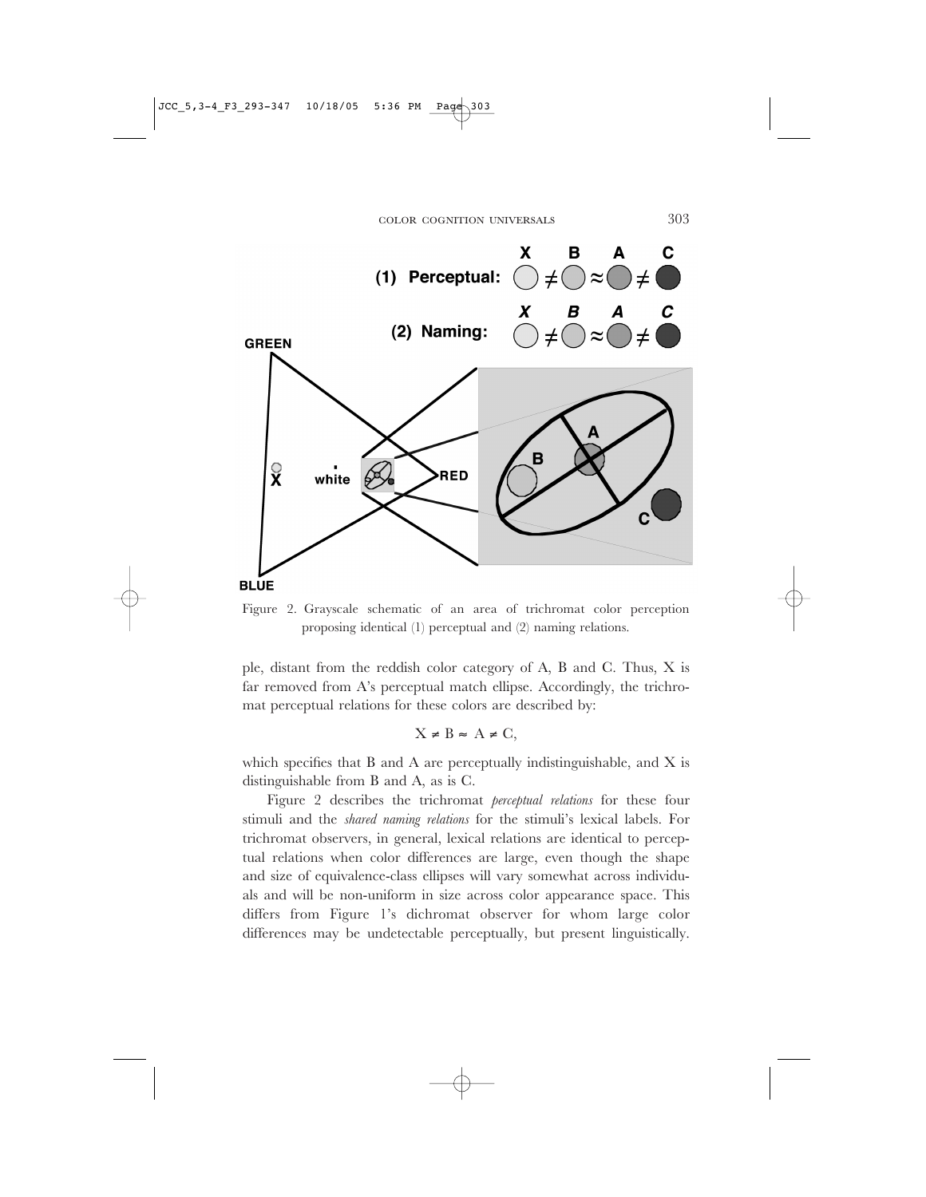Figure 2. Grayscale schematic of an area of trichromat color perception proposing identical (1) perceptual and (2) naming relations.

ple, distant from the reddish color category of A, B and C. Thus, X is far removed from A's perceptual match ellipse. Accordingly, the trichromat perceptual relations for these colors are described by:

$$X \neq B \approx A \neq C,$$

which specifies that B and A are perceptually indistinguishable, and X is distinguishable from B and A, as is C.

Figure 2 describes the trichromat *perceptual relations* for these four stimuli and the *shared naming relations* for the stimuli's lexical labels. For trichromat observers, in general, lexical relations are identical to perceptual relations when color differences are large, even though the shape and size of equivalence-class ellipses will vary somewhat across individuals and will be non-uniform in size across color appearance space. This differs from Figure 1's dichromat observer for whom large color differences may be undetectable perceptually, but present linguistically.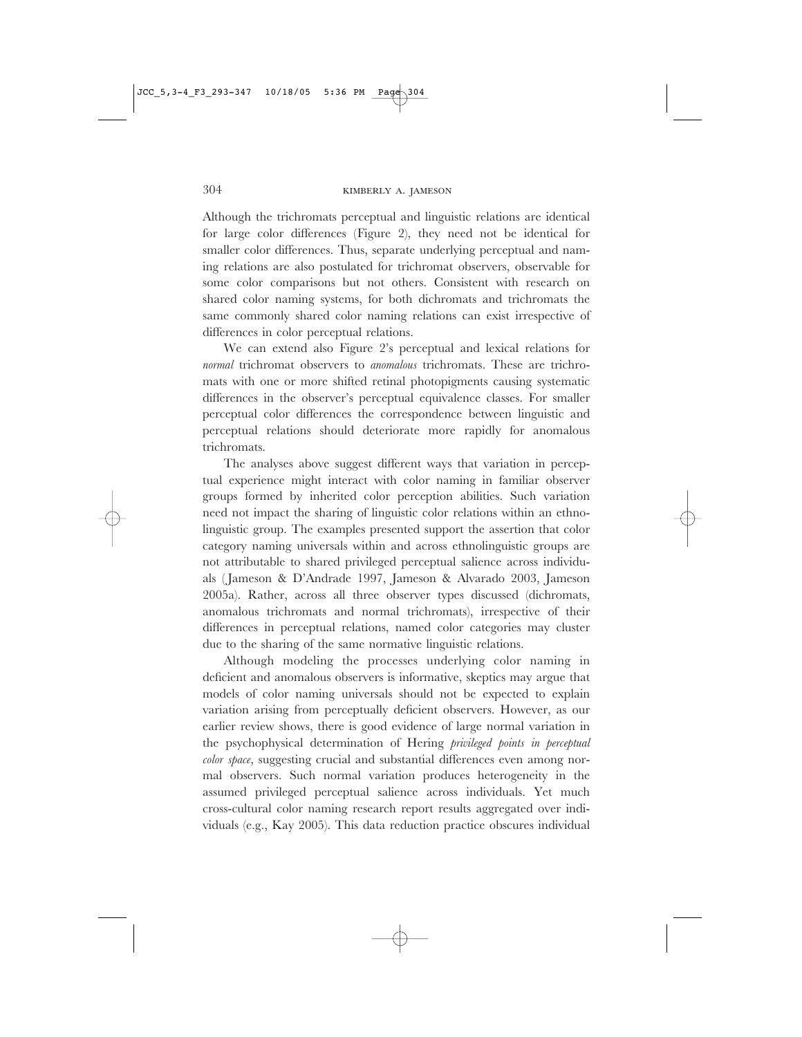Although the trichromats perceptual and linguistic relations are identical for large color differences (Figure 2), they need not be identical for smaller color differences. Thus, separate underlying perceptual and naming relations are also postulated for trichromat observers, observable for some color comparisons but not others. Consistent with research on shared color naming systems, for both dichromats and trichromats the same commonly shared color naming relations can exist irrespective of differences in color perceptual relations.

We can extend also Figure 2's perceptual and lexical relations for *normal* trichromat observers to *anomalous* trichromats. These are trichromats with one or more shifted retinal photopigments causing systematic differences in the observer's perceptual equivalence classes. For smaller perceptual color differences the correspondence between linguistic and perceptual relations should deteriorate more rapidly for anomalous trichromats.

The analyses above suggest different ways that variation in perceptual experience might interact with color naming in familiar observer groups formed by inherited color perception abilities. Such variation need not impact the sharing of linguistic color relations within an ethnolinguistic group. The examples presented support the assertion that color category naming universals within and across ethnolinguistic groups are not attributable to shared privileged perceptual salience across individuals (Jameson & D'Andrade 1997, Jameson & Alvarado 2003, Jameson 2005a). Rather, across all three observer types discussed (dichromats, anomalous trichromats and normal trichromats), irrespective of their differences in perceptual relations, named color categories may cluster due to the sharing of the same normative linguistic relations.

Although modeling the processes underlying color naming in deficient and anomalous observers is informative, skeptics may argue that models of color naming universals should not be expected to explain variation arising from perceptually deficient observers. However, as our earlier review shows, there is good evidence of large normal variation in the psychophysical determination of Hering *privileged points in perceptual color space*, suggesting crucial and substantial differences even among normal observers. Such normal variation produces heterogeneity in the assumed privileged perceptual salience across individuals. Yet much cross-cultural color naming research report results aggregated over individuals (e.g., Kay 2005). This data reduction practice obscures individual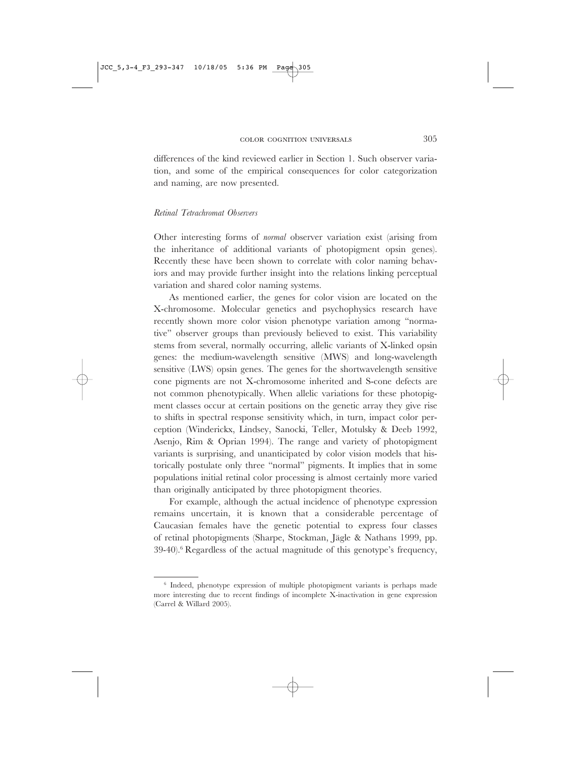differences of the kind reviewed earlier in Section 1. Such observer variation, and some of the empirical consequences for color categorization and naming, are now presented.

### *Retinal Tetrachromat Observers*

Other interesting forms of *normal* observer variation exist (arising from the inheritance of additional variants of photopigment opsin genes). Recently these have been shown to correlate with color naming behaviors and may provide further insight into the relations linking perceptual variation and shared color naming systems.

As mentioned earlier, the genes for color vision are located on the X-chromosome. Molecular genetics and psychophysics research have recently shown more color vision phenotype variation among "normative" observer groups than previously believed to exist. This variability stems from several, normally occurring, allelic variants of X-linked opsin genes: the medium-wavelength sensitive (MWS) and long-wavelength sensitive (LWS) opsin genes. The genes for the shortwavelength sensitive cone pigments are not X-chromosome inherited and S-cone defects are not common phenotypically. When allelic variations for these photopigment classes occur at certain positions on the genetic array they give rise to shifts in spectral response sensitivity which, in turn, impact color perception (Winderickx, Lindsey, Sanocki, Teller, Motulsky & Deeb 1992, Asenjo, Rim & Oprian 1994). The range and variety of photopigment variants is surprising, and unanticipated by color vision models that historically postulate only three "normal" pigments. It implies that in some populations initial retinal color processing is almost certainly more varied than originally anticipated by three photopigment theories.

For example, although the actual incidence of phenotype expression remains uncertain, it is known that a considerable percentage of Caucasian females have the genetic potential to express four classes of retinal photopigments (Sharpe, Stockman, Jägle & Nathans 1999, pp. 39-40).[6] Regardless of the actual magnitude of this genotype's frequency,

[6] Indeed, phenotype expression of multiple photopigment variants is perhaps made more interesting due to recent findings of incomplete X-inactivation in gene expression (Carrel & Willard 2005).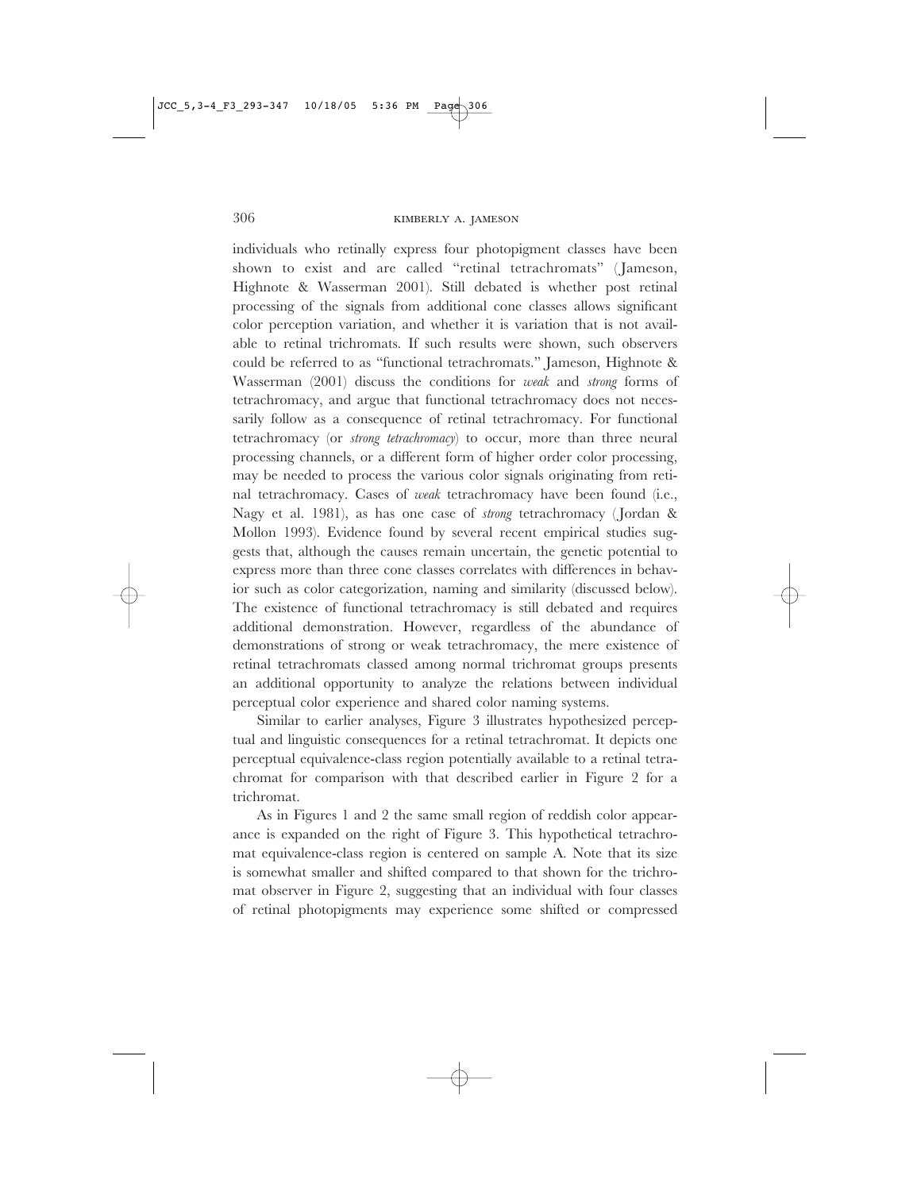individuals who retinally express four photopigment classes have been shown to exist and are called "retinal tetrachromats" (Jameson, Highnote & Wasserman 2001). Still debated is whether post retinal processing of the signals from additional cone classes allows significant color perception variation, and whether it is variation that is not available to retinal trichromats. If such results were shown, such observers could be referred to as "functional tetrachromats." Jameson, Highnote & Wasserman (2001) discuss the conditions for *weak* and *strong* forms of tetrachromacy, and argue that functional tetrachromacy does not necessarily follow as a consequence of retinal tetrachromacy. For functional tetrachromacy (or *strong tetrachromacy*) to occur, more than three neural processing channels, or a different form of higher order color processing, may be needed to process the various color signals originating from retinal tetrachromacy. Cases of *weak* tetrachromacy have been found (i.e., Nagy et al. 1981), as has one case of *strong* tetrachromacy (Jordan & Mollon 1993). Evidence found by several recent empirical studies suggests that, although the causes remain uncertain, the genetic potential to express more than three cone classes correlates with differences in behavior such as color categorization, naming and similarity (discussed below). The existence of functional tetrachromacy is still debated and requires additional demonstration. However, regardless of the abundance of demonstrations of strong or weak tetrachromacy, the mere existence of retinal tetrachromats classed among normal trichromat groups presents an additional opportunity to analyze the relations between individual perceptual color experience and shared color naming systems.

Similar to earlier analyses, Figure 3 illustrates hypothesized perceptual and linguistic consequences for a retinal tetrachromat. It depicts one perceptual equivalence-class region potentially available to a retinal tetrachromat for comparison with that described earlier in Figure 2 for a trichromat.

As in Figures 1 and 2 the same small region of reddish color appearance is expanded on the right of Figure 3. This hypothetical tetrachromat equivalence-class region is centered on sample A. Note that its size is somewhat smaller and shifted compared to that shown for the trichromat observer in Figure 2, suggesting that an individual with four classes of retinal photopigments may experience some shifted or compressed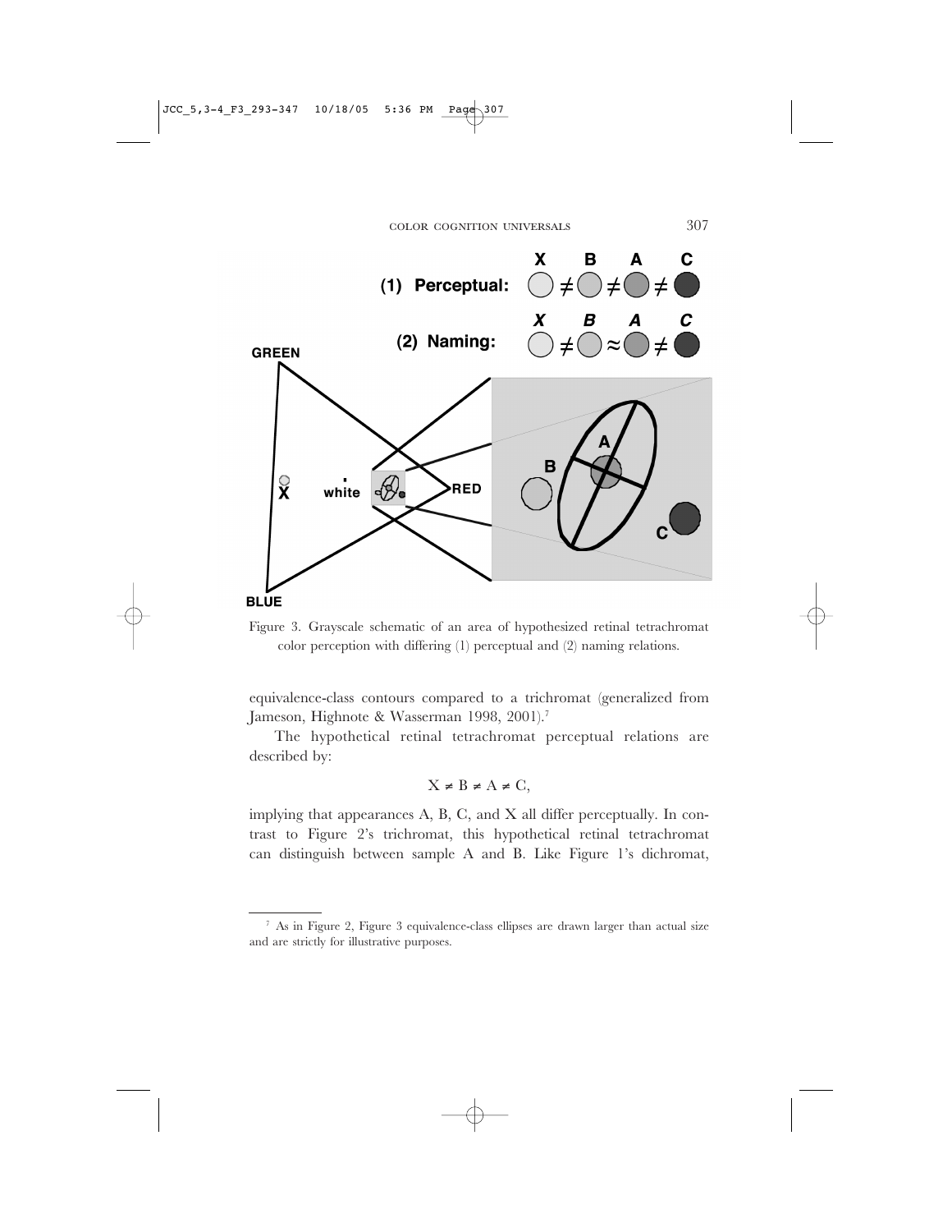Figure 3. Grayscale schematic of an area of hypothesized retinal tetrachromat color perception with differing (1) perceptual and (2) naming relations.

equivalence-class contours compared to a trichromat (generalized from Jameson, Highnote & Wasserman 1998, 2001).[7]

The hypothetical retinal tetrachromat perceptual relations are described by:

$$X \neq B \neq A \neq C,$$

implying that appearances A, B, C, and X all differ perceptually. In contrast to Figure 2's trichromat, this hypothetical retinal tetrachromat can distinguish between sample A and B. Like Figure 1's dichromat,

---

[7] As in Figure 2, Figure 3 equivalence-class ellipses are drawn larger than actual size and are strictly for illustrative purposes.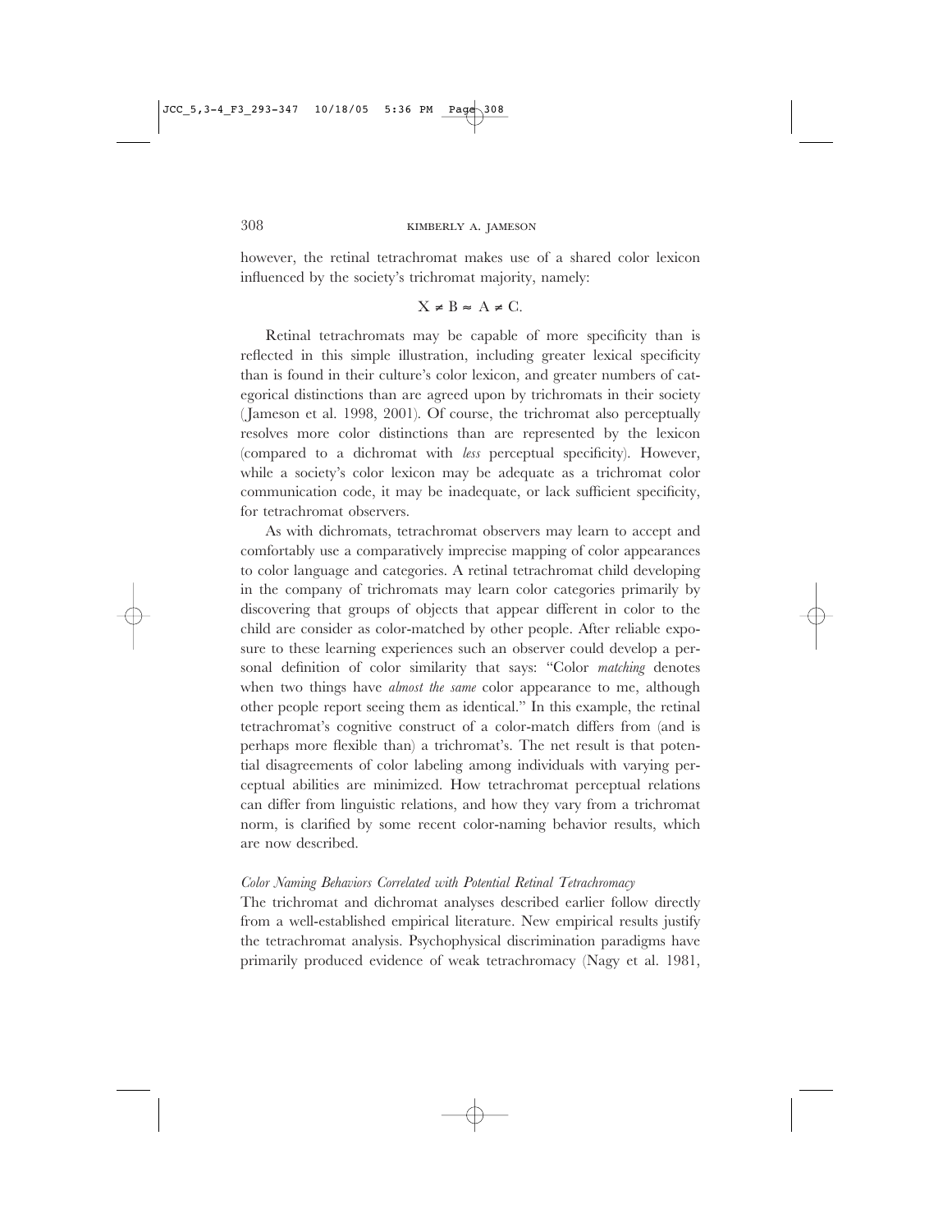however, the retinal tetrachromat makes use of a shared color lexicon influenced by the society's trichromat majority, namely:

$$X \neq B \approx A \neq C.$$

Retinal tetrachromats may be capable of more specificity than is reflected in this simple illustration, including greater lexical specificity than is found in their culture's color lexicon, and greater numbers of categorical distinctions than are agreed upon by trichromats in their society (Jameson et al. 1998, 2001). Of course, the trichromat also perceptually resolves more color distinctions than are represented by the lexicon (compared to a dichromat with *less* perceptual specificity). However, while a society's color lexicon may be adequate as a trichromat color communication code, it may be inadequate, or lack sufficient specificity, for tetrachromat observers.

As with dichromats, tetrachromat observers may learn to accept and comfortably use a comparatively imprecise mapping of color appearances to color language and categories. A retinal tetrachromat child developing in the company of trichromats may learn color categories primarily by discovering that groups of objects that appear different in color to the child are consider as color-matched by other people. After reliable exposure to these learning experiences such an observer could develop a personal definition of color similarity that says: "Color *matching* denotes when two things have *almost the same* color appearance to me, although other people report seeing them as identical." In this example, the retinal tetrachromat's cognitive construct of a color-match differs from (and is perhaps more flexible than) a trichromat's. The net result is that potential disagreements of color labeling among individuals with varying perceptual abilities are minimized. How tetrachromat perceptual relations can differ from linguistic relations, and how they vary from a trichromat norm, is clarified by some recent color-naming behavior results, which are now described.

### *Color Naming Behaviors Correlated with Potential Retinal Tetrachromacy*

The trichromat and dichromat analyses described earlier follow directly from a well-established empirical literature. New empirical results justify the tetrachromat analysis. Psychophysical discrimination paradigms have primarily produced evidence of weak tetrachromacy (Nagy et al. 1981,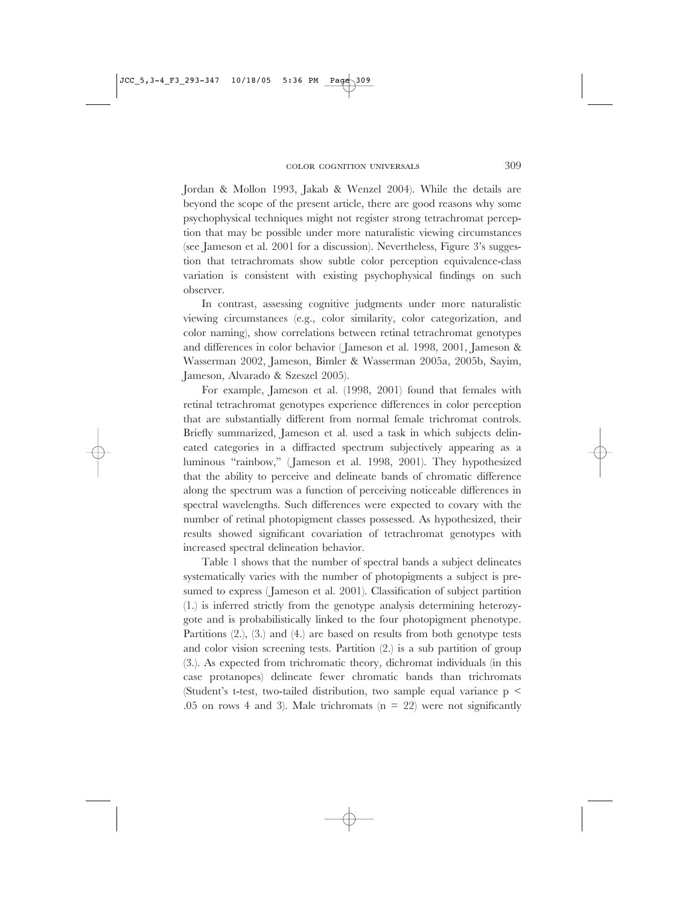Jordan & Mollon 1993, Jakab & Wenzel 2004). While the details are beyond the scope of the present article, there are good reasons why some psychophysical techniques might not register strong tetrachromat perception that may be possible under more naturalistic viewing circumstances (see Jameson et al. 2001 for a discussion). Nevertheless, Figure 3's suggestion that tetrachromats show subtle color perception equivalence-class variation is consistent with existing psychophysical findings on such observer.

In contrast, assessing cognitive judgments under more naturalistic viewing circumstances (e.g., color similarity, color categorization, and color naming), show correlations between retinal tetrachromat genotypes and differences in color behavior (Jameson et al. 1998, 2001, Jameson & Wasserman 2002, Jameson, Bimler & Wasserman 2005a, 2005b, Sayim, Jameson, Alvarado & Szeszel 2005).

For example, Jameson et al. (1998, 2001) found that females with retinal tetrachromat genotypes experience differences in color perception that are substantially different from normal female trichromat controls. Briefly summarized, Jameson et al. used a task in which subjects delineated categories in a diffracted spectrum subjectively appearing as a luminous "rainbow," (Jameson et al. 1998, 2001). They hypothesized that the ability to perceive and delineate bands of chromatic difference along the spectrum was a function of perceiving noticeable differences in spectral wavelengths. Such differences were expected to covary with the number of retinal photopigment classes possessed. As hypothesized, their results showed significant covariation of tetrachromat genotypes with increased spectral delineation behavior.

Table 1 shows that the number of spectral bands a subject delineates systematically varies with the number of photopigments a subject is presumed to express (Jameson et al. 2001). Classification of subject partition (1.) is inferred strictly from the genotype analysis determining heterozygote and is probabilistically linked to the four photopigment phenotype. Partitions (2.), (3.) and (4.) are based on results from both genotype tests and color vision screening tests. Partition (2.) is a sub partition of group (3.). As expected from trichromatic theory, dichromat individuals (in this case protanopes) delineate fewer chromatic bands than trichromats (Student's t-test, two-tailed distribution, two sample equal variance $p < .05$ on rows 4 and 3). Male trichromats ($n = 22$) were not significantly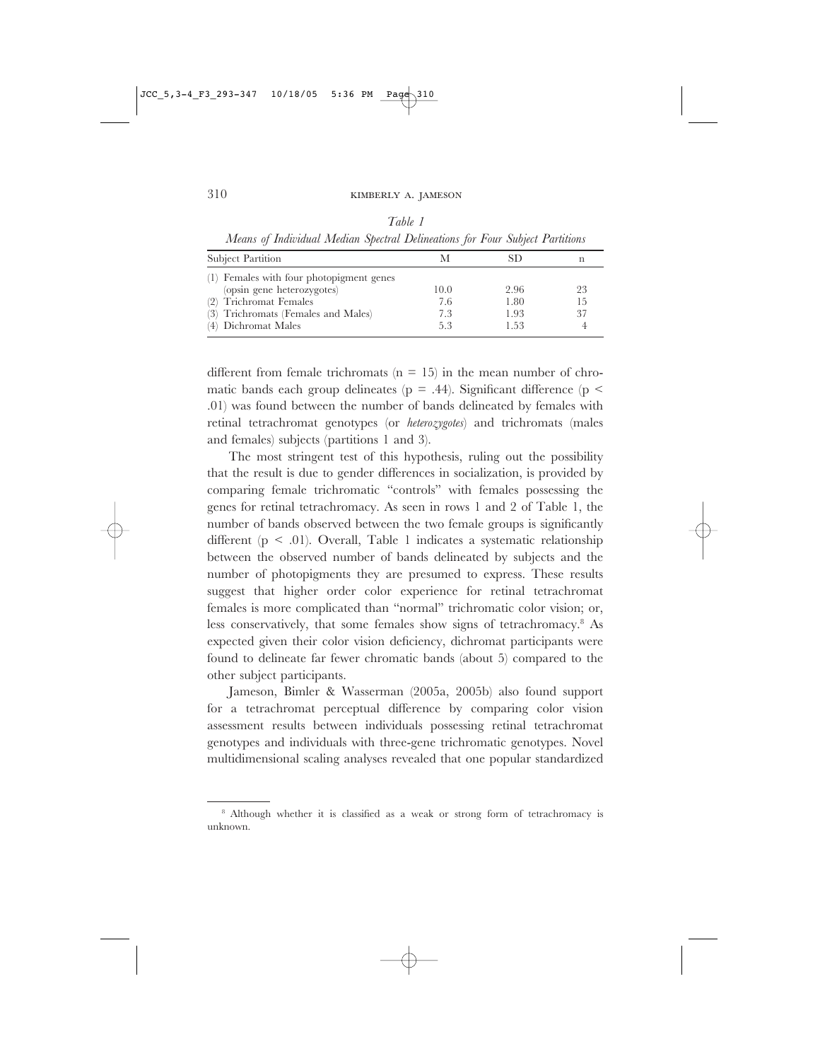*Table 1*

*Means of Individual Median Spectral Delineations for Four Subject Partitions*

| Subject Partition | M | SD | n |
|---|---|---|---|
| (1) Females with four photopigment genes (opsin gene heterozygotes) | 10.0 | 2.96 | 23 |
| (2) Trichromat Females | 7.6 | 1.80 | 15 |
| (3) Trichromats (Females and Males) | 7.3 | 1.93 | 37 |
| (4) Dichromat Males | 5.3 | 1.53 | 4 |

different from female trichromats ($n = 15$) in the mean number of chromatic bands each group delineates ($p = .44$). Significant difference ($p < .01$) was found between the number of bands delineated by females with retinal tetrachromat genotypes (or *heterozygotes*) and trichromats (males and females) subjects (partitions 1 and 3).

The most stringent test of this hypothesis, ruling out the possibility that the result is due to gender differences in socialization, is provided by comparing female trichromatic "controls" with females possessing the genes for retinal tetrachromacy. As seen in rows 1 and 2 of Table 1, the number of bands observed between the two female groups is significantly different ($p < .01$). Overall, Table 1 indicates a systematic relationship between the observed number of bands delineated by subjects and the number of photopigments they are presumed to express. These results suggest that higher order color experience for retinal tetrachromat females is more complicated than "normal" trichromatic color vision; or, less conservatively, that some females show signs of tetrachromacy.[8] As expected given their color vision deficiency, dichromat participants were found to delineate far fewer chromatic bands (about 5) compared to the other subject participants.

Jameson, Bimler & Wasserman (2005a, 2005b) also found support for a tetrachromat perceptual difference by comparing color vision assessment results between individuals possessing retinal tetrachromat genotypes and individuals with three-gene trichromatic genotypes. Novel multidimensional scaling analyses revealed that one popular standardized

[8] Although whether it is classified as a weak or strong form of tetrachromacy is unknown.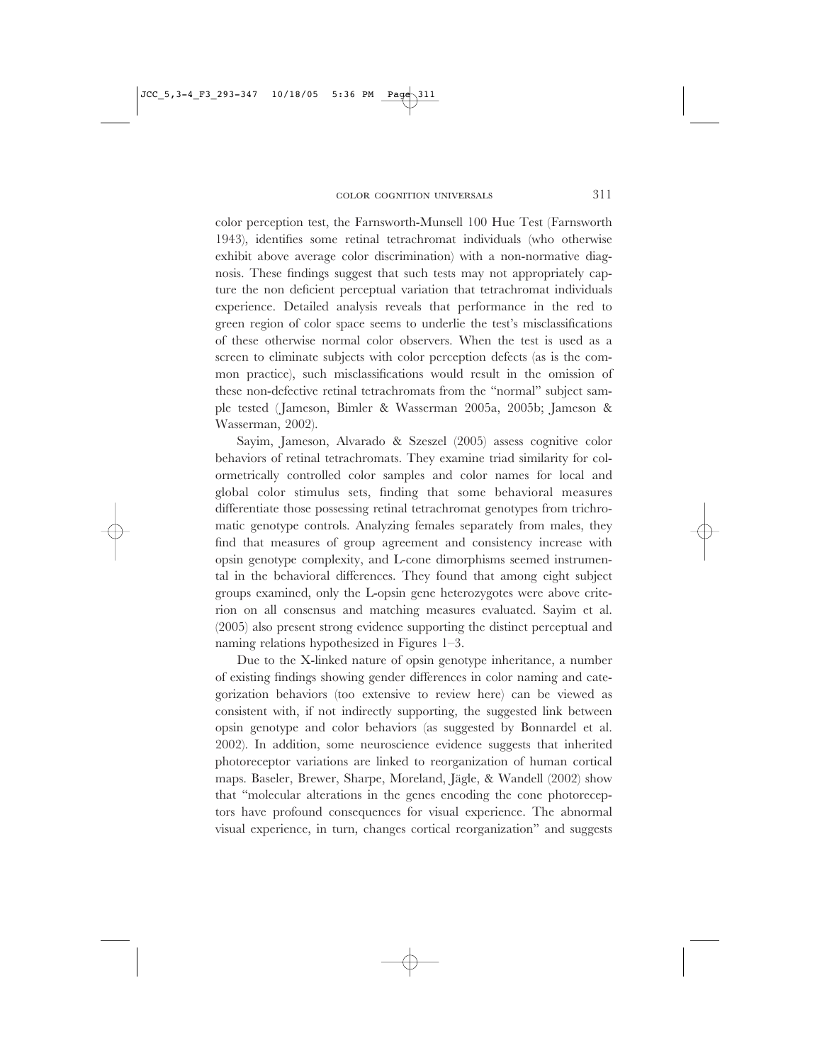color perception test, the Farnsworth-Munsell 100 Hue Test (Farnsworth 1943), identifies some retinal tetrachromat individuals (who otherwise exhibit above average color discrimination) with a non-normative diagnosis. These findings suggest that such tests may not appropriately capture the non deficient perceptual variation that tetrachromat individuals experience. Detailed analysis reveals that performance in the red to green region of color space seems to underlie the test's misclassifications of these otherwise normal color observers. When the test is used as a screen to eliminate subjects with color perception defects (as is the common practice), such misclassifications would result in the omission of these non-defective retinal tetrachromats from the "normal" subject sample tested (Jameson, Bimler & Wasserman 2005a, 2005b; Jameson & Wasserman, 2002).

Sayim, Jameson, Alvarado & Szeszel (2005) assess cognitive color behaviors of retinal tetrachromats. They examine triad similarity for colormetrically controlled color samples and color names for local and global color stimulus sets, finding that some behavioral measures differentiate those possessing retinal tetrachromat genotypes from trichromatic genotype controls. Analyzing females separately from males, they find that measures of group agreement and consistency increase with opsin genotype complexity, and L-cone dimorphisms seemed instrumental in the behavioral differences. They found that among eight subject groups examined, only the L-opsin gene heterozygotes were above criterion on all consensus and matching measures evaluated. Sayim et al. (2005) also present strong evidence supporting the distinct perceptual and naming relations hypothesized in Figures 1–3.

Due to the X-linked nature of opsin genotype inheritance, a number of existing findings showing gender differences in color naming and categorization behaviors (too extensive to review here) can be viewed as consistent with, if not indirectly supporting, the suggested link between opsin genotype and color behaviors (as suggested by Bonnardel et al. 2002). In addition, some neuroscience evidence suggests that inherited photoreceptor variations are linked to reorganization of human cortical maps. Baseler, Brewer, Sharpe, Moreland, Jägle, & Wandell (2002) show that "molecular alterations in the genes encoding the cone photoreceptors have profound consequences for visual experience. The abnormal visual experience, in turn, changes cortical reorganization" and suggests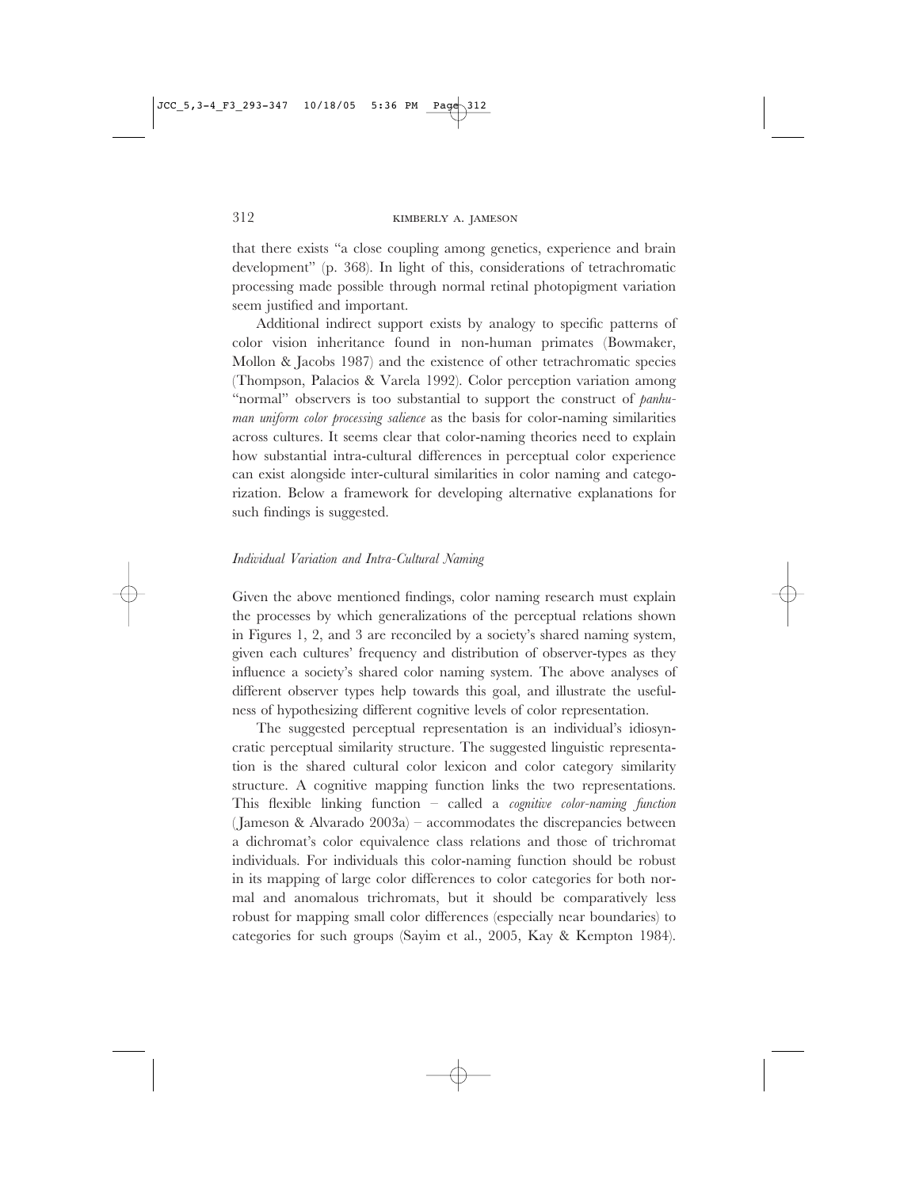that there exists "a close coupling among genetics, experience and brain development" (p. 368). In light of this, considerations of tetrachromatic processing made possible through normal retinal photopigment variation seem justified and important.

Additional indirect support exists by analogy to specific patterns of color vision inheritance found in non-human primates (Bowmaker, Mollon & Jacobs 1987) and the existence of other tetrachromatic species (Thompson, Palacios & Varela 1992). Color perception variation among "normal" observers is too substantial to support the construct of *panhuman uniform color processing salience* as the basis for color-naming similarities across cultures. It seems clear that color-naming theories need to explain how substantial intra-cultural differences in perceptual color experience can exist alongside inter-cultural similarities in color naming and categorization. Below a framework for developing alternative explanations for such findings is suggested.

### *Individual Variation and Intra-Cultural Naming*

Given the above mentioned findings, color naming research must explain the processes by which generalizations of the perceptual relations shown in Figures 1, 2, and 3 are reconciled by a society's shared naming system, given each cultures' frequency and distribution of observer-types as they influence a society's shared color naming system. The above analyses of different observer types help towards this goal, and illustrate the usefulness of hypothesizing different cognitive levels of color representation.

The suggested perceptual representation is an individual's idiosyncratic perceptual similarity structure. The suggested linguistic representation is the shared cultural color lexicon and color category similarity structure. A cognitive mapping function links the two representations. This flexible linking function – called a *cognitive color-naming function* (Jameson & Alvarado 2003a) – accommodates the discrepancies between a dichromat's color equivalence class relations and those of trichromat individuals. For individuals this color-naming function should be robust in its mapping of large color differences to color categories for both normal and anomalous trichromats, but it should be comparatively less robust for mapping small color differences (especially near boundaries) to categories for such groups (Sayim et al., 2005, Kay & Kempton 1984).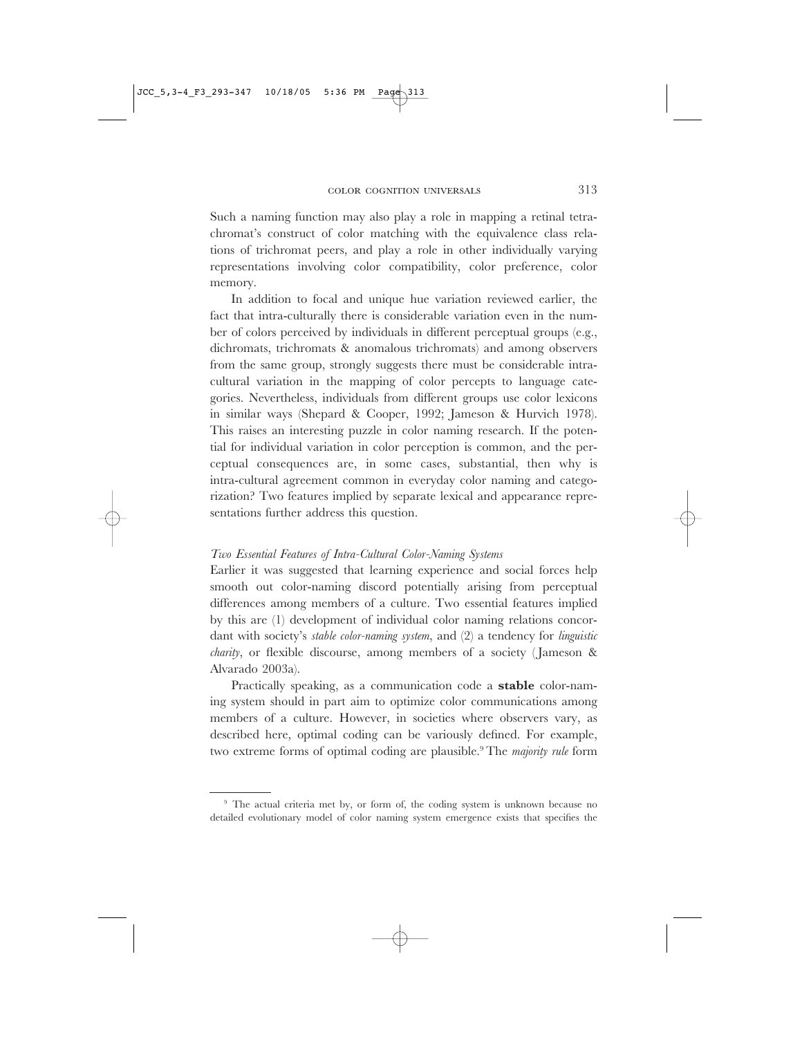Such a naming function may also play a role in mapping a retinal tetrachromat's construct of color matching with the equivalence class relations of trichromat peers, and play a role in other individually varying representations involving color compatibility, color preference, color memory.

In addition to focal and unique hue variation reviewed earlier, the fact that intra-culturally there is considerable variation even in the number of colors perceived by individuals in different perceptual groups (e.g., dichromats, trichromats & anomalous trichromats) and among observers from the same group, strongly suggests there must be considerable intra-cultural variation in the mapping of color percepts to language categories. Nevertheless, individuals from different groups use color lexicons in similar ways (Shepard & Cooper, 1992; Jameson & Hurvich 1978). This raises an interesting puzzle in color naming research. If the potential for individual variation in color perception is common, and the perceptual consequences are, in some cases, substantial, then why is intra-cultural agreement common in everyday color naming and categorization? Two features implied by separate lexical and appearance representations further address this question.

*Two Essential Features of Intra-Cultural Color-Naming Systems*

Earlier it was suggested that learning experience and social forces help smooth out color-naming discord potentially arising from perceptual differences among members of a culture. Two essential features implied by this are (1) development of individual color naming relations concordant with society's *stable color-naming system*, and (2) a tendency for *linguistic charity*, or flexible discourse, among members of a society (Jameson & Alvarado 2003a).

Practically speaking, as a communication code a **stable** color-naming system should in part aim to optimize color communications among members of a culture. However, in societies where observers vary, as described here, optimal coding can be variously defined. For example, two extreme forms of optimal coding are plausible.[9] The *majority rule* form

[9] The actual criteria met by, or form of, the coding system is unknown because no detailed evolutionary model of color naming system emergence exists that specifies the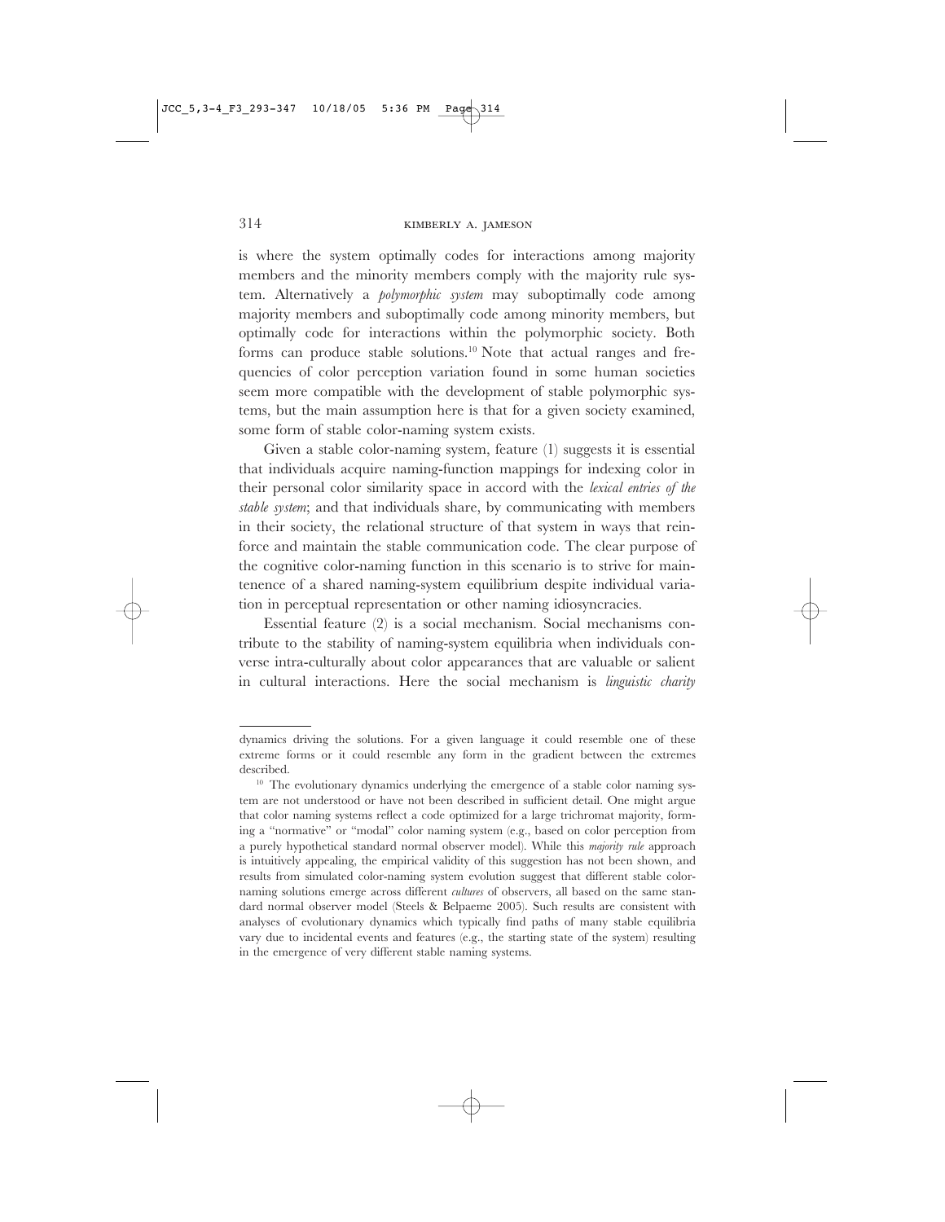is where the system optimally codes for interactions among majority members and the minority members comply with the majority rule system. Alternatively a *polymorphic system* may suboptimally code among majority members and suboptimally code among minority members, but optimally code for interactions within the polymorphic society. Both forms can produce stable solutions.[10] Note that actual ranges and frequencies of color perception variation found in some human societies seem more compatible with the development of stable polymorphic systems, but the main assumption here is that for a given society examined, some form of stable color-naming system exists.

Given a stable color-naming system, feature (1) suggests it is essential that individuals acquire naming-function mappings for indexing color in their personal color similarity space in accord with the *lexical entries of the stable system*; and that individuals share, by communicating with members in their society, the relational structure of that system in ways that reinforce and maintain the stable communication code. The clear purpose of the cognitive color-naming function in this scenario is to strive for maintenence of a shared naming-system equilibrium despite individual variation in perceptual representation or other naming idiosyncracies.

Essential feature (2) is a social mechanism. Social mechanisms contribute to the stability of naming-system equilibria when individuals converse intra-culturally about color appearances that are valuable or salient in cultural interactions. Here the social mechanism is *linguistic charity*

---

dynamics driving the solutions. For a given language it could resemble one of these extreme forms or it could resemble any form in the gradient between the extremes described.

[10] The evolutionary dynamics underlying the emergence of a stable color naming system are not understood or have not been described in sufficient detail. One might argue that color naming systems reflect a code optimized for a large trichromat majority, forming a "normative" or "modal" color naming system (e.g., based on color perception from a purely hypothetical standard normal observer model). While this *majority rule* approach is intuitively appealing, the empirical validity of this suggestion has not been shown, and results from simulated color-naming system evolution suggest that different stable color-naming solutions emerge across different *cultures* of observers, all based on the same standard normal observer model (Steels & Belpaeme 2005). Such results are consistent with analyses of evolutionary dynamics which typically find paths of many stable equilibria vary due to incidental events and features (e.g., the starting state of the system) resulting in the emergence of very different stable naming systems.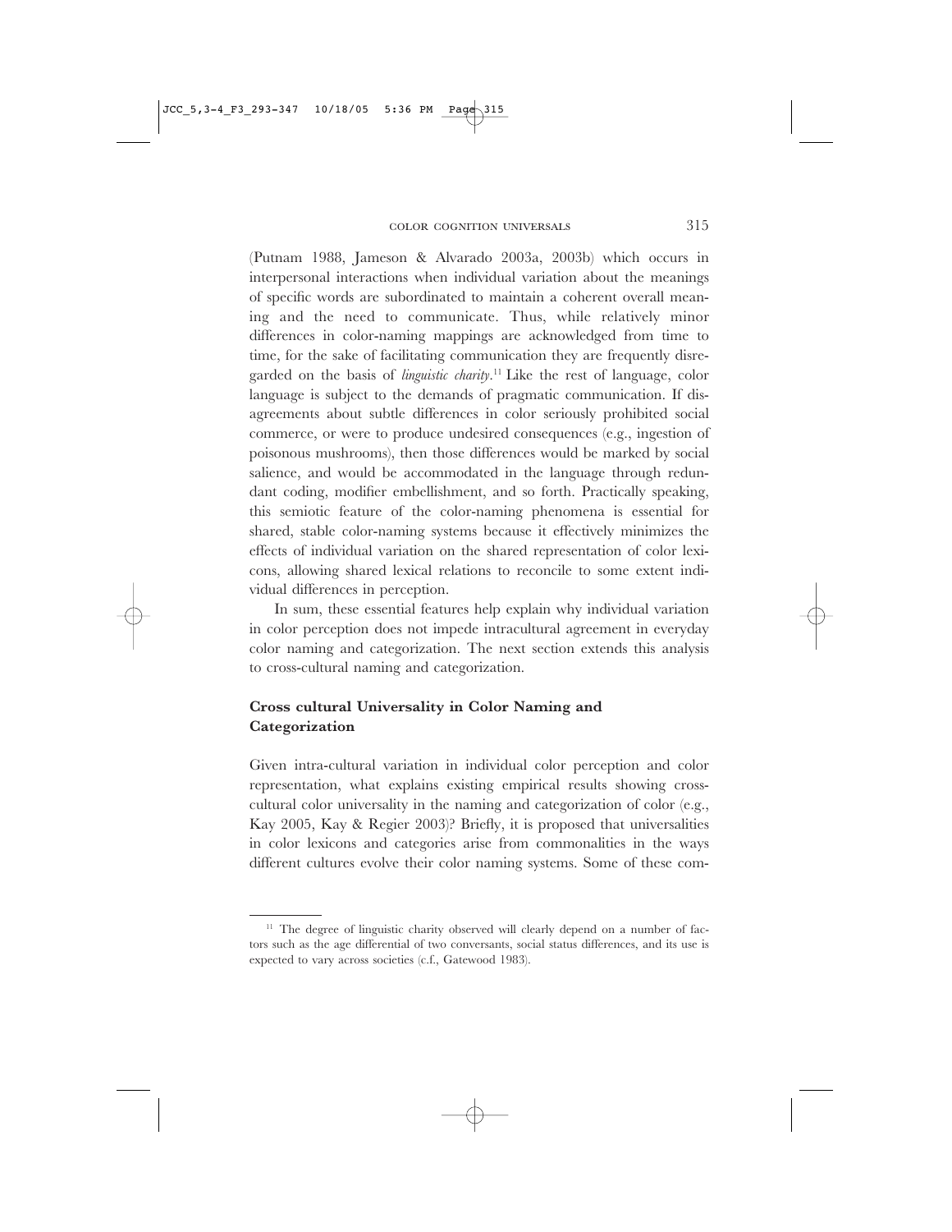(Putnam 1988, Jameson & Alvarado 2003a, 2003b) which occurs in interpersonal interactions when individual variation about the meanings of specific words are subordinated to maintain a coherent overall meaning and the need to communicate. Thus, while relatively minor differences in color-naming mappings are acknowledged from time to time, for the sake of facilitating communication they are frequently disregarded on the basis of *linguistic charity*.[11] Like the rest of language, color language is subject to the demands of pragmatic communication. If disagreements about subtle differences in color seriously prohibited social commerce, or were to produce undesired consequences (e.g., ingestion of poisonous mushrooms), then those differences would be marked by social salience, and would be accommodated in the language through redundant coding, modifier embellishment, and so forth. Practically speaking, this semiotic feature of the color-naming phenomena is essential for shared, stable color-naming systems because it effectively minimizes the effects of individual variation on the shared representation of color lexicons, allowing shared lexical relations to reconcile to some extent individual differences in perception.

In sum, these essential features help explain why individual variation in color perception does not impede intracultural agreement in everyday color naming and categorization. The next section extends this analysis to cross-cultural naming and categorization.

## Cross cultural Universality in Color Naming and Categorization

Given intra-cultural variation in individual color perception and color representation, what explains existing empirical results showing cross-cultural color universality in the naming and categorization of color (e.g., Kay 2005, Kay & Regier 2003)? Briefly, it is proposed that universalities in color lexicons and categories arise from commonalities in the ways different cultures evolve their color naming systems. Some of these com-

---

[11] The degree of linguistic charity observed will clearly depend on a number of factors such as the age differential of two conversants, social status differences, and its use is expected to vary across societies (c.f., Gatewood 1983).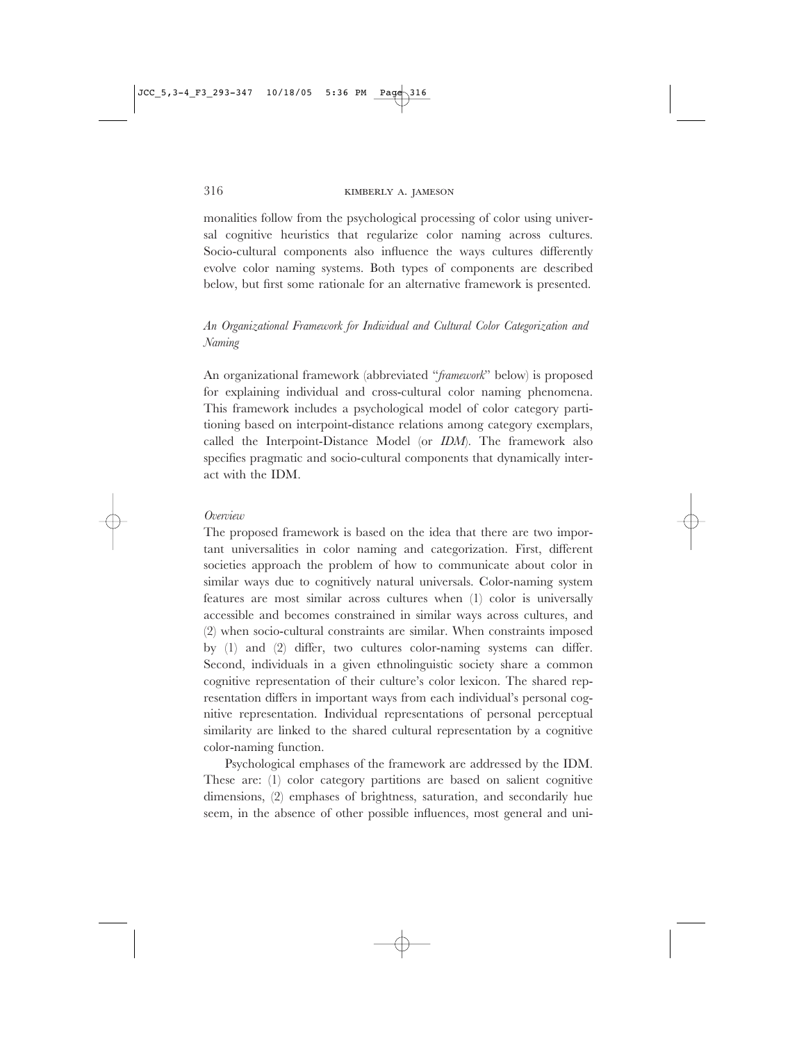monalities follow from the psychological processing of color using universal cognitive heuristics that regularize color naming across cultures. Socio-cultural components also influence the ways cultures differently evolve color naming systems. Both types of components are described below, but first some rationale for an alternative framework is presented.

### *An Organizational Framework for Individual and Cultural Color Categorization and Naming*

An organizational framework (abbreviated "*framework*" below) is proposed for explaining individual and cross-cultural color naming phenomena. This framework includes a psychological model of color category partitioning based on interpoint-distance relations among category exemplars, called the Interpoint-Distance Model (or *IDM*). The framework also specifies pragmatic and socio-cultural components that dynamically interact with the IDM.

#### *Overview*

The proposed framework is based on the idea that there are two important universalities in color naming and categorization. First, different societies approach the problem of how to communicate about color in similar ways due to cognitively natural universals. Color-naming system features are most similar across cultures when (1) color is universally accessible and becomes constrained in similar ways across cultures, and (2) when socio-cultural constraints are similar. When constraints imposed by (1) and (2) differ, two cultures color-naming systems can differ. Second, individuals in a given ethnolinguistic society share a common cognitive representation of their culture's color lexicon. The shared representation differs in important ways from each individual's personal cognitive representation. Individual representations of personal perceptual similarity are linked to the shared cultural representation by a cognitive color-naming function.

Psychological emphases of the framework are addressed by the IDM. These are: (1) color category partitions are based on salient cognitive dimensions, (2) emphases of brightness, saturation, and secondarily hue seem, in the absence of other possible influences, most general and uni-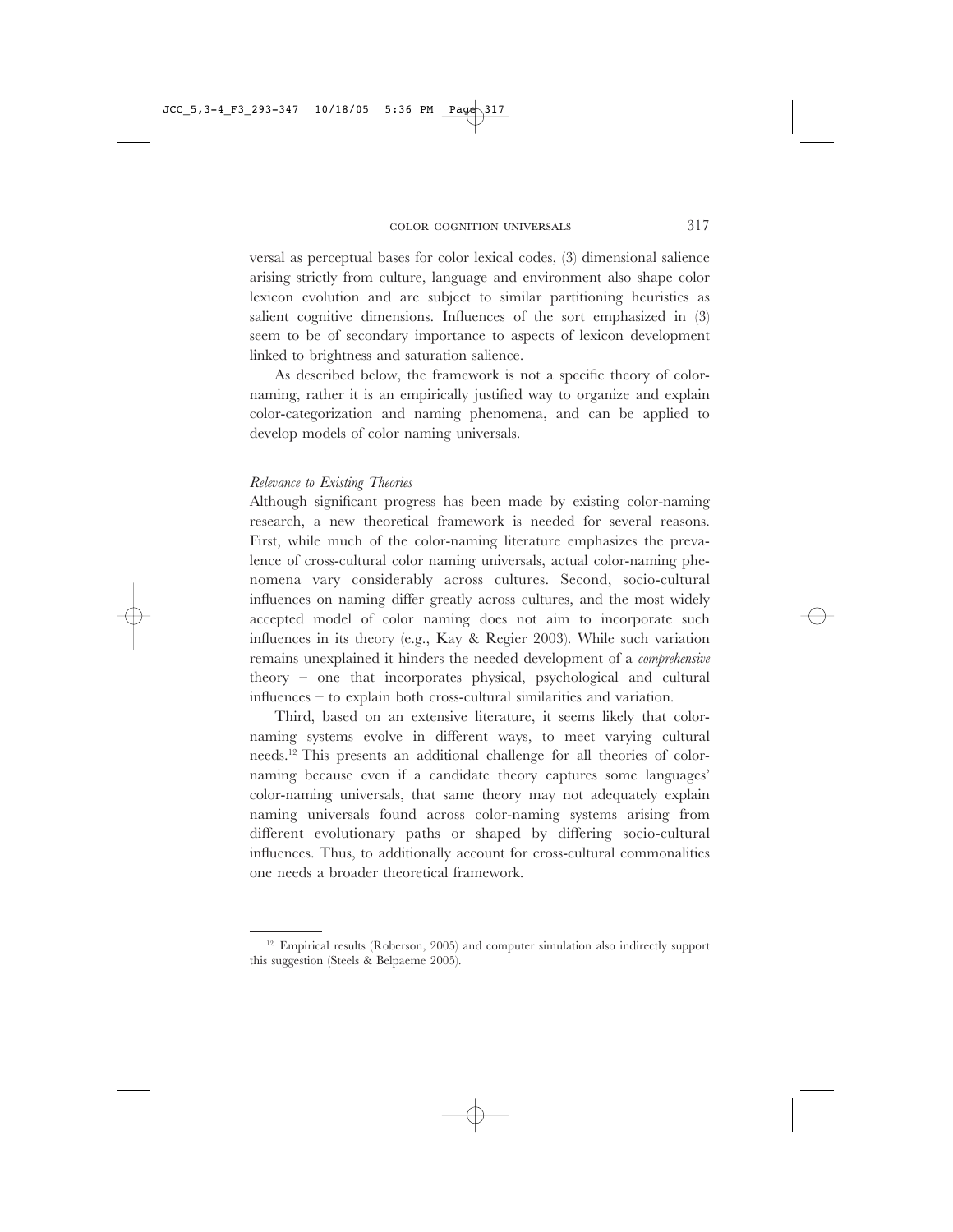versal as perceptual bases for color lexical codes, (3) dimensional salience arising strictly from culture, language and environment also shape color lexicon evolution and are subject to similar partitioning heuristics as salient cognitive dimensions. Influences of the sort emphasized in (3) seem to be of secondary importance to aspects of lexicon development linked to brightness and saturation salience.

As described below, the framework is not a specific theory of color-naming, rather it is an empirically justified way to organize and explain color-categorization and naming phenomena, and can be applied to develop models of color naming universals.

*Relevance to Existing Theories*

Although significant progress has been made by existing color-naming research, a new theoretical framework is needed for several reasons. First, while much of the color-naming literature emphasizes the prevalence of cross-cultural color naming universals, actual color-naming phenomena vary considerably across cultures. Second, socio-cultural influences on naming differ greatly across cultures, and the most widely accepted model of color naming does not aim to incorporate such influences in its theory (e.g., Kay & Regier 2003). While such variation remains unexplained it hinders the needed development of a *comprehensive* theory – one that incorporates physical, psychological and cultural influences – to explain both cross-cultural similarities and variation.

Third, based on an extensive literature, it seems likely that color-naming systems evolve in different ways, to meet varying cultural needs.[12] This presents an additional challenge for all theories of color-naming because even if a candidate theory captures some languages' color-naming universals, that same theory may not adequately explain naming universals found across color-naming systems arising from different evolutionary paths or shaped by differing socio-cultural influences. Thus, to additionally account for cross-cultural commonalities one needs a broader theoretical framework.

---

[12] Empirical results (Roberson, 2005) and computer simulation also indirectly support this suggestion (Steels & Belpaeme 2005).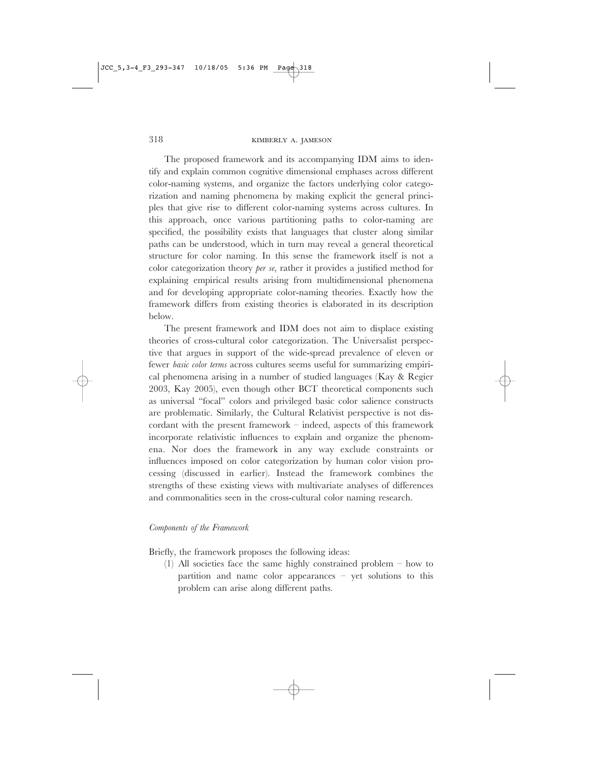The proposed framework and its accompanying IDM aims to identify and explain common cognitive dimensional emphases across different color-naming systems, and organize the factors underlying color categorization and naming phenomena by making explicit the general principles that give rise to different color-naming systems across cultures. In this approach, once various partitioning paths to color-naming are specified, the possibility exists that languages that cluster along similar paths can be understood, which in turn may reveal a general theoretical structure for color naming. In this sense the framework itself is not a color categorization theory *per se*, rather it provides a justified method for explaining empirical results arising from multidimensional phenomena and for developing appropriate color-naming theories. Exactly how the framework differs from existing theories is elaborated in its description below.

The present framework and IDM does not aim to displace existing theories of cross-cultural color categorization. The Universalist perspective that argues in support of the wide-spread prevalence of eleven or fewer *basic color terms* across cultures seems useful for summarizing empirical phenomena arising in a number of studied languages (Kay & Regier 2003, Kay 2005), even though other BCT theoretical components such as universal "focal" colors and privileged basic color salience constructs are problematic. Similarly, the Cultural Relativist perspective is not discordant with the present framework – indeed, aspects of this framework incorporate relativistic influences to explain and organize the phenomena. Nor does the framework in any way exclude constraints or influences imposed on color categorization by human color vision processing (discussed in earlier). Instead the framework combines the strengths of these existing views with multivariate analyses of differences and commonalities seen in the cross-cultural color naming research.

*Components of the Framework*

Briefly, the framework proposes the following ideas:

(1) All societies face the same highly constrained problem – how to partition and name color appearances – yet solutions to this problem can arise along different paths.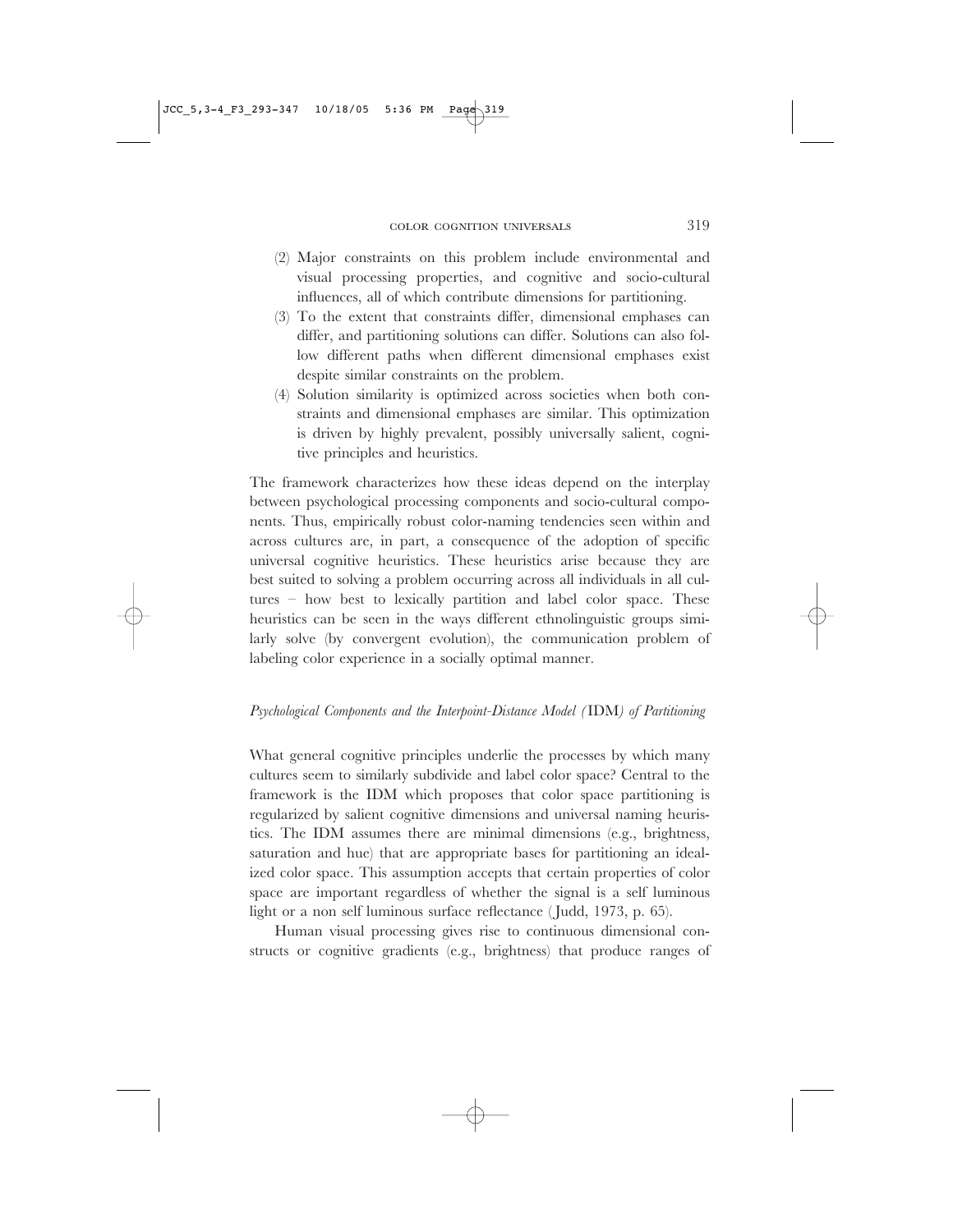(2) Major constraints on this problem include environmental and visual processing properties, and cognitive and socio-cultural influences, all of which contribute dimensions for partitioning.
(3) To the extent that constraints differ, dimensional emphases can differ, and partitioning solutions can differ. Solutions can also follow different paths when different dimensional emphases exist despite similar constraints on the problem.
(4) Solution similarity is optimized across societies when both constraints and dimensional emphases are similar. This optimization is driven by highly prevalent, possibly universally salient, cognitive principles and heuristics.

The framework characterizes how these ideas depend on the interplay between psychological processing components and socio-cultural components. Thus, empirically robust color-naming tendencies seen within and across cultures are, in part, a consequence of the adoption of specific universal cognitive heuristics. These heuristics arise because they are best suited to solving a problem occurring across all individuals in all cultures – how best to lexically partition and label color space. These heuristics can be seen in the ways different ethnolinguistic groups similarly solve (by convergent evolution), the communication problem of labeling color experience in a socially optimal manner.

*Psychological Components and the Interpoint-Distance Model (*IDM*) of Partitioning*

What general cognitive principles underlie the processes by which many cultures seem to similarly subdivide and label color space? Central to the framework is the IDM which proposes that color space partitioning is regularized by salient cognitive dimensions and universal naming heuristics. The IDM assumes there are minimal dimensions (e.g., brightness, saturation and hue) that are appropriate bases for partitioning an idealized color space. This assumption accepts that certain properties of color space are important regardless of whether the signal is a self luminous light or a non self luminous surface reflectance (Judd, 1973, p. 65).

Human visual processing gives rise to continuous dimensional constructs or cognitive gradients (e.g., brightness) that produce ranges of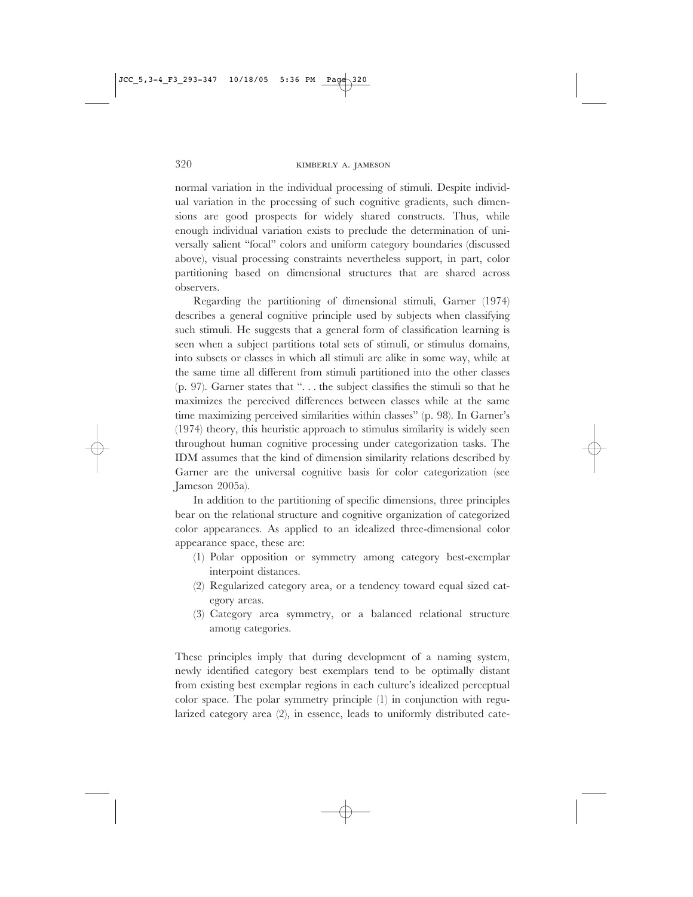normal variation in the individual processing of stimuli. Despite individual variation in the processing of such cognitive gradients, such dimensions are good prospects for widely shared constructs. Thus, while enough individual variation exists to preclude the determination of universally salient "focal" colors and uniform category boundaries (discussed above), visual processing constraints nevertheless support, in part, color partitioning based on dimensional structures that are shared across observers.

Regarding the partitioning of dimensional stimuli, Garner (1974) describes a general cognitive principle used by subjects when classifying such stimuli. He suggests that a general form of classification learning is seen when a subject partitions total sets of stimuli, or stimulus domains, into subsets or classes in which all stimuli are alike in some way, while at the same time all different from stimuli partitioned into the other classes (p. 97). Garner states that ". . . the subject classifies the stimuli so that he maximizes the perceived differences between classes while at the same time maximizing perceived similarities within classes" (p. 98). In Garner's (1974) theory, this heuristic approach to stimulus similarity is widely seen throughout human cognitive processing under categorization tasks. The IDM assumes that the kind of dimension similarity relations described by Garner are the universal cognitive basis for color categorization (see Jameson 2005a).

In addition to the partitioning of specific dimensions, three principles bear on the relational structure and cognitive organization of categorized color appearances. As applied to an idealized three-dimensional color appearance space, these are:

(1) Polar opposition or symmetry among category best-exemplar interpoint distances.
(2) Regularized category area, or a tendency toward equal sized category areas.
(3) Category area symmetry, or a balanced relational structure among categories.

These principles imply that during development of a naming system, newly identified category best exemplars tend to be optimally distant from existing best exemplar regions in each culture's idealized perceptual color space. The polar symmetry principle (1) in conjunction with regularized category area (2), in essence, leads to uniformly distributed cate-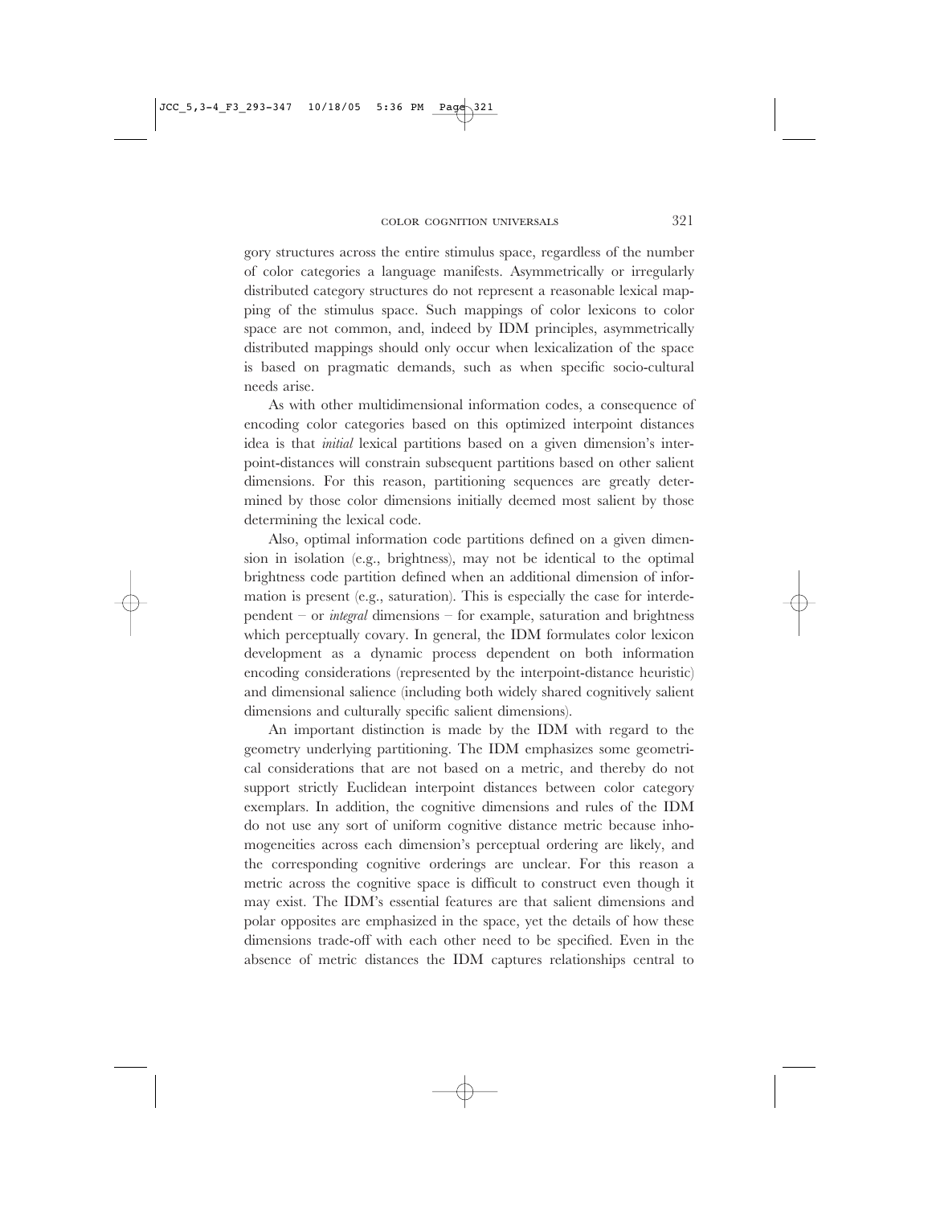gory structures across the entire stimulus space, regardless of the number of color categories a language manifests. Asymmetrically or irregularly distributed category structures do not represent a reasonable lexical mapping of the stimulus space. Such mappings of color lexicons to color space are not common, and, indeed by IDM principles, asymmetrically distributed mappings should only occur when lexicalization of the space is based on pragmatic demands, such as when specific socio-cultural needs arise.

As with other multidimensional information codes, a consequence of encoding color categories based on this optimized interpoint distances idea is that *initial* lexical partitions based on a given dimension's interpoint-distances will constrain subsequent partitions based on other salient dimensions. For this reason, partitioning sequences are greatly determined by those color dimensions initially deemed most salient by those determining the lexical code.

Also, optimal information code partitions defined on a given dimension in isolation (e.g., brightness), may not be identical to the optimal brightness code partition defined when an additional dimension of information is present (e.g., saturation). This is especially the case for interdependent – or *integral* dimensions – for example, saturation and brightness which perceptually covary. In general, the IDM formulates color lexicon development as a dynamic process dependent on both information encoding considerations (represented by the interpoint-distance heuristic) and dimensional salience (including both widely shared cognitively salient dimensions and culturally specific salient dimensions).

An important distinction is made by the IDM with regard to the geometry underlying partitioning. The IDM emphasizes some geometrical considerations that are not based on a metric, and thereby do not support strictly Euclidean interpoint distances between color category exemplars. In addition, the cognitive dimensions and rules of the IDM do not use any sort of uniform cognitive distance metric because inhomogeneities across each dimension's perceptual ordering are likely, and the corresponding cognitive orderings are unclear. For this reason a metric across the cognitive space is difficult to construct even though it may exist. The IDM's essential features are that salient dimensions and polar opposites are emphasized in the space, yet the details of how these dimensions trade-off with each other need to be specified. Even in the absence of metric distances the IDM captures relationships central to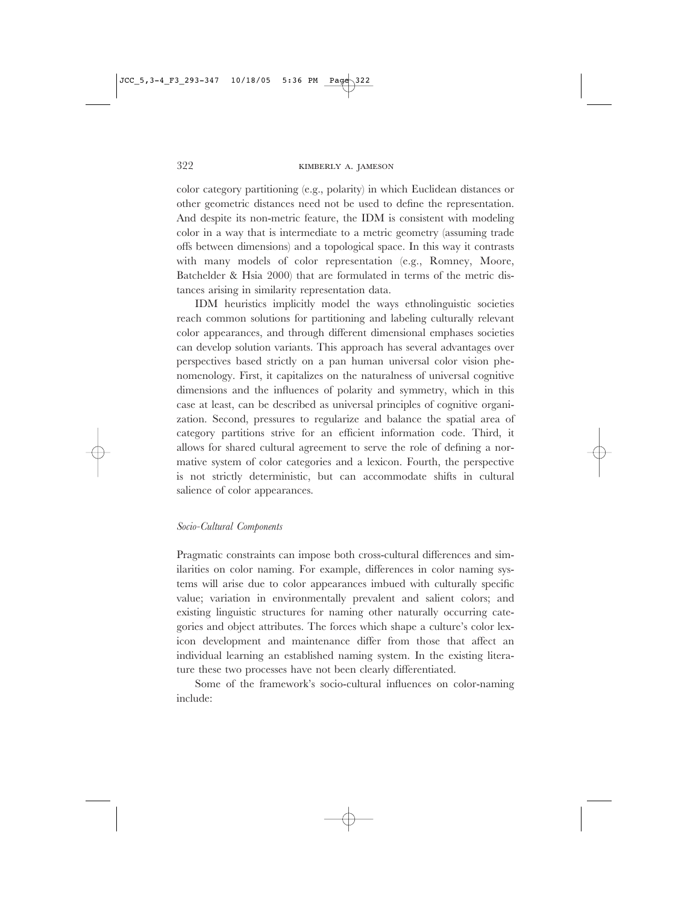color category partitioning (e.g., polarity) in which Euclidean distances or other geometric distances need not be used to define the representation. And despite its non-metric feature, the IDM is consistent with modeling color in a way that is intermediate to a metric geometry (assuming trade offs between dimensions) and a topological space. In this way it contrasts with many models of color representation (e.g., Romney, Moore, Batchelder & Hsia 2000) that are formulated in terms of the metric distances arising in similarity representation data.

IDM heuristics implicitly model the ways ethnolinguistic societies reach common solutions for partitioning and labeling culturally relevant color appearances, and through different dimensional emphases societies can develop solution variants. This approach has several advantages over perspectives based strictly on a pan human universal color vision phenomenology. First, it capitalizes on the naturalness of universal cognitive dimensions and the influences of polarity and symmetry, which in this case at least, can be described as universal principles of cognitive organization. Second, pressures to regularize and balance the spatial area of category partitions strive for an efficient information code. Third, it allows for shared cultural agreement to serve the role of defining a normative system of color categories and a lexicon. Fourth, the perspective is not strictly deterministic, but can accommodate shifts in cultural salience of color appearances.

*Socio-Cultural Components*

Pragmatic constraints can impose both cross-cultural differences and similarities on color naming. For example, differences in color naming systems will arise due to color appearances imbued with culturally specific value; variation in environmentally prevalent and salient colors; and existing linguistic structures for naming other naturally occurring categories and object attributes. The forces which shape a culture's color lexicon development and maintenance differ from those that affect an individual learning an established naming system. In the existing literature these two processes have not been clearly differentiated.

Some of the framework's socio-cultural influences on color-naming include: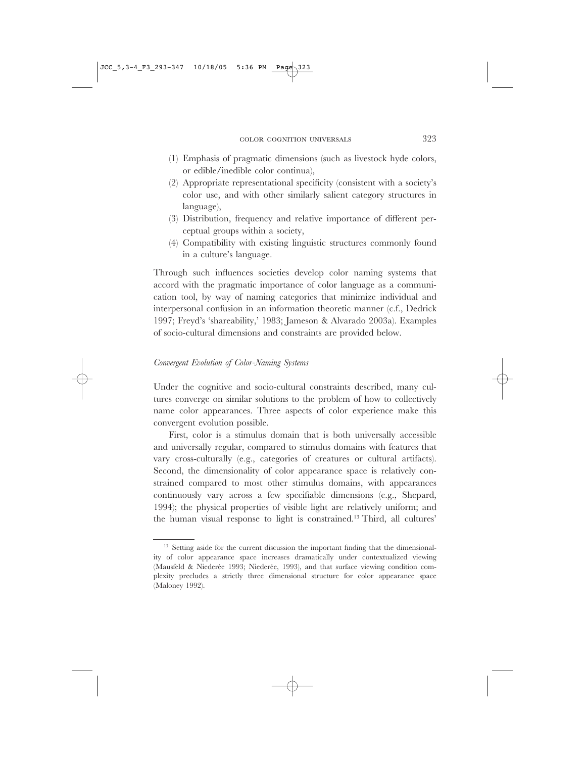(1) Emphasis of pragmatic dimensions (such as livestock hyde colors, or edible/inedible color continua),
(2) Appropriate representational specificity (consistent with a society's color use, and with other similarly salient category structures in language),
(3) Distribution, frequency and relative importance of different perceptual groups within a society,
(4) Compatibility with existing linguistic structures commonly found in a culture's language.

Through such influences societies develop color naming systems that accord with the pragmatic importance of color language as a communication tool, by way of naming categories that minimize individual and interpersonal confusion in an information theoretic manner (c.f., Dedrick 1997; Freyd's 'shareability,' 1983; Jameson & Alvarado 2003a). Examples of socio-cultural dimensions and constraints are provided below.

*Convergent Evolution of Color-Naming Systems*

Under the cognitive and socio-cultural constraints described, many cultures converge on similar solutions to the problem of how to collectively name color appearances. Three aspects of color experience make this convergent evolution possible.

First, color is a stimulus domain that is both universally accessible and universally regular, compared to stimulus domains with features that vary cross-culturally (e.g., categories of creatures or cultural artifacts). Second, the dimensionality of color appearance space is relatively constrained compared to most other stimulus domains, with appearances continuously vary across a few specifiable dimensions (e.g., Shepard, 1994); the physical properties of visible light are relatively uniform; and the human visual response to light is constrained.[13] Third, all cultures'

[13] Setting aside for the current discussion the important finding that the dimensionality of color appearance space increases dramatically under contextualized viewing (Mausfeld & Niederée 1993; Niederée, 1993), and that surface viewing condition complexity precludes a strictly three dimensional structure for color appearance space (Maloney 1992).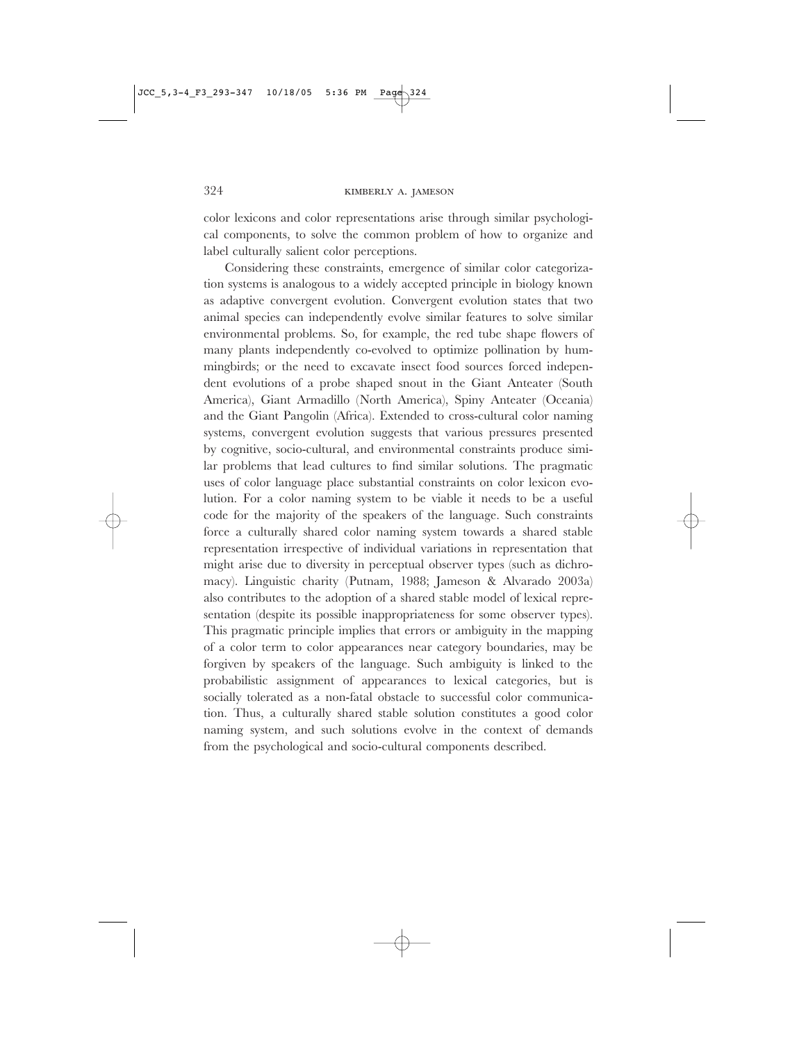color lexicons and color representations arise through similar psychological components, to solve the common problem of how to organize and label culturally salient color perceptions.

Considering these constraints, emergence of similar color categorization systems is analogous to a widely accepted principle in biology known as adaptive convergent evolution. Convergent evolution states that two animal species can independently evolve similar features to solve similar environmental problems. So, for example, the red tube shape flowers of many plants independently co-evolved to optimize pollination by hummingbirds; or the need to excavate insect food sources forced independent evolutions of a probe shaped snout in the Giant Anteater (South America), Giant Armadillo (North America), Spiny Anteater (Oceania) and the Giant Pangolin (Africa). Extended to cross-cultural color naming systems, convergent evolution suggests that various pressures presented by cognitive, socio-cultural, and environmental constraints produce similar problems that lead cultures to find similar solutions. The pragmatic uses of color language place substantial constraints on color lexicon evolution. For a color naming system to be viable it needs to be a useful code for the majority of the speakers of the language. Such constraints force a culturally shared color naming system towards a shared stable representation irrespective of individual variations in representation that might arise due to diversity in perceptual observer types (such as dichromacy). Linguistic charity (Putnam, 1988; Jameson & Alvarado 2003a) also contributes to the adoption of a shared stable model of lexical representation (despite its possible inappropriateness for some observer types). This pragmatic principle implies that errors or ambiguity in the mapping of a color term to color appearances near category boundaries, may be forgiven by speakers of the language. Such ambiguity is linked to the probabilistic assignment of appearances to lexical categories, but is socially tolerated as a non-fatal obstacle to successful color communication. Thus, a culturally shared stable solution constitutes a good color naming system, and such solutions evolve in the context of demands from the psychological and socio-cultural components described.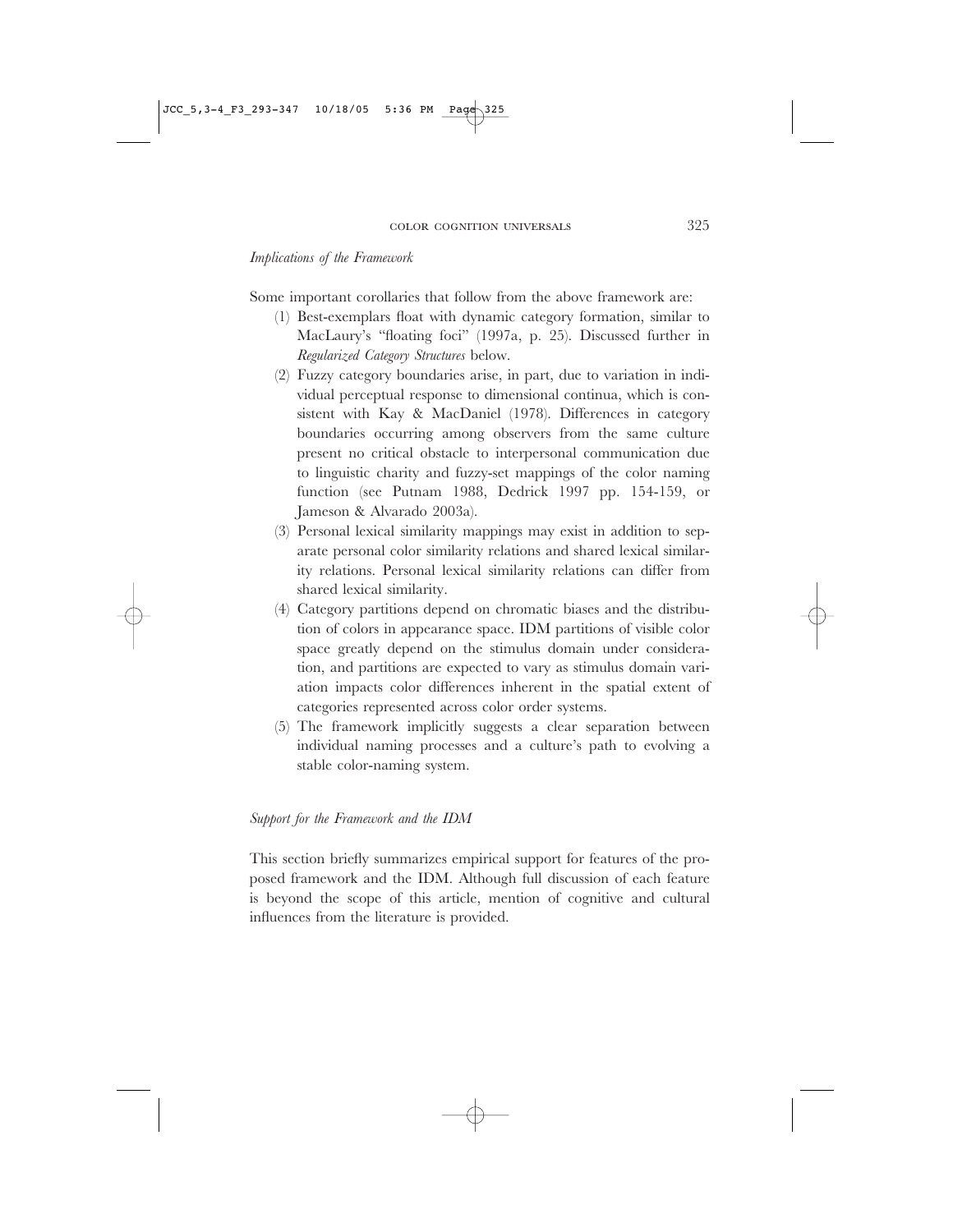*Implications of the Framework*

Some important corollaries that follow from the above framework are:

(1) Best-exemplars float with dynamic category formation, similar to MacLaury's "floating foci" (1997a, p. 25). Discussed further in *Regularized Category Structures* below.

(2) Fuzzy category boundaries arise, in part, due to variation in individual perceptual response to dimensional continua, which is consistent with Kay & MacDaniel (1978). Differences in category boundaries occurring among observers from the same culture present no critical obstacle to interpersonal communication due to linguistic charity and fuzzy-set mappings of the color naming function (see Putnam 1988, Dedrick 1997 pp. 154-159, or Jameson & Alvarado 2003a).

(3) Personal lexical similarity mappings may exist in addition to separate personal color similarity relations and shared lexical similarity relations. Personal lexical similarity relations can differ from shared lexical similarity.

(4) Category partitions depend on chromatic biases and the distribution of colors in appearance space. IDM partitions of visible color space greatly depend on the stimulus domain under consideration, and partitions are expected to vary as stimulus domain variation impacts color differences inherent in the spatial extent of categories represented across color order systems.

(5) The framework implicitly suggests a clear separation between individual naming processes and a culture's path to evolving a stable color-naming system.

*Support for the Framework and the IDM*

This section briefly summarizes empirical support for features of the proposed framework and the IDM. Although full discussion of each feature is beyond the scope of this article, mention of cognitive and cultural influences from the literature is provided.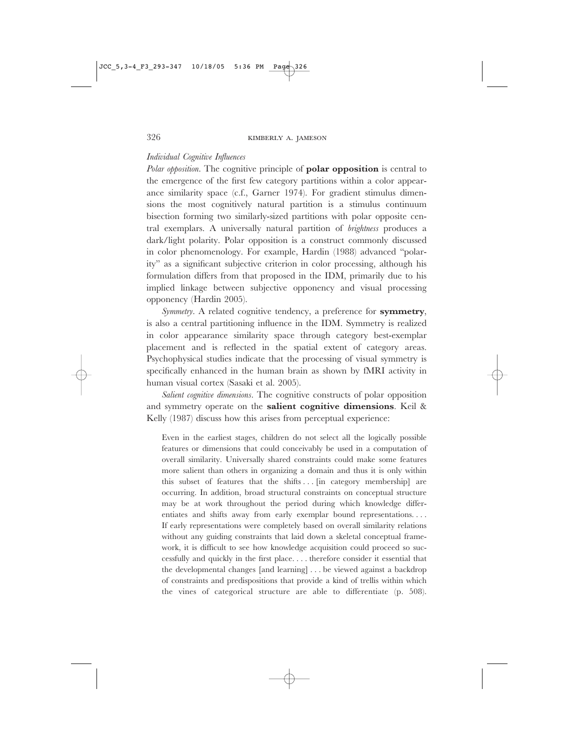*Individual Cognitive Influences*

*Polar opposition*. The cognitive principle of **polar opposition** is central to the emergence of the first few category partitions within a color appearance similarity space (c.f., Garner 1974). For gradient stimulus dimensions the most cognitively natural partition is a stimulus continuum bisection forming two similarly-sized partitions with polar opposite central exemplars. A universally natural partition of *brightness* produces a dark/light polarity. Polar opposition is a construct commonly discussed in color phenomenology. For example, Hardin (1988) advanced "polarity" as a significant subjective criterion in color processing, although his formulation differs from that proposed in the IDM, primarily due to his implied linkage between subjective opponency and visual processing opponency (Hardin 2005).

*Symmetry*. A related cognitive tendency, a preference for **symmetry**, is also a central partitioning influence in the IDM. Symmetry is realized in color appearance similarity space through category best-exemplar placement and is reflected in the spatial extent of category areas. Psychophysical studies indicate that the processing of visual symmetry is specifically enhanced in the human brain as shown by fMRI activity in human visual cortex (Sasaki et al. 2005).

*Salient cognitive dimensions*. The cognitive constructs of polar opposition and symmetry operate on the **salient cognitive dimensions**. Keil & Kelly (1987) discuss how this arises from perceptual experience:

> Even in the earliest stages, children do not select all the logically possible features or dimensions that could conceivably be used in a computation of overall similarity. Universally shared constraints could make some features more salient than others in organizing a domain and thus it is only within this subset of features that the shifts . . . [in category membership] are occurring. In addition, broad structural constraints on conceptual structure may be at work throughout the period during which knowledge differentiates and shifts away from early exemplar bound representations. . . . If early representations were completely based on overall similarity relations without any guiding constraints that laid down a skeletal conceptual framework, it is difficult to see how knowledge acquisition could proceed so successfully and quickly in the first place. . . . therefore consider it essential that the developmental changes [and learning] . . . be viewed against a backdrop of constraints and predispositions that provide a kind of trellis within which the vines of categorical structure are able to differentiate (p. 508).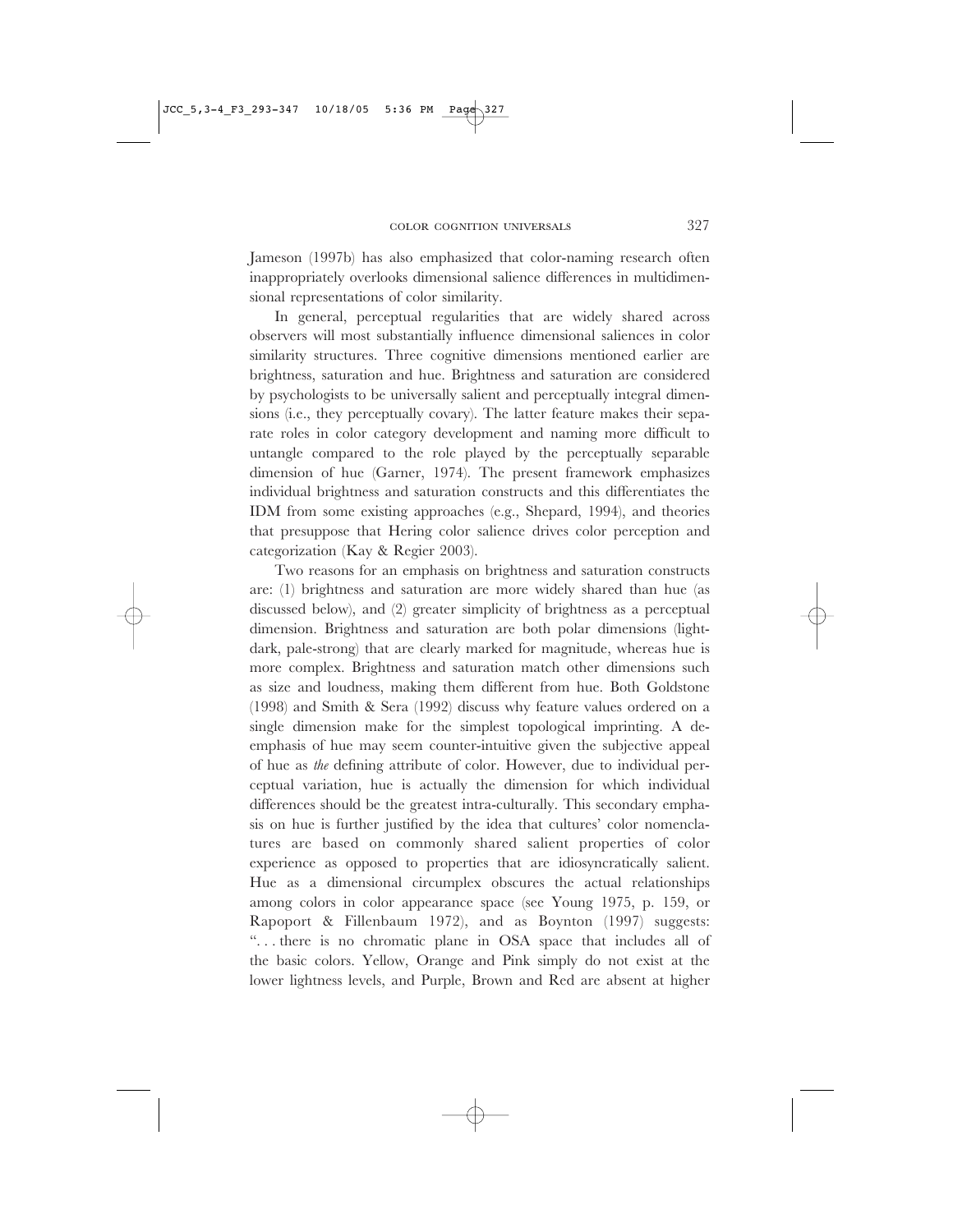Jameson (1997b) has also emphasized that color-naming research often inappropriately overlooks dimensional salience differences in multidimensional representations of color similarity.

In general, perceptual regularities that are widely shared across observers will most substantially influence dimensional saliences in color similarity structures. Three cognitive dimensions mentioned earlier are brightness, saturation and hue. Brightness and saturation are considered by psychologists to be universally salient and perceptually integral dimensions (i.e., they perceptually covary). The latter feature makes their separate roles in color category development and naming more difficult to untangle compared to the role played by the perceptually separable dimension of hue (Garner, 1974). The present framework emphasizes individual brightness and saturation constructs and this differentiates the IDM from some existing approaches (e.g., Shepard, 1994), and theories that presuppose that Hering color salience drives color perception and categorization (Kay & Regier 2003).

Two reasons for an emphasis on brightness and saturation constructs are: (1) brightness and saturation are more widely shared than hue (as discussed below), and (2) greater simplicity of brightness as a perceptual dimension. Brightness and saturation are both polar dimensions (light-dark, pale-strong) that are clearly marked for magnitude, whereas hue is more complex. Brightness and saturation match other dimensions such as size and loudness, making them different from hue. Both Goldstone (1998) and Smith & Sera (1992) discuss why feature values ordered on a single dimension make for the simplest topological imprinting. A de-emphasis of hue may seem counter-intuitive given the subjective appeal of hue as *the* defining attribute of color. However, due to individual perceptual variation, hue is actually the dimension for which individual differences should be the greatest intra-culturally. This secondary emphasis on hue is further justified by the idea that cultures' color nomenclatures are based on commonly shared salient properties of color experience as opposed to properties that are idiosyncratically salient. Hue as a dimensional circumplex obscures the actual relationships among colors in color appearance space (see Young 1975, p. 159, or Rapoport & Fillenbaum 1972), and as Boynton (1997) suggests: ". . . there is no chromatic plane in OSA space that includes all of the basic colors. Yellow, Orange and Pink simply do not exist at the lower lightness levels, and Purple, Brown and Red are absent at higher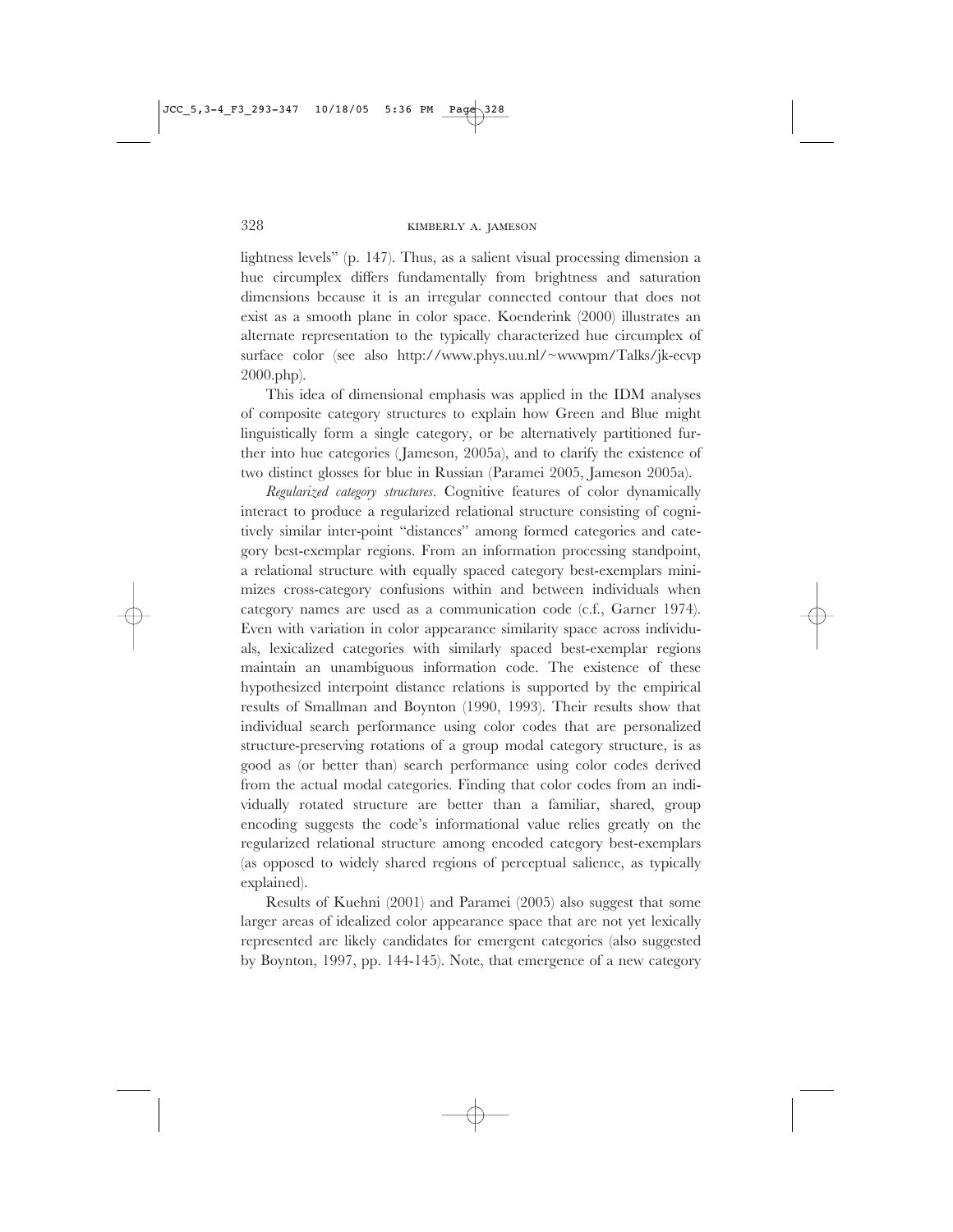lightness levels" (p. 147). Thus, as a salient visual processing dimension a hue circumplex differs fundamentally from brightness and saturation dimensions because it is an irregular connected contour that does not exist as a smooth plane in color space. Koenderink (2000) illustrates an alternate representation to the typically characterized hue circumplex of surface color (see also http://www.phys.uu.nl/~wwwpm/Talks/jk-ecvp 2000.php).

This idea of dimensional emphasis was applied in the IDM analyses of composite category structures to explain how Green and Blue might linguistically form a single category, or be alternatively partitioned further into hue categories (Jameson, 2005a), and to clarify the existence of two distinct glosses for blue in Russian (Paramei 2005, Jameson 2005a).

*Regularized category structures*. Cognitive features of color dynamically interact to produce a regularized relational structure consisting of cognitively similar inter-point "distances" among formed categories and category best-exemplar regions. From an information processing standpoint, a relational structure with equally spaced category best-exemplars minimizes cross-category confusions within and between individuals when category names are used as a communication code (c.f., Garner 1974). Even with variation in color appearance similarity space across individuals, lexicalized categories with similarly spaced best-exemplar regions maintain an unambiguous information code. The existence of these hypothesized interpoint distance relations is supported by the empirical results of Smallman and Boynton (1990, 1993). Their results show that individual search performance using color codes that are personalized structure-preserving rotations of a group modal category structure, is as good as (or better than) search performance using color codes derived from the actual modal categories. Finding that color codes from an individually rotated structure are better than a familiar, shared, group encoding suggests the code's informational value relies greatly on the regularized relational structure among encoded category best-exemplars (as opposed to widely shared regions of perceptual salience, as typically explained).

Results of Kuehni (2001) and Paramei (2005) also suggest that some larger areas of idealized color appearance space that are not yet lexically represented are likely candidates for emergent categories (also suggested by Boynton, 1997, pp. 144-145). Note, that emergence of a new category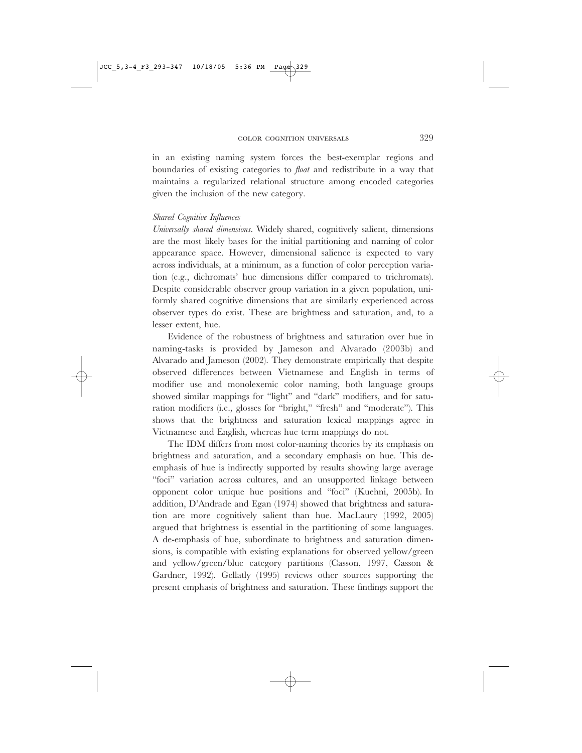in an existing naming system forces the best-exemplar regions and boundaries of existing categories to *float* and redistribute in a way that maintains a regularized relational structure among encoded categories given the inclusion of the new category.

### *Shared Cognitive Influences*

*Universally shared dimensions*. Widely shared, cognitively salient, dimensions are the most likely bases for the initial partitioning and naming of color appearance space. However, dimensional salience is expected to vary across individuals, at a minimum, as a function of color perception variation (e.g., dichromats' hue dimensions differ compared to trichromats). Despite considerable observer group variation in a given population, uniformly shared cognitive dimensions that are similarly experienced across observer types do exist. These are brightness and saturation, and, to a lesser extent, hue.

Evidence of the robustness of brightness and saturation over hue in naming-tasks is provided by Jameson and Alvarado (2003b) and Alvarado and Jameson (2002). They demonstrate empirically that despite observed differences between Vietnamese and English in terms of modifier use and monolexemic color naming, both language groups showed similar mappings for "light" and "dark" modifiers, and for saturation modifiers (i.e., glosses for "bright," "fresh" and "moderate"). This shows that the brightness and saturation lexical mappings agree in Vietnamese and English, whereas hue term mappings do not.

The IDM differs from most color-naming theories by its emphasis on brightness and saturation, and a secondary emphasis on hue. This de-emphasis of hue is indirectly supported by results showing large average "foci" variation across cultures, and an unsupported linkage between opponent color unique hue positions and "foci" (Kuehni, 2005b). In addition, D'Andrade and Egan (1974) showed that brightness and saturation are more cognitively salient than hue. MacLaury (1992, 2005) argued that brightness is essential in the partitioning of some languages. A de-emphasis of hue, subordinate to brightness and saturation dimensions, is compatible with existing explanations for observed yellow/green and yellow/green/blue category partitions (Casson, 1997, Casson & Gardner, 1992). Gellatly (1995) reviews other sources supporting the present emphasis of brightness and saturation. These findings support the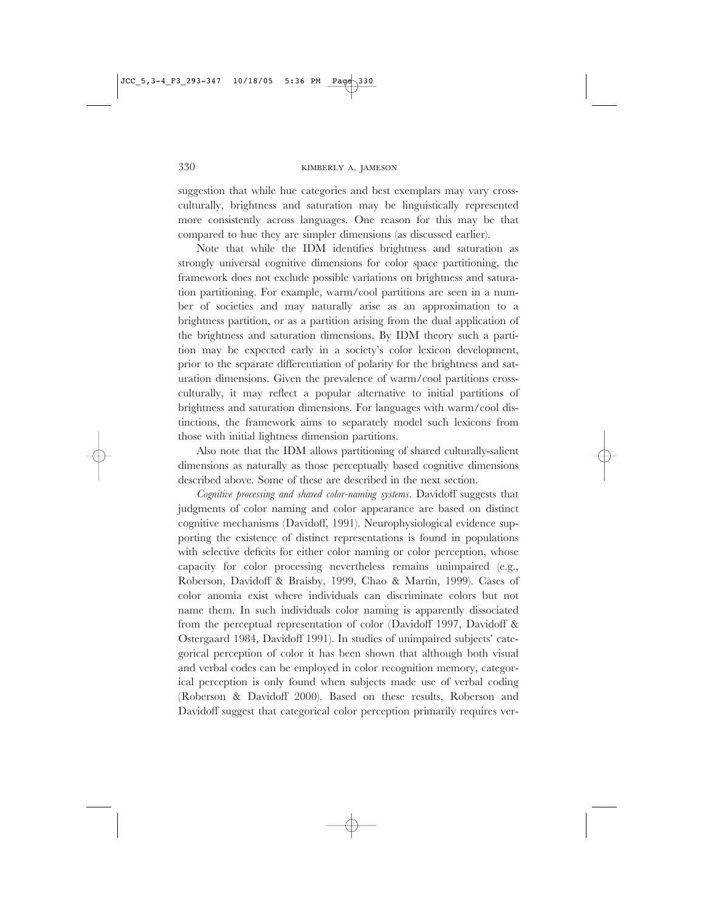suggestion that while hue categories and best exemplars may vary cross-culturally, brightness and saturation may be linguistically represented more consistently across languages. One reason for this may be that compared to hue they are simpler dimensions (as discussed earlier).

Note that while the IDM identifies brightness and saturation as strongly universal cognitive dimensions for color space partitioning, the framework does not exclude possible variations on brightness and saturation partitioning. For example, warm/cool partitions are seen in a number of societies and may naturally arise as an approximation to a brightness partition, or as a partition arising from the dual application of the brightness and saturation dimensions. By IDM theory such a partition may be expected early in a society's color lexicon development, prior to the separate differentiation of polarity for the brightness and saturation dimensions. Given the prevalence of warm/cool partitions cross-culturally, it may reflect a popular alternative to initial partitions of brightness and saturation dimensions. For languages with warm/cool distinctions, the framework aims to separately model such lexicons from those with initial lightness dimension partitions.

Also note that the IDM allows partitioning of shared culturally-salient dimensions as naturally as those perceptually based cognitive dimensions described above. Some of these are described in the next section.

*Cognitive processing and shared color-naming systems*. Davidoff suggests that judgments of color naming and color appearance are based on distinct cognitive mechanisms (Davidoff, 1991). Neurophysiological evidence supporting the existence of distinct representations is found in populations with selective deficits for either color naming or color perception, whose capacity for color processing nevertheless remains unimpaired (e.g., Roberson, Davidoff & Braisby, 1999, Chao & Martin, 1999). Cases of color anomia exist where individuals can discriminate colors but not name them. In such individuals color naming is apparently dissociated from the perceptual representation of color (Davidoff 1997, Davidoff & Ostergaard 1984, Davidoff 1991). In studies of unimpaired subjects' categorical perception of color it has been shown that although both visual and verbal codes can be employed in color recognition memory, categorical perception is only found when subjects made use of verbal coding (Roberson & Davidoff 2000). Based on these results, Roberson and Davidoff suggest that categorical color perception primarily requires ver-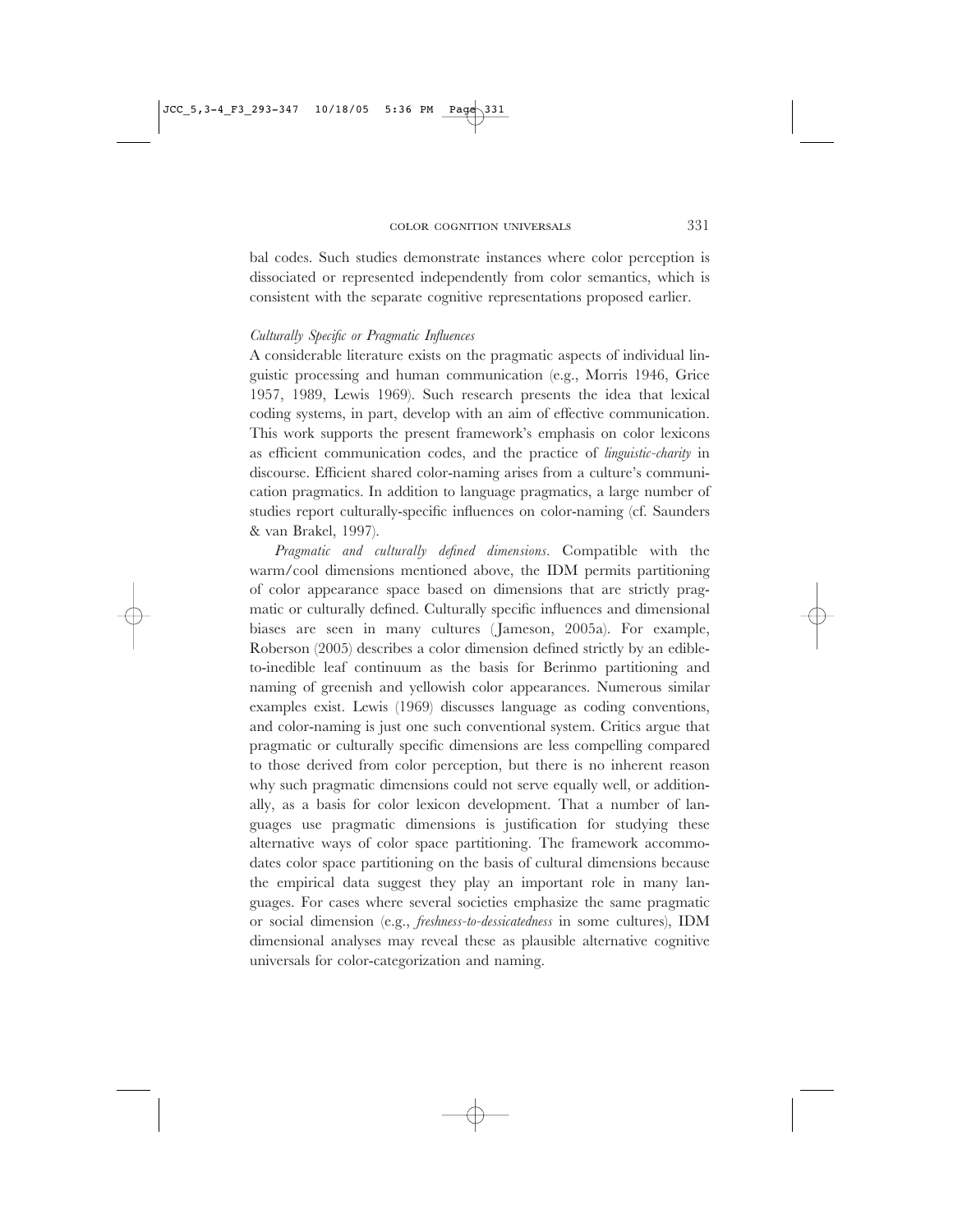bal codes. Such studies demonstrate instances where color perception is dissociated or represented independently from color semantics, which is consistent with the separate cognitive representations proposed earlier.

### *Culturally Specific or Pragmatic Influences*

A considerable literature exists on the pragmatic aspects of individual linguistic processing and human communication (e.g., Morris 1946, Grice 1957, 1989, Lewis 1969). Such research presents the idea that lexical coding systems, in part, develop with an aim of effective communication. This work supports the present framework's emphasis on color lexicons as efficient communication codes, and the practice of *linguistic-charity* in discourse. Efficient shared color-naming arises from a culture's communication pragmatics. In addition to language pragmatics, a large number of studies report culturally-specific influences on color-naming (cf. Saunders & van Brakel, 1997).

*Pragmatic and culturally defined dimensions*. Compatible with the warm/cool dimensions mentioned above, the IDM permits partitioning of color appearance space based on dimensions that are strictly pragmatic or culturally defined. Culturally specific influences and dimensional biases are seen in many cultures (Jameson, 2005a). For example, Roberson (2005) describes a color dimension defined strictly by an edible-to-inedible leaf continuum as the basis for Berinmo partitioning and naming of greenish and yellowish color appearances. Numerous similar examples exist. Lewis (1969) discusses language as coding conventions, and color-naming is just one such conventional system. Critics argue that pragmatic or culturally specific dimensions are less compelling compared to those derived from color perception, but there is no inherent reason why such pragmatic dimensions could not serve equally well, or additionally, as a basis for color lexicon development. That a number of languages use pragmatic dimensions is justification for studying these alternative ways of color space partitioning. The framework accommodates color space partitioning on the basis of cultural dimensions because the empirical data suggest they play an important role in many languages. For cases where several societies emphasize the same pragmatic or social dimension (e.g., *freshness-to-dessicatedness* in some cultures), IDM dimensional analyses may reveal these as plausible alternative cognitive universals for color-categorization and naming.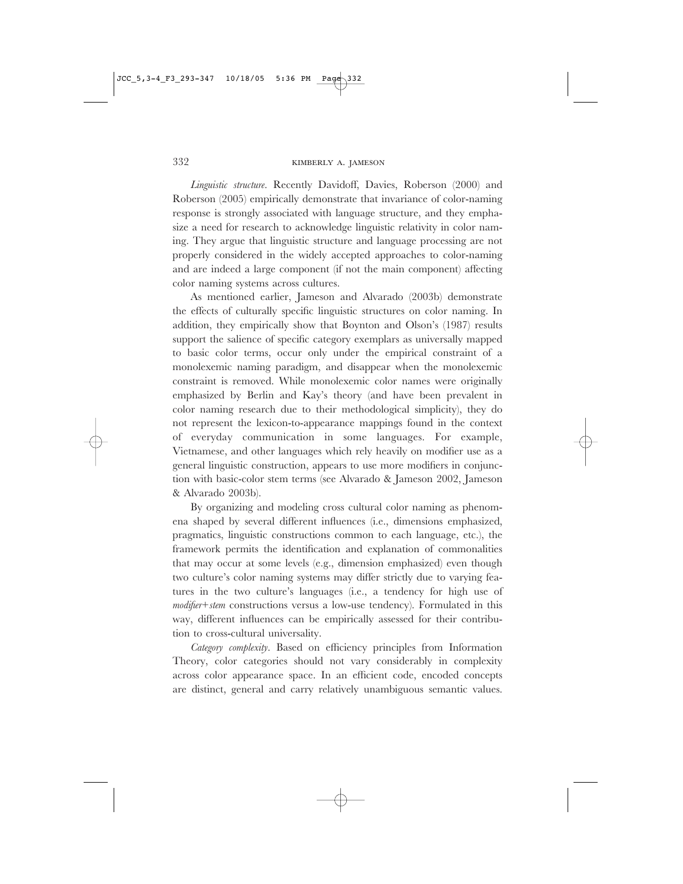*Linguistic structure.* Recently Davidoff, Davies, Roberson (2000) and Roberson (2005) empirically demonstrate that invariance of color-naming response is strongly associated with language structure, and they emphasize a need for research to acknowledge linguistic relativity in color naming. They argue that linguistic structure and language processing are not properly considered in the widely accepted approaches to color-naming and are indeed a large component (if not the main component) affecting color naming systems across cultures.

As mentioned earlier, Jameson and Alvarado (2003b) demonstrate the effects of culturally specific linguistic structures on color naming. In addition, they empirically show that Boynton and Olson's (1987) results support the salience of specific category exemplars as universally mapped to basic color terms, occur only under the empirical constraint of a monolexemic naming paradigm, and disappear when the monolexemic constraint is removed. While monolexemic color names were originally emphasized by Berlin and Kay's theory (and have been prevalent in color naming research due to their methodological simplicity), they do not represent the lexicon-to-appearance mappings found in the context of everyday communication in some languages. For example, Vietnamese, and other languages which rely heavily on modifier use as a general linguistic construction, appears to use more modifiers in conjunction with basic-color stem terms (see Alvarado & Jameson 2002, Jameson & Alvarado 2003b).

By organizing and modeling cross cultural color naming as phenomena shaped by several different influences (i.e., dimensions emphasized, pragmatics, linguistic constructions common to each language, etc.), the framework permits the identification and explanation of commonalities that may occur at some levels (e.g., dimension emphasized) even though two culture's color naming systems may differ strictly due to varying features in the two culture's languages (i.e., a tendency for high use of *modifier+stem* constructions versus a low-use tendency). Formulated in this way, different influences can be empirically assessed for their contribution to cross-cultural universality.

*Category complexity.* Based on efficiency principles from Information Theory, color categories should not vary considerably in complexity across color appearance space. In an efficient code, encoded concepts are distinct, general and carry relatively unambiguous semantic values.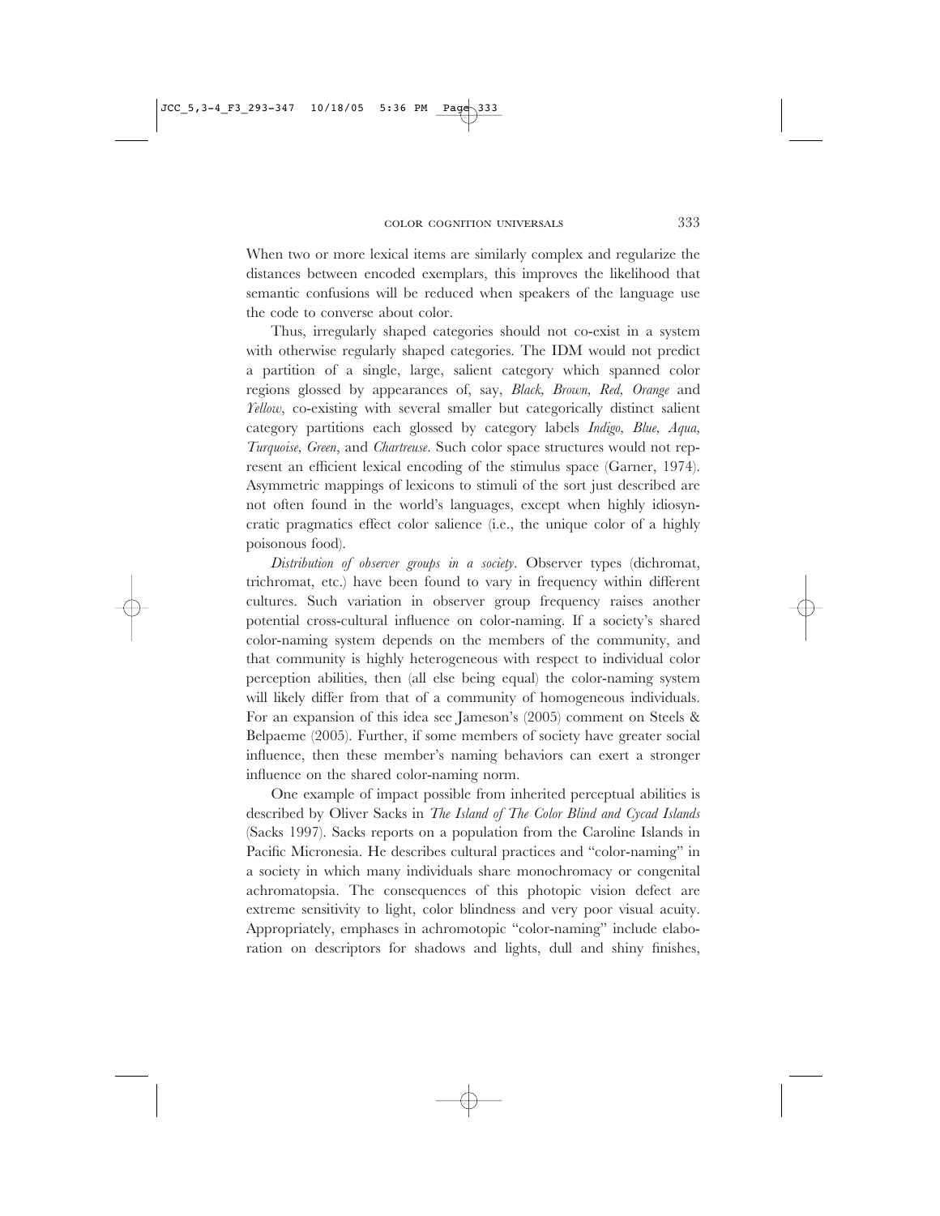When two or more lexical items are similarly complex and regularize the distances between encoded exemplars, this improves the likelihood that semantic confusions will be reduced when speakers of the language use the code to converse about color.

Thus, irregularly shaped categories should not co-exist in a system with otherwise regularly shaped categories. The IDM would not predict a partition of a single, large, salient category which spanned color regions glossed by appearances of, say, *Black, Brown, Red, Orange* and *Yellow,* co-existing with several smaller but categorically distinct salient category partitions each glossed by category labels *Indigo, Blue, Aqua, Turquoise, Green*, and *Chartreuse*. Such color space structures would not represent an efficient lexical encoding of the stimulus space (Garner, 1974). Asymmetric mappings of lexicons to stimuli of the sort just described are not often found in the world's languages, except when highly idiosyncratic pragmatics effect color salience (i.e., the unique color of a highly poisonous food).

*Distribution of observer groups in a society*. Observer types (dichromat, trichromat, etc.) have been found to vary in frequency within different cultures. Such variation in observer group frequency raises another potential cross-cultural influence on color-naming. If a society's shared color-naming system depends on the members of the community, and that community is highly heterogeneous with respect to individual color perception abilities, then (all else being equal) the color-naming system will likely differ from that of a community of homogeneous individuals. For an expansion of this idea see Jameson's (2005) comment on Steels & Belpaeme (2005). Further, if some members of society have greater social influence, then these member's naming behaviors can exert a stronger influence on the shared color-naming norm.

One example of impact possible from inherited perceptual abilities is described by Oliver Sacks in *The Island of The Color Blind and Cycad Islands* (Sacks 1997). Sacks reports on a population from the Caroline Islands in Pacific Micronesia. He describes cultural practices and "color-naming" in a society in which many individuals share monochromacy or congenital achromatopsia. The consequences of this photopic vision defect are extreme sensitivity to light, color blindness and very poor visual acuity. Appropriately, emphases in achromotopic "color-naming" include elaboration on descriptors for shadows and lights, dull and shiny finishes,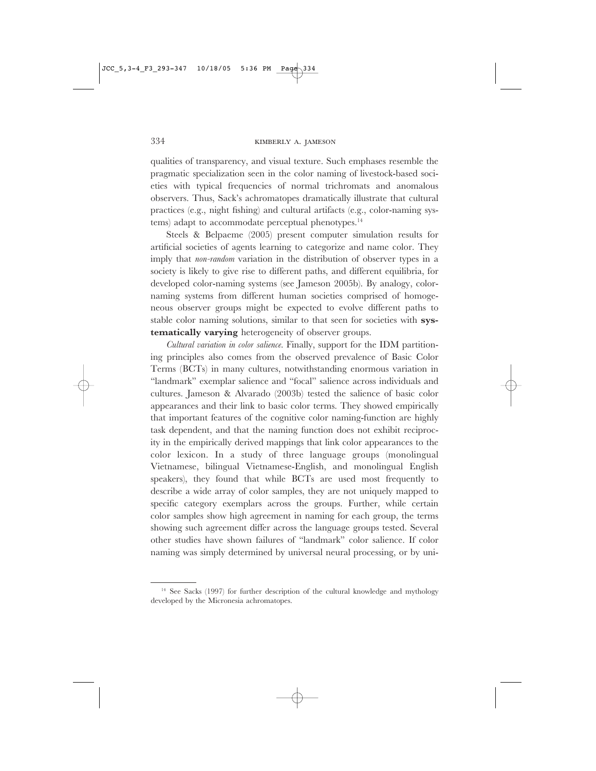qualities of transparency, and visual texture. Such emphases resemble the pragmatic specialization seen in the color naming of livestock-based societies with typical frequencies of normal trichromats and anomalous observers. Thus, Sack's achromatopes dramatically illustrate that cultural practices (e.g., night fishing) and cultural artifacts (e.g., color-naming systems) adapt to accommodate perceptual phenotypes.[14]

Steels & Belpaeme (2005) present computer simulation results for artificial societies of agents learning to categorize and name color. They imply that *non-random* variation in the distribution of observer types in a society is likely to give rise to different paths, and different equilibria, for developed color-naming systems (see Jameson 2005b). By analogy, color-naming systems from different human societies comprised of homogeneous observer groups might be expected to evolve different paths to stable color naming solutions, similar to that seen for societies with **systematically varying** heterogeneity of observer groups.

*Cultural variation in color salience.* Finally, support for the IDM partitioning principles also comes from the observed prevalence of Basic Color Terms (BCTs) in many cultures, notwithstanding enormous variation in "landmark" exemplar salience and "focal" salience across individuals and cultures. Jameson & Alvarado (2003b) tested the salience of basic color appearances and their link to basic color terms. They showed empirically that important features of the cognitive color naming-function are highly task dependent, and that the naming function does not exhibit reciprocity in the empirically derived mappings that link color appearances to the color lexicon. In a study of three language groups (monolingual Vietnamese, bilingual Vietnamese-English, and monolingual English speakers), they found that while BCTs are used most frequently to describe a wide array of color samples, they are not uniquely mapped to specific category exemplars across the groups. Further, while certain color samples show high agreement in naming for each group, the terms showing such agreement differ across the language groups tested. Several other studies have shown failures of "landmark" color salience. If color naming was simply determined by universal neural processing, or by uni-

[14] See Sacks (1997) for further description of the cultural knowledge and mythology developed by the Micronesia achromatopes.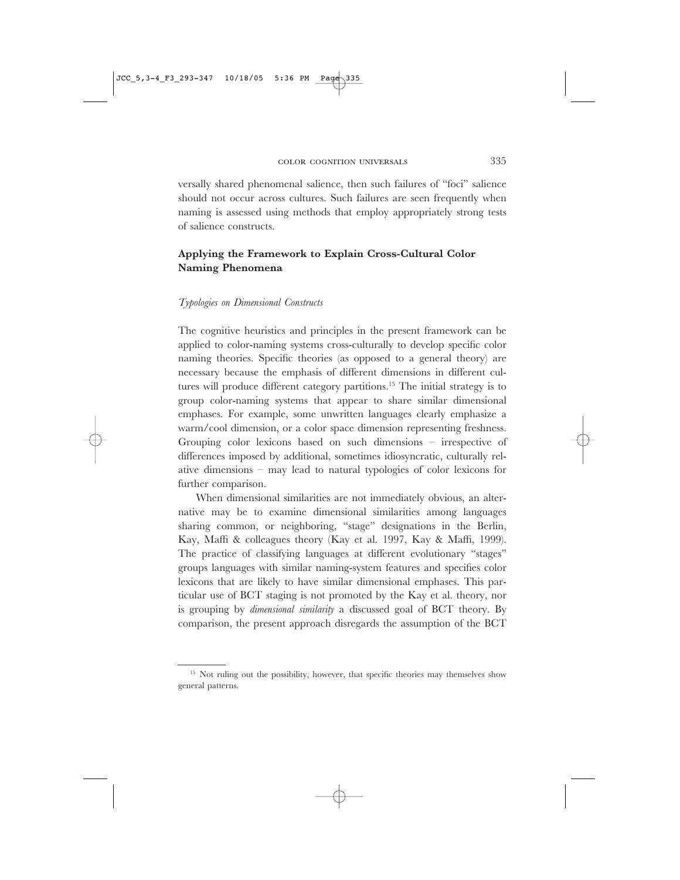versally shared phenomenal salience, then such failures of "foci" salience should not occur across cultures. Such failures are seen frequently when naming is assessed using methods that employ appropriately strong tests of salience constructs.

## Applying the Framework to Explain Cross-Cultural Color Naming Phenomena

### *Typologies on Dimensional Constructs*

The cognitive heuristics and principles in the present framework can be applied to color-naming systems cross-culturally to develop specific color naming theories. Specific theories (as opposed to a general theory) are necessary because the emphasis of different dimensions in different cultures will produce different category partitions.[15] The initial strategy is to group color-naming systems that appear to share similar dimensional emphases. For example, some unwritten languages clearly emphasize a warm/cool dimension, or a color space dimension representing freshness. Grouping color lexicons based on such dimensions – irrespective of differences imposed by additional, sometimes idiosyncratic, culturally relative dimensions – may lead to natural typologies of color lexicons for further comparison.

When dimensional similarities are not immediately obvious, an alternative may be to examine dimensional similarities among languages sharing common, or neighboring, "stage" designations in the Berlin, Kay, Maffi & colleagues theory (Kay et al. 1997, Kay & Maffi, 1999). The practice of classifying languages at different evolutionary "stages" groups languages with similar naming-system features and specifies color lexicons that are likely to have similar dimensional emphases. This particular use of BCT staging is not promoted by the Kay et al. theory, nor is grouping by *dimensional similarity* a discussed goal of BCT theory. By comparison, the present approach disregards the assumption of the BCT

[15] Not ruling out the possibility, however, that specific theories may themselves show general patterns.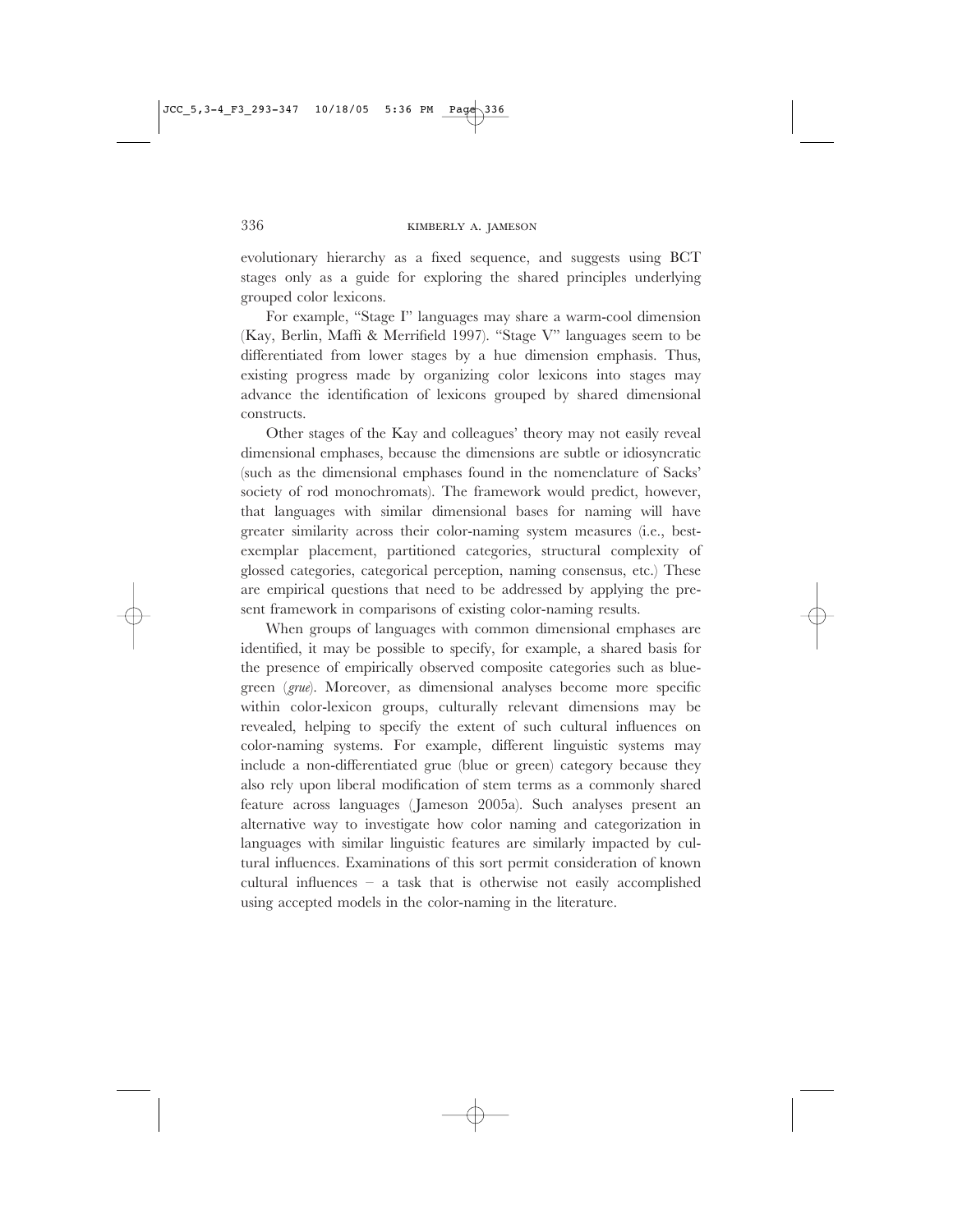evolutionary hierarchy as a fixed sequence, and suggests using BCT stages only as a guide for exploring the shared principles underlying grouped color lexicons.

For example, "Stage I" languages may share a warm-cool dimension (Kay, Berlin, Maffi & Merrifield 1997). "Stage V" languages seem to be differentiated from lower stages by a hue dimension emphasis. Thus, existing progress made by organizing color lexicons into stages may advance the identification of lexicons grouped by shared dimensional constructs.

Other stages of the Kay and colleagues' theory may not easily reveal dimensional emphases, because the dimensions are subtle or idiosyncratic (such as the dimensional emphases found in the nomenclature of Sacks' society of rod monochromats). The framework would predict, however, that languages with similar dimensional bases for naming will have greater similarity across their color-naming system measures (i.e., best-exemplar placement, partitioned categories, structural complexity of glossed categories, categorical perception, naming consensus, etc.) These are empirical questions that need to be addressed by applying the present framework in comparisons of existing color-naming results.

When groups of languages with common dimensional emphases are identified, it may be possible to specify, for example, a shared basis for the presence of empirically observed composite categories such as blue-green (*grue*). Moreover, as dimensional analyses become more specific within color-lexicon groups, culturally relevant dimensions may be revealed, helping to specify the extent of such cultural influences on color-naming systems. For example, different linguistic systems may include a non-differentiated grue (blue or green) category because they also rely upon liberal modification of stem terms as a commonly shared feature across languages (Jameson 2005a). Such analyses present an alternative way to investigate how color naming and categorization in languages with similar linguistic features are similarly impacted by cultural influences. Examinations of this sort permit consideration of known cultural influences – a task that is otherwise not easily accomplished using accepted models in the color-naming in the literature.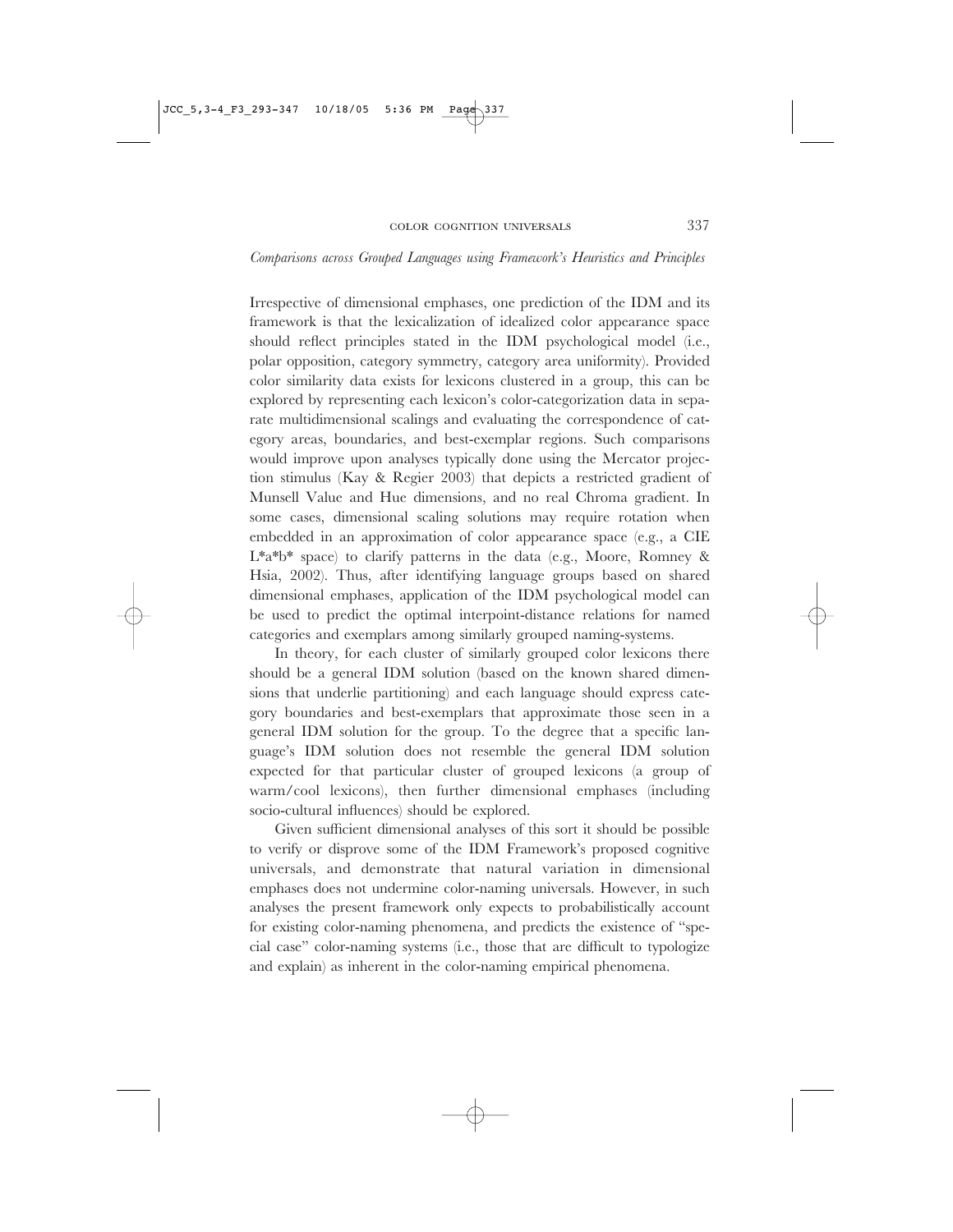*Comparisons across Grouped Languages using Framework's Heuristics and Principles*

Irrespective of dimensional emphases, one prediction of the IDM and its framework is that the lexicalization of idealized color appearance space should reflect principles stated in the IDM psychological model (i.e., polar opposition, category symmetry, category area uniformity). Provided color similarity data exists for lexicons clustered in a group, this can be explored by representing each lexicon's color-categorization data in separate multidimensional scalings and evaluating the correspondence of category areas, boundaries, and best-exemplar regions. Such comparisons would improve upon analyses typically done using the Mercator projection stimulus (Kay & Regier 2003) that depicts a restricted gradient of Munsell Value and Hue dimensions, and no real Chroma gradient. In some cases, dimensional scaling solutions may require rotation when embedded in an approximation of color appearance space (e.g., a CIE L*a*b* space) to clarify patterns in the data (e.g., Moore, Romney & Hsia, 2002). Thus, after identifying language groups based on shared dimensional emphases, application of the IDM psychological model can be used to predict the optimal interpoint-distance relations for named categories and exemplars among similarly grouped naming-systems.

In theory, for each cluster of similarly grouped color lexicons there should be a general IDM solution (based on the known shared dimensions that underlie partitioning) and each language should express category boundaries and best-exemplars that approximate those seen in a general IDM solution for the group. To the degree that a specific language's IDM solution does not resemble the general IDM solution expected for that particular cluster of grouped lexicons (a group of warm/cool lexicons), then further dimensional emphases (including socio-cultural influences) should be explored.

Given sufficient dimensional analyses of this sort it should be possible to verify or disprove some of the IDM Framework's proposed cognitive universals, and demonstrate that natural variation in dimensional emphases does not undermine color-naming universals. However, in such analyses the present framework only expects to probabilistically account for existing color-naming phenomena, and predicts the existence of "special case" color-naming systems (i.e., those that are difficult to typologize and explain) as inherent in the color-naming empirical phenomena.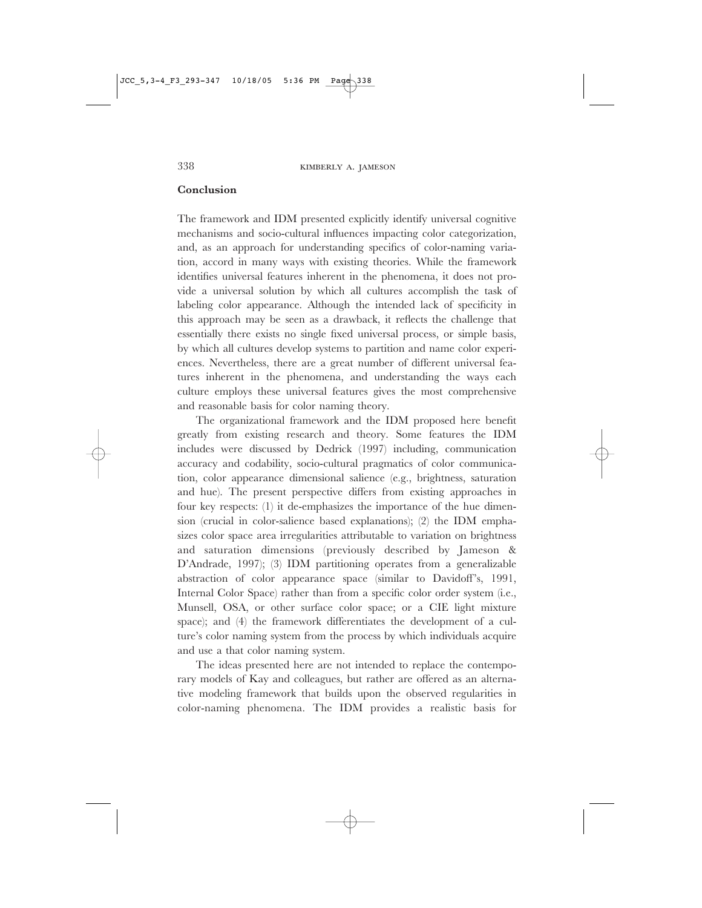## Conclusion

The framework and IDM presented explicitly identify universal cognitive mechanisms and socio-cultural influences impacting color categorization, and, as an approach for understanding specifics of color-naming variation, accord in many ways with existing theories. While the framework identifies universal features inherent in the phenomena, it does not provide a universal solution by which all cultures accomplish the task of labeling color appearance. Although the intended lack of specificity in this approach may be seen as a drawback, it reflects the challenge that essentially there exists no single fixed universal process, or simple basis, by which all cultures develop systems to partition and name color experiences. Nevertheless, there are a great number of different universal features inherent in the phenomena, and understanding the ways each culture employs these universal features gives the most comprehensive and reasonable basis for color naming theory.

The organizational framework and the IDM proposed here benefit greatly from existing research and theory. Some features the IDM includes were discussed by Dedrick (1997) including, communication accuracy and codability, socio-cultural pragmatics of color communication, color appearance dimensional salience (e.g., brightness, saturation and hue). The present perspective differs from existing approaches in four key respects: (1) it de-emphasizes the importance of the hue dimension (crucial in color-salience based explanations); (2) the IDM emphasizes color space area irregularities attributable to variation on brightness and saturation dimensions (previously described by Jameson & D'Andrade, 1997); (3) IDM partitioning operates from a generalizable abstraction of color appearance space (similar to Davidoff's, 1991, Internal Color Space) rather than from a specific color order system (i.e., Munsell, OSA, or other surface color space; or a CIE light mixture space); and (4) the framework differentiates the development of a culture's color naming system from the process by which individuals acquire and use a that color naming system.

The ideas presented here are not intended to replace the contemporary models of Kay and colleagues, but rather are offered as an alternative modeling framework that builds upon the observed regularities in color-naming phenomena. The IDM provides a realistic basis for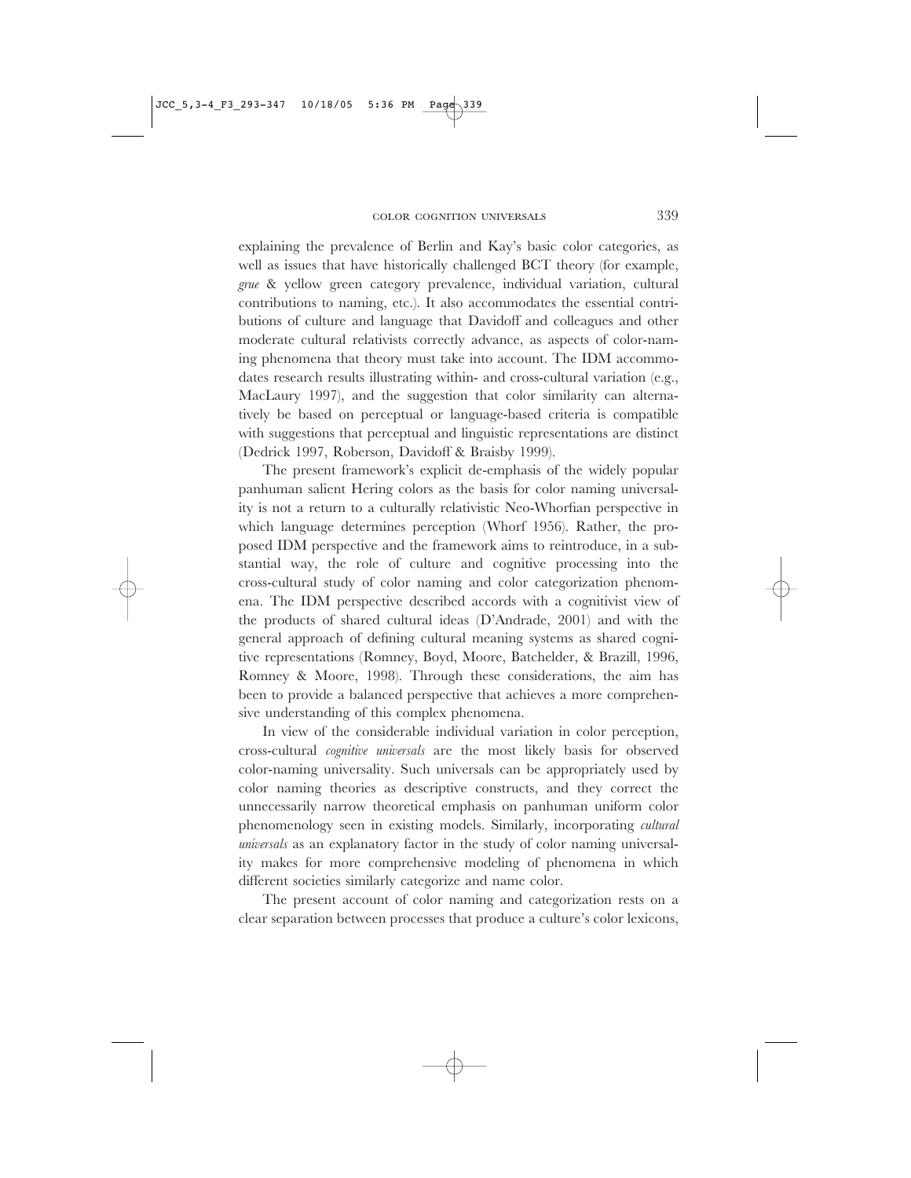explaining the prevalence of Berlin and Kay's basic color categories, as well as issues that have historically challenged BCT theory (for example, *grue* & yellow green category prevalence, individual variation, cultural contributions to naming, etc.). It also accommodates the essential contributions of culture and language that Davidoff and colleagues and other moderate cultural relativists correctly advance, as aspects of color-naming phenomena that theory must take into account. The IDM accommodates research results illustrating within- and cross-cultural variation (e.g., MacLaury 1997), and the suggestion that color similarity can alternatively be based on perceptual or language-based criteria is compatible with suggestions that perceptual and linguistic representations are distinct (Dedrick 1997, Roberson, Davidoff & Braisby 1999).

The present framework's explicit de-emphasis of the widely popular panhuman salient Hering colors as the basis for color naming universality is not a return to a culturally relativistic Neo-Whorfian perspective in which language determines perception (Whorf 1956). Rather, the proposed IDM perspective and the framework aims to reintroduce, in a substantial way, the role of culture and cognitive processing into the cross-cultural study of color naming and color categorization phenomena. The IDM perspective described accords with a cognitivist view of the products of shared cultural ideas (D'Andrade, 2001) and with the general approach of defining cultural meaning systems as shared cognitive representations (Romney, Boyd, Moore, Batchelder, & Brazill, 1996, Romney & Moore, 1998). Through these considerations, the aim has been to provide a balanced perspective that achieves a more comprehensive understanding of this complex phenomena.

In view of the considerable individual variation in color perception, cross-cultural *cognitive universals* are the most likely basis for observed color-naming universality. Such universals can be appropriately used by color naming theories as descriptive constructs, and they correct the unnecessarily narrow theoretical emphasis on panhuman uniform color phenomenology seen in existing models. Similarly, incorporating *cultural universals* as an explanatory factor in the study of color naming universality makes for more comprehensive modeling of phenomena in which different societies similarly categorize and name color.

The present account of color naming and categorization rests on a clear separation between processes that produce a culture's color lexicons,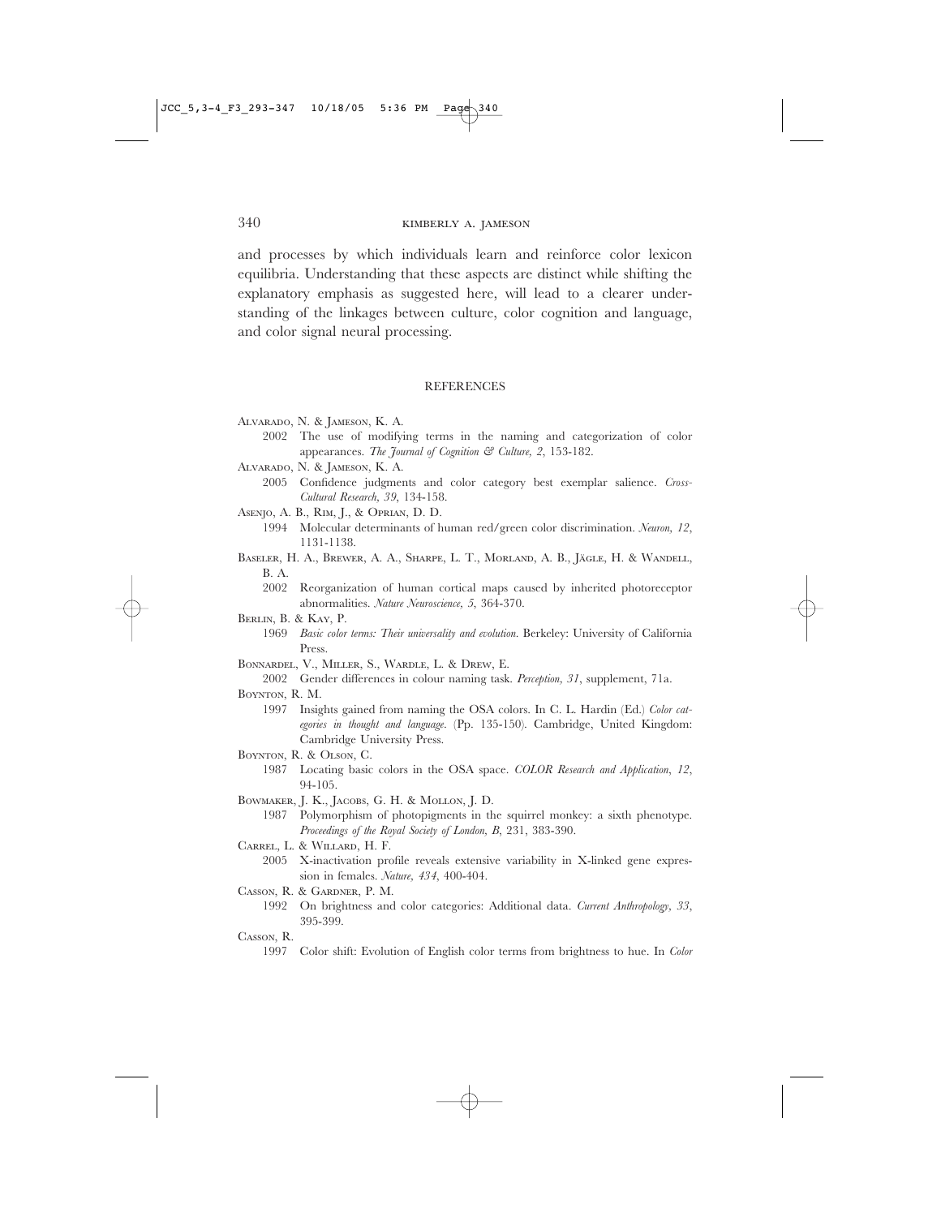and processes by which individuals learn and reinforce color lexicon equilibria. Understanding that these aspects are distinct while shifting the explanatory emphasis as suggested here, will lead to a clearer understanding of the linkages between culture, color cognition and language, and color signal neural processing.

## REFERENCES

Alvarado, N. & Jameson, K. A.
2002 The use of modifying terms in the naming and categorization of color appearances. *The Journal of Cognition & Culture, 2*, 153-182.

Alvarado, N. & Jameson, K. A.
2005 Confidence judgments and color category best exemplar salience. *Cross-Cultural Research, 39*, 134-158.

Asenjo, A. B., Rim, J., & Oprian, D. D.
1994 Molecular determinants of human red/green color discrimination. *Neuron, 12*, 1131-1138.

Baseler, H. A., Brewer, A. A., Sharpe, L. T., Morland, A. B., Jägle, H. & Wandell, B. A.
2002 Reorganization of human cortical maps caused by inherited photoreceptor abnormalities. *Nature Neuroscience, 5*, 364-370.

Berlin, B. & Kay, P.
1969 *Basic color terms: Their universality and evolution*. Berkeley: University of California Press.

Bonnardel, V., Miller, S., Wardle, L. & Drew, E.
2002 Gender differences in colour naming task. *Perception, 31*, supplement, 71a.

Boynton, R. M.
1997 Insights gained from naming the OSA colors. In C. L. Hardin (Ed.) *Color categories in thought and language*. (Pp. 135-150). Cambridge, United Kingdom: Cambridge University Press.

Boynton, R. & Olson, C.
1987 Locating basic colors in the OSA space. *COLOR Research and Application*, *12*, 94-105.

Bowmaker, J. K., Jacobs, G. H. & Mollon, J. D.
1987 Polymorphism of photopigments in the squirrel monkey: a sixth phenotype. *Proceedings of the Royal Society of London, B*, 231, 383-390.

Carrel, L. & Willard, H. F.
2005 X-inactivation profile reveals extensive variability in X-linked gene expression in females. *Nature, 434*, 400-404.

Casson, R. & Gardner, P. M.
1992 On brightness and color categories: Additional data. *Current Anthropology, 33*, 395-399.

Casson, R.
1997 Color shift: Evolution of English color terms from brightness to hue. In *Color*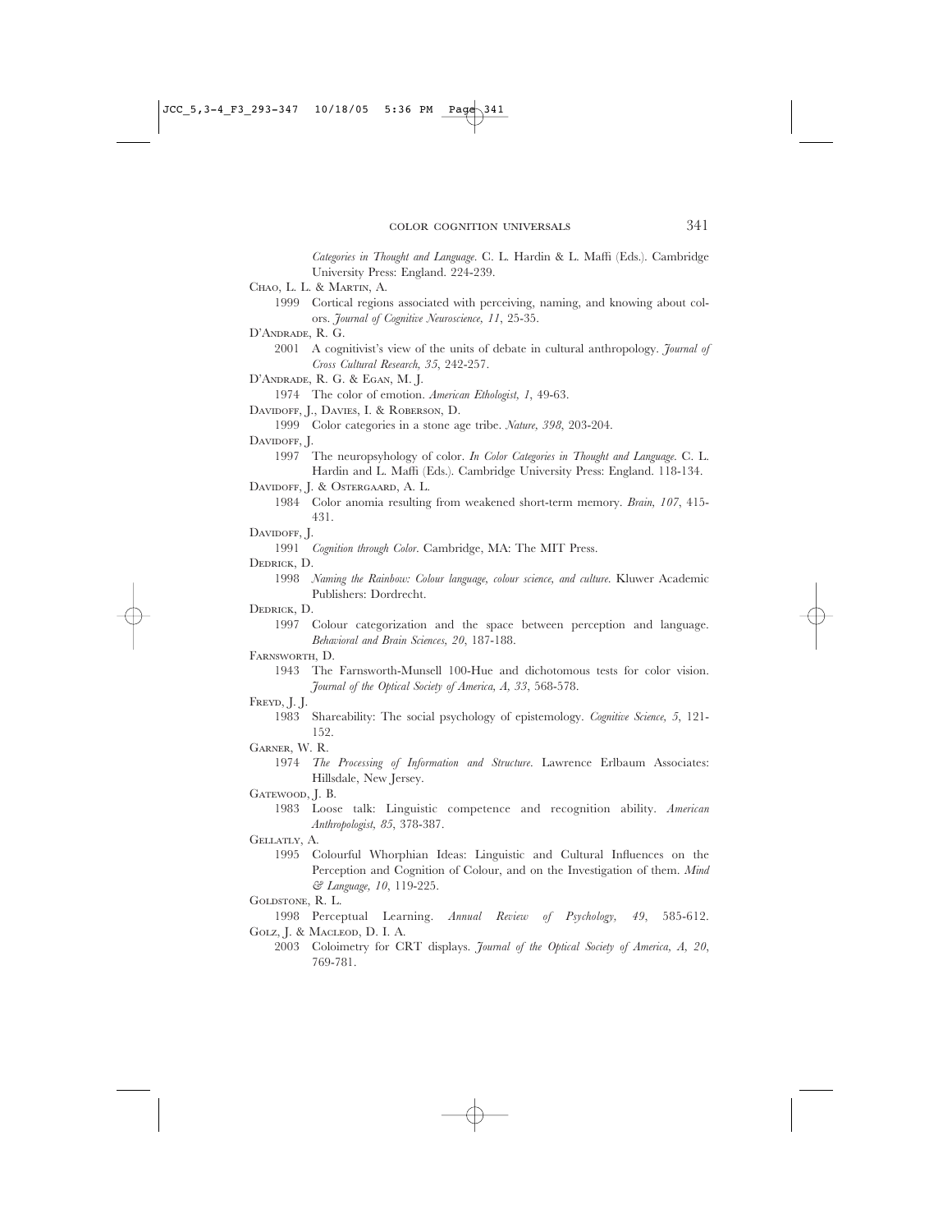*Categories in Thought and Language*. C. L. Hardin & L. Maffi (Eds.). Cambridge University Press: England. 224-239.

Chao, L. L. & Martin, A.

1999 Cortical regions associated with perceiving, naming, and knowing about colors. *Journal of Cognitive Neuroscience, 11*, 25-35.

D'Andrade, R. G.

2001 A cognitivist's view of the units of debate in cultural anthropology. *Journal of Cross Cultural Research, 35*, 242-257.

D'Andrade, R. G. & Egan, M. J.

1974 The color of emotion. *American Ethologist, 1*, 49-63.

Davidoff, J., Davies, I. & Roberson, D.

1999 Color categories in a stone age tribe. *Nature, 398*, 203-204.

Davidoff, J.

1997 The neuropsyhology of color. *In Color Categories in Thought and Language*. C. L. Hardin and L. Maffi (Eds.). Cambridge University Press: England. 118-134.

Davidoff, J. & Ostergaard, A. L.

1984 Color anomia resulting from weakened short-term memory. *Brain, 107*, 415-431.

Davidoff, J.

1991 *Cognition through Color*. Cambridge, MA: The MIT Press.

Dedrick, D.

1998 *Naming the Rainbow: Colour language, colour science, and culture*. Kluwer Academic Publishers: Dordrecht.

Dedrick, D.

1997 Colour categorization and the space between perception and language. *Behavioral and Brain Sciences, 20*, 187-188.

Farnsworth, D.

1943 The Farnsworth-Munsell 100-Hue and dichotomous tests for color vision. *Journal of the Optical Society of America, A, 33*, 568-578.

Freyd, J. J.

1983 Shareability: The social psychology of epistemology. *Cognitive Science, 5*, 121-152.

Garner, W. R.

1974 *The Processing of Information and Structure*. Lawrence Erlbaum Associates: Hillsdale, New Jersey.

Gatewood, J. B.

1983 Loose talk: Linguistic competence and recognition ability. *American Anthropologist, 85*, 378-387.

Gellatly, A.

1995 Colourful Whorphian Ideas: Linguistic and Cultural Influences on the Perception and Cognition of Colour, and on the Investigation of them. *Mind & Language, 10*, 119-225.

Goldstone, R. L.

1998 Perceptual Learning. *Annual Review of Psychology, 49*, 585-612.

Golz, J. & Macleod, D. I. A.

2003 Coloimetry for CRT displays. *Journal of the Optical Society of America, A, 20*, 769-781.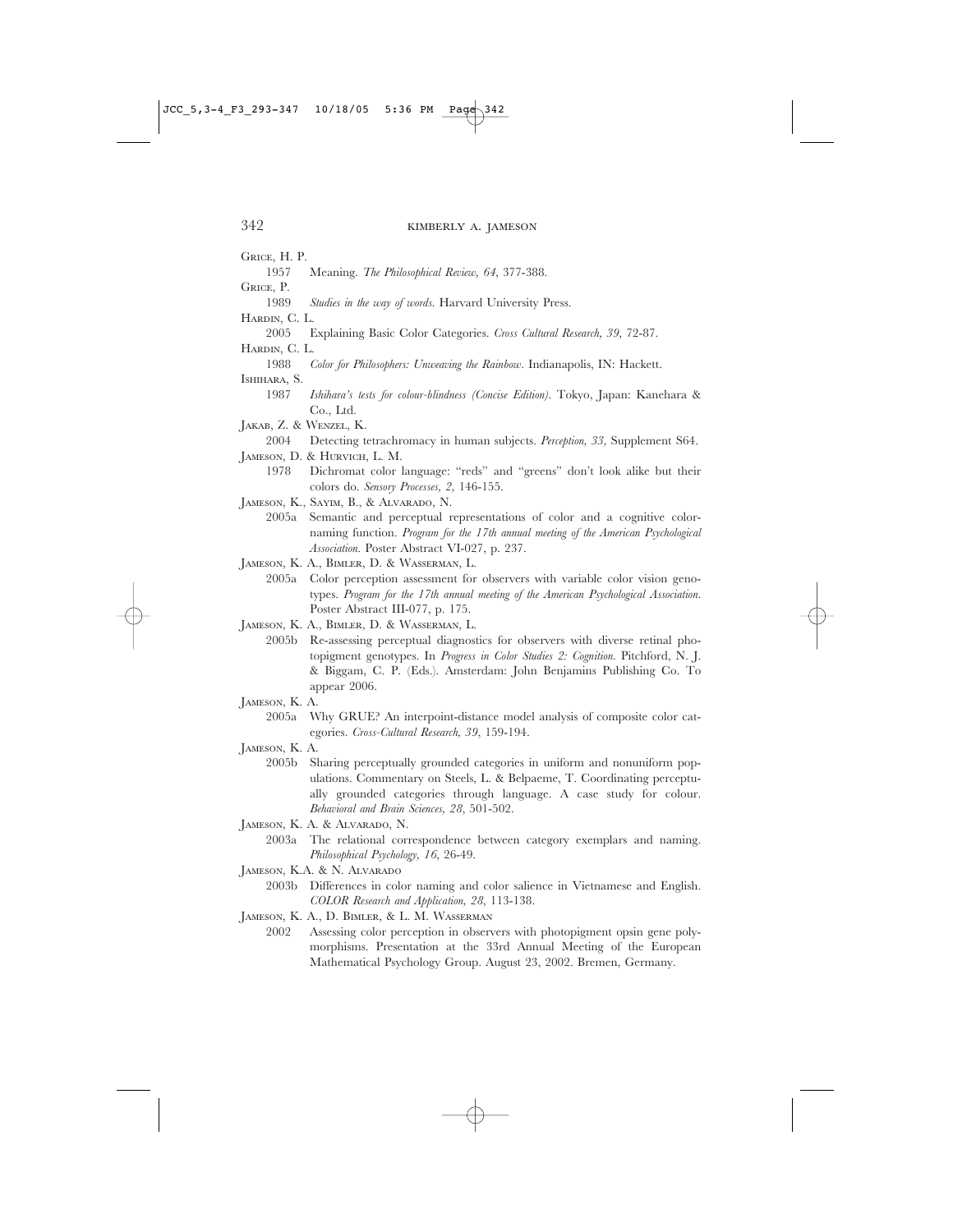Grice, H. P.

1957 Meaning. *The Philosophical Review, 64*, 377-388.

Grice, P.

1989 *Studies in the way of words*. Harvard University Press.

Hardin, C. L.

2005 Explaining Basic Color Categories. *Cross Cultural Research, 39*, 72-87.

Hardin, C. L.

1988 *Color for Philosophers: Unweaving the Rainbow*. Indianapolis, IN: Hackett.

Ishihara, S.

1987 *Ishihara's tests for colour-blindness (Concise Edition)*. Tokyo, Japan: Kanehara & Co., Ltd.

Jakab, Z. & Wenzel, K.

2004 Detecting tetrachromacy in human subjects. *Perception, 33*, Supplement S64.

Jameson, D. & Hurvich, L. M.

1978 Dichromat color language: "reds" and "greens" don't look alike but their colors do. *Sensory Processes, 2*, 146-155.

Jameson, K., Sayim, B., & Alvarado, N.

2005a Semantic and perceptual representations of color and a cognitive color-naming function. *Program for the 17th annual meeting of the American Psychological Association*. Poster Abstract VI-027, p. 237.

Jameson, K. A., Bimler, D. & Wasserman, L.

2005a Color perception assessment for observers with variable color vision genotypes. *Program for the 17th annual meeting of the American Psychological Association*. Poster Abstract III-077, p. 175.

Jameson, K. A., Bimler, D. & Wasserman, L.

2005b Re-assessing perceptual diagnostics for observers with diverse retinal photopigment genotypes. In *Progress in Color Studies 2: Cognition*. Pitchford, N. J. & Biggam, C. P. (Eds.). Amsterdam: John Benjamins Publishing Co. To appear 2006.

Jameson, K. A.

2005a Why GRUE? An interpoint-distance model analysis of composite color categories. *Cross-Cultural Research, 39*, 159-194.

Jameson, K. A.

2005b Sharing perceptually grounded categories in uniform and nonuniform populations. Commentary on Steels, L. & Belpaeme, T. Coordinating perceptually grounded categories through language. A case study for colour. *Behavioral and Brain Sciences, 28*, 501-502.

Jameson, K. A. & Alvarado, N.

2003a The relational correspondence between category exemplars and naming. *Philosophical Psychology, 16*, 26-49.

Jameson, K.A. & N. Alvarado

2003b Differences in color naming and color salience in Vietnamese and English. *COLOR Research and Application, 28*, 113-138.

Jameson, K. A., D. Bimler, & L. M. Wasserman

2002 Assessing color perception in observers with photopigment opsin gene polymorphisms. Presentation at the 33rd Annual Meeting of the European Mathematical Psychology Group. August 23, 2002. Bremen, Germany.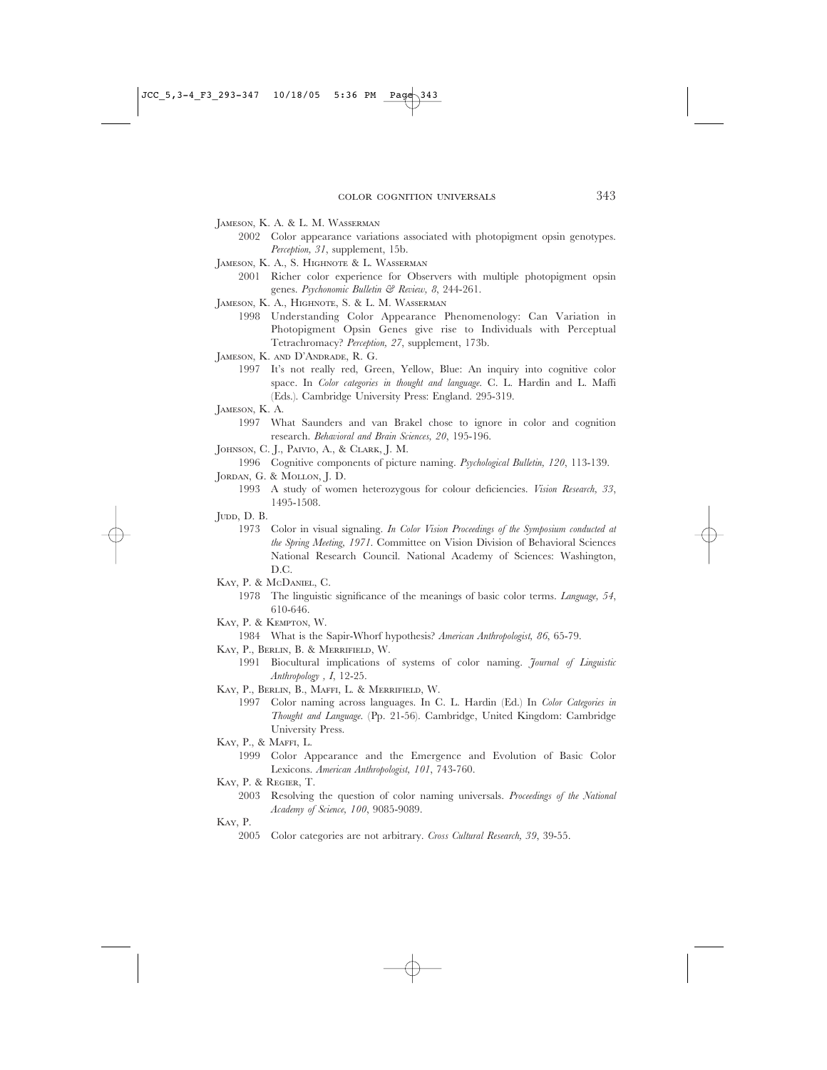Jameson, K. A. & L. M. Wasserman

2002 Color appearance variations associated with photopigment opsin genotypes. *Perception, 31*, supplement, 15b.

Jameson, K. A., S. Highnote & L. Wasserman

2001 Richer color experience for Observers with multiple photopigment opsin genes. *Psychonomic Bulletin & Review, 8*, 244-261.

Jameson, K. A., Highnote, S. & L. M. Wasserman

1998 Understanding Color Appearance Phenomenology: Can Variation in Photopigment Opsin Genes give rise to Individuals with Perceptual Tetrachromacy? *Perception, 27*, supplement, 173b.

Jameson, K. and D'Andrade, R. G.

1997 It's not really red, Green, Yellow, Blue: An inquiry into cognitive color space. In *Color categories in thought and language*. C. L. Hardin and L. Maffi (Eds.). Cambridge University Press: England. 295-319.

Jameson, K. A.

1997 What Saunders and van Brakel chose to ignore in color and cognition research. *Behavioral and Brain Sciences, 20*, 195-196.

Johnson, C. J., Paivio, A., & Clark, J. M.

1996 Cognitive components of picture naming. *Psychological Bulletin, 120*, 113-139.

Jordan, G. & Mollon, J. D.

1993 A study of women heterozygous for colour deficiencies. *Vision Research, 33*, 1495-1508.

Judd, D. B.

1973 Color in visual signaling. *In Color Vision Proceedings of the Symposium conducted at the Spring Meeting, 1971*. Committee on Vision Division of Behavioral Sciences National Research Council. National Academy of Sciences: Washington, D.C.

Kay, P. & McDaniel, C.

1978 The linguistic significance of the meanings of basic color terms. *Language, 54*, 610-646.

Kay, P. & Kempton, W.

1984 What is the Sapir-Whorf hypothesis? *American Anthropologist, 86*, 65-79.

Kay, P., Berlin, B. & Merrifield, W.

1991 Biocultural implications of systems of color naming. *Journal of Linguistic Anthropology , I*, 12-25.

Kay, P., Berlin, B., Maffi, L. & Merrifield, W.

1997 Color naming across languages. In C. L. Hardin (Ed.) In *Color Categories in Thought and Language*. (Pp. 21-56). Cambridge, United Kingdom: Cambridge University Press.

Kay, P., & Maffi, L.

1999 Color Appearance and the Emergence and Evolution of Basic Color Lexicons. *American Anthropologist, 101*, 743-760.

Kay, P. & Regier, T.

2003 Resolving the question of color naming universals. *Proceedings of the National Academy of Science, 100*, 9085-9089.

Kay, P.

2005 Color categories are not arbitrary. *Cross Cultural Research, 39*, 39-55.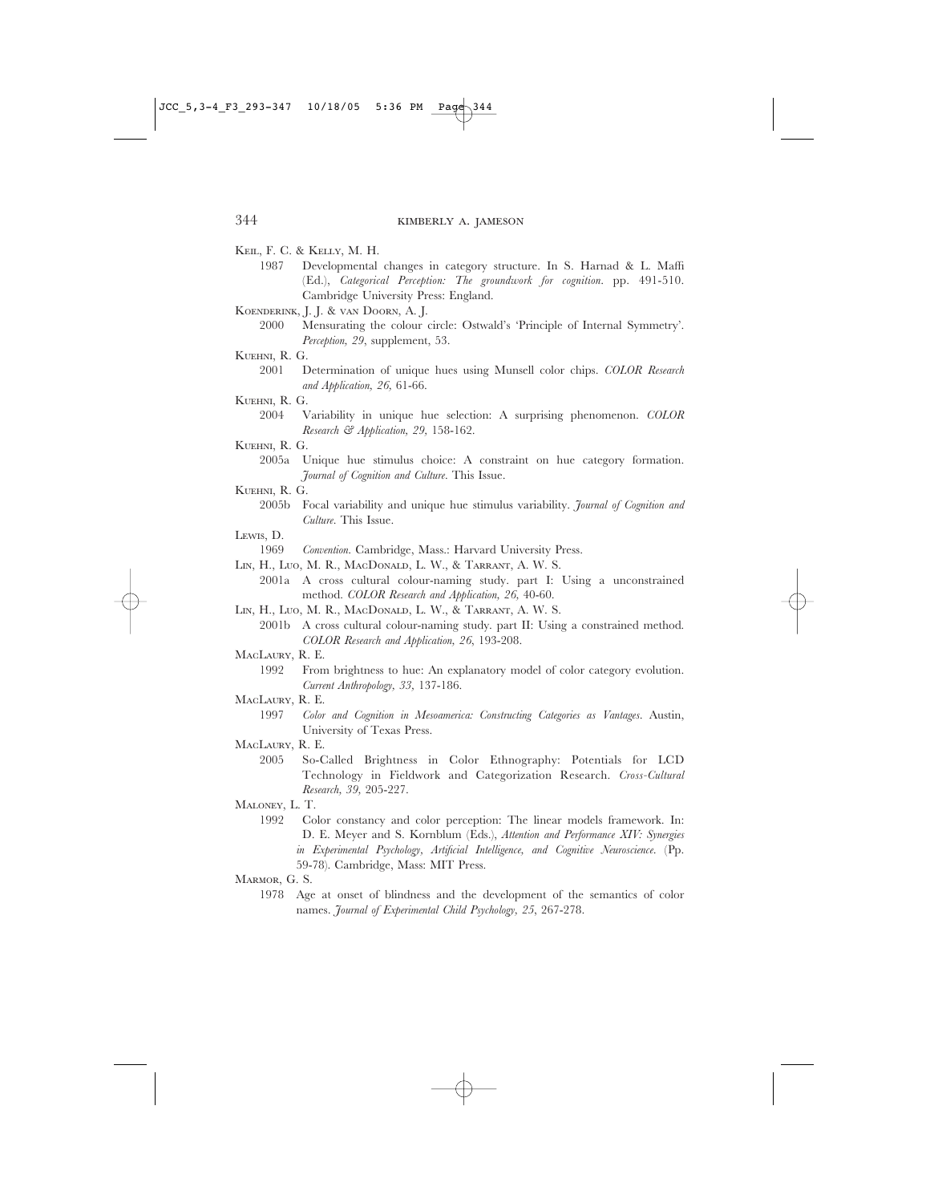Keil, F. C. & Kelly, M. H.

1987 Developmental changes in category structure. In S. Harnad & L. Maffi (Ed.), *Categorical Perception: The groundwork for cognition*. pp. 491-510. Cambridge University Press: England.

Koenderink, J. J. & van Doorn, A. J.

2000 Mensurating the colour circle: Ostwald's 'Principle of Internal Symmetry'. *Perception, 29*, supplement, 53.

Kuehni, R. G.

2001 Determination of unique hues using Munsell color chips. *COLOR Research and Application, 26,* 61-66.

Kuehni, R. G.

2004 Variability in unique hue selection: A surprising phenomenon. *COLOR Research & Application, 29,* 158-162.

Kuehni, R. G.

2005a Unique hue stimulus choice: A constraint on hue category formation. *Journal of Cognition and Culture*. This Issue.

Kuehni, R. G.

2005b Focal variability and unique hue stimulus variability. *Journal of Cognition and Culture*. This Issue.

Lewis, D.

1969 *Convention*. Cambridge, Mass.: Harvard University Press.

Lin, H., Luo, M. R., MacDonald, L. W., & Tarrant, A. W. S.

2001a A cross cultural colour-naming study. part I: Using a unconstrained method. *COLOR Research and Application, 26,* 40-60.

Lin, H., Luo, M. R., MacDonald, L. W., & Tarrant, A. W. S.

2001b A cross cultural colour-naming study. part II: Using a constrained method. *COLOR Research and Application, 26*, 193-208.

MacLaury, R. E.

1992 From brightness to hue: An explanatory model of color category evolution. *Current Anthropology, 33*, 137-186.

MacLaury, R. E.

1997 *Color and Cognition in Mesoamerica: Constructing Categories as Vantages*. Austin, University of Texas Press.

MacLaury, R. E.

2005 So-Called Brightness in Color Ethnography: Potentials for LCD Technology in Fieldwork and Categorization Research. *Cross-Cultural Research, 39,* 205-227.

Maloney, L. T.

1992 Color constancy and color perception: The linear models framework. In: D. E. Meyer and S. Kornblum (Eds.), *Attention and Performance XIV: Synergies in Experimental Psychology, Artificial Intelligence, and Cognitive Neuroscience*. (Pp. 59-78). Cambridge, Mass: MIT Press.

Marmor, G. S.

1978 Age at onset of blindness and the development of the semantics of color names. *Journal of Experimental Child Psychology, 25*, 267-278.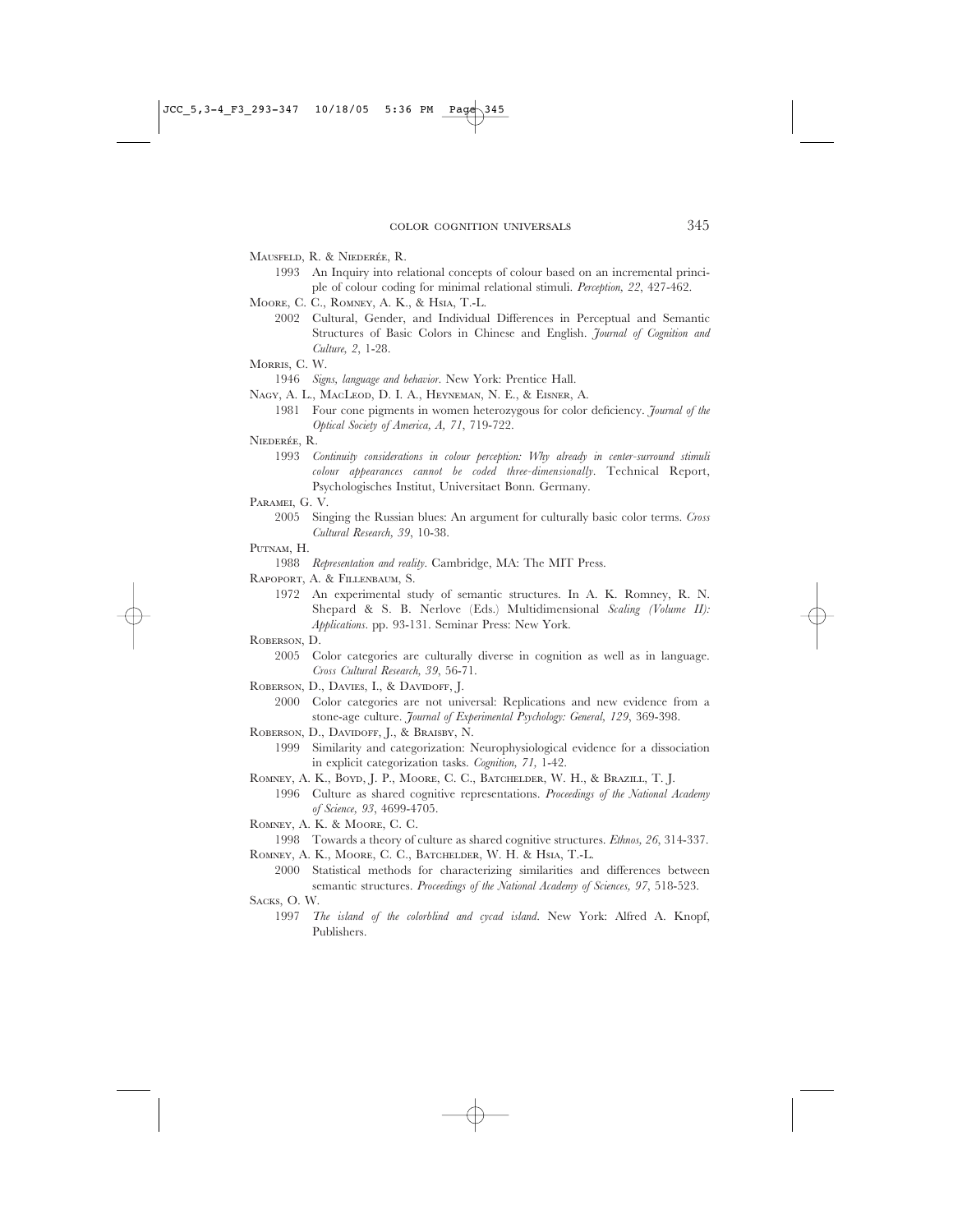Mausfeld, R. & Niederée, R.

1993 An Inquiry into relational concepts of colour based on an incremental principle of colour coding for minimal relational stimuli. *Perception, 22*, 427-462.

Moore, C. C., Romney, A. K., & Hsia, T.-L.

2002 Cultural, Gender, and Individual Differences in Perceptual and Semantic Structures of Basic Colors in Chinese and English. *Journal of Cognition and Culture, 2*, 1-28.

Morris, C. W.

1946 *Signs, language and behavior*. New York: Prentice Hall.

Nagy, A. L., MacLeod, D. I. A., Heyneman, N. E., & Eisner, A.

1981 Four cone pigments in women heterozygous for color deficiency. *Journal of the Optical Society of America, A, 71*, 719-722.

Niederée, R.

1993 *Continuity considerations in colour perception: Why already in center-surround stimuli colour appearances cannot be coded three-dimensionally*. Technical Report, Psychologisches Institut, Universitaet Bonn. Germany.

Paramei, G. V.

2005 Singing the Russian blues: An argument for culturally basic color terms. *Cross Cultural Research, 39*, 10-38.

Putnam, H.

1988 *Representation and reality*. Cambridge, MA: The MIT Press.

Rapoport, A. & Fillenbaum, S.

1972 An experimental study of semantic structures. In A. K. Romney, R. N. Shepard & S. B. Nerlove (Eds.) Multidimensional *Scaling (Volume II): Applications*. pp. 93-131. Seminar Press: New York.

Roberson, D.

2005 Color categories are culturally diverse in cognition as well as in language. *Cross Cultural Research, 39*, 56-71.

Roberson, D., Davies, I., & Davidoff, J.

2000 Color categories are not universal: Replications and new evidence from a stone-age culture. *Journal of Experimental Psychology: General, 129*, 369-398.

Roberson, D., Davidoff, J., & Braisby, N.

1999 Similarity and categorization: Neurophysiological evidence for a dissociation in explicit categorization tasks. *Cognition, 71,* 1-42.

Romney, A. K., Boyd, J. P., Moore, C. C., Batchelder, W. H., & Brazill, T. J.

1996 Culture as shared cognitive representations. *Proceedings of the National Academy of Science, 93*, 4699-4705.

Romney, A. K. & Moore, C. C.

1998 Towards a theory of culture as shared cognitive structures. *Ethnos, 26*, 314-337.

Romney, A. K., Moore, C. C., Batchelder, W. H. & Hsia, T.-L.

2000 Statistical methods for characterizing similarities and differences between semantic structures. *Proceedings of the National Academy of Sciences, 97*, 518-523.

Sacks, O. W.

1997 *The island of the colorblind and cycad island*. New York: Alfred A. Knopf, Publishers.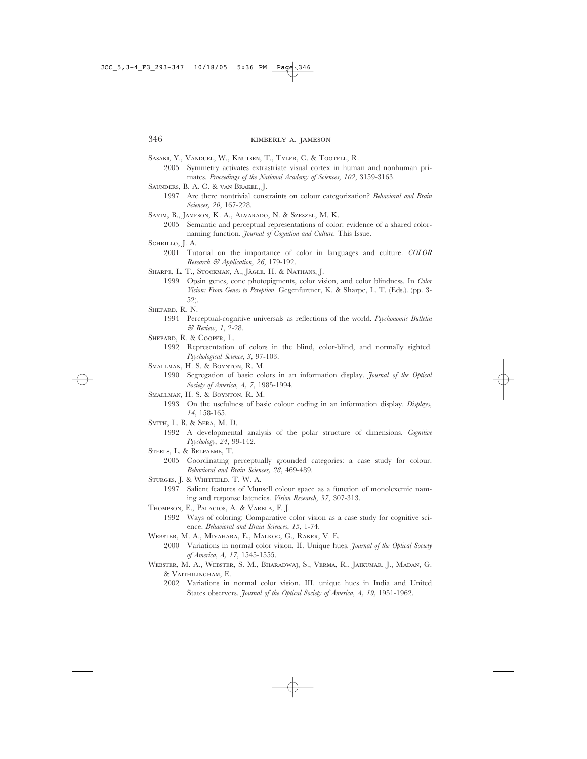Sasaki, Y., Vanduel, W., Knutsen, T., Tyler, C. & Tootell, R.

2005 Symmetry activates extrastriate visual cortex in human and nonhuman primates. *Proceedings of the National Academy of Sciences, 102*, 3159-3163.

Saunders, B. A. C. & van Brakel, J.

1997 Are there nontrivial constraints on colour categorization? *Behavioral and Brain Sciences, 20*, 167-228.

Sayim, B., Jameson, K. A., Alvarado, N. & Szeszel, M. K.

2005 Semantic and perceptual representations of color: evidence of a shared color-naming function. *Journal of Cognition and Culture*. This Issue.

Schrillo, J. A.

2001 Tutorial on the importance of color in languages and culture. *COLOR Research & Application, 26*, 179-192.

Sharpe, L. T., Stockman, A., Jägle, H. & Nathans, J.

1999 Opsin genes, cone photopigments, color vision, and color blindness. In *Color Vision: From Genes to Pereption*. Gegenfurtner, K. & Sharpe, L. T. (Eds.). (pp. 3-52).

Shepard, R. N.

1994 Perceptual-cognitive universals as reflections of the world. *Psychonomic Bulletin & Review, 1*, 2-28.

Shepard, R. & Cooper, L.

1992 Representation of colors in the blind, color-blind, and normally sighted. *Psychological Science, 3*, 97-103.

Smallman, H. S. & Boynton, R. M.

1990 Segregation of basic colors in an information display. *Journal of the Optical Society of America, A, 7*, 1985-1994.

Smallman, H. S. & Boynton, R. M.

1993 On the usefulness of basic colour coding in an information display. *Displays, 14*, 158-165.

Smith, L. B. & Sera, M. D.

1992 A developmental analysis of the polar structure of dimensions. *Cognitive Psychology, 24*, 99-142.

Steels, L. & Belpaeme, T.

2005 Coordinating perceptually grounded categories: a case study for colour. *Behavioral and Brain Sciences, 28*, 469-489.

Sturges, J. & Whitfield, T. W. A.

1997 Salient features of Munsell colour space as a function of monolexemic naming and response latencies. *Vision Research, 37*, 307-313.

Thompson, E., Palacios, A. & Varela, F. J.

1992 Ways of coloring: Comparative color vision as a case study for cognitive science. *Behavioral and Brain Sciences, 15*, 1-74.

Webster, M. A., Miyahara, E., Malkoc, G., Raker, V. E.

2000 Variations in normal color vision. II. Unique hues. *Journal of the Optical Society of America, A, 17*, 1545-1555.

Webster, M. A., Webster, S. M., Bharadwaj, S., Verma, R., Jaikumar, J., Madan, G. & Vaithilingham, E.

2002 Variations in normal color vision. III. unique hues in India and United States observers. *Journal of the Optical Society of America, A, 19*, 1951-1962.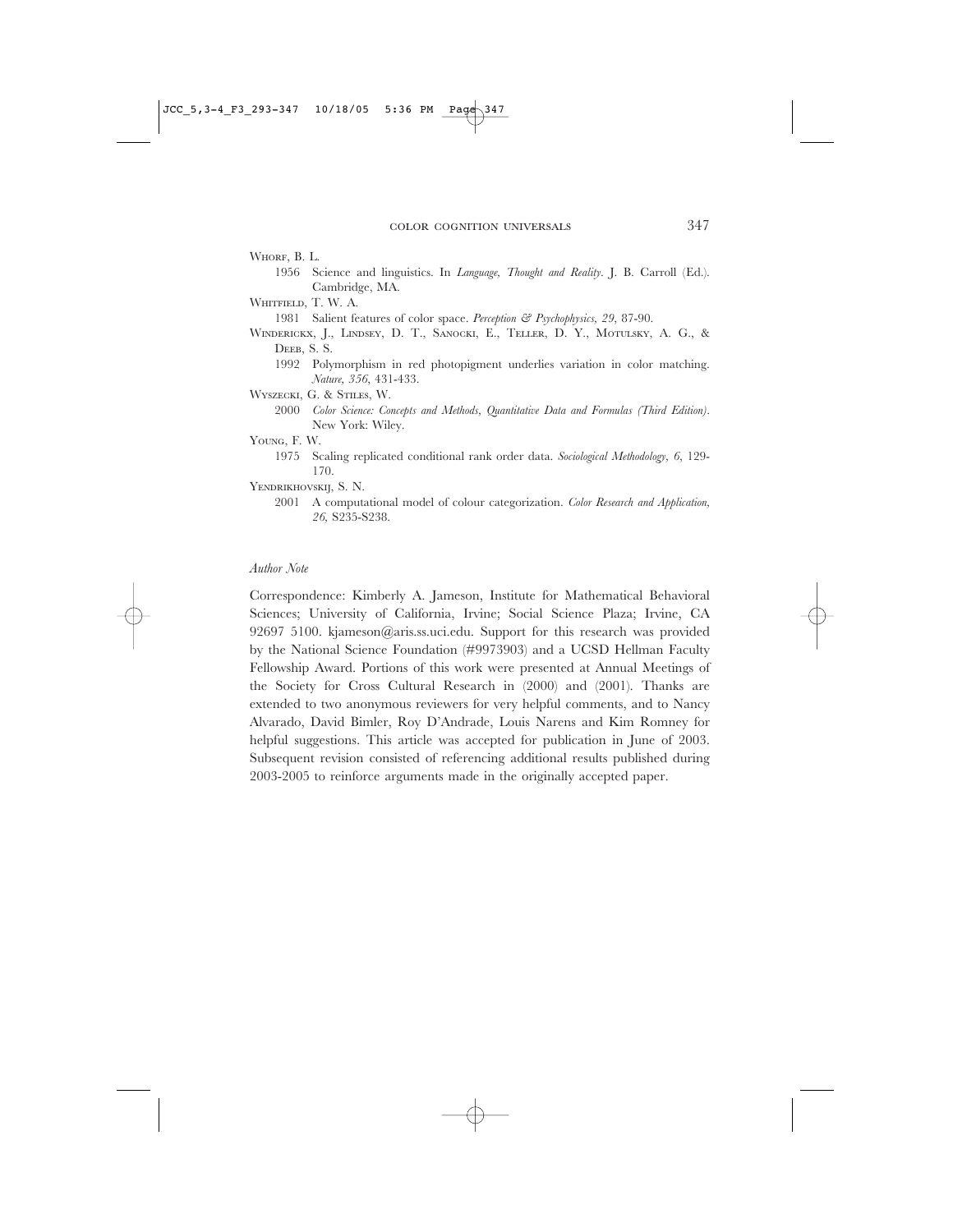Whorf, B. L.

1956 Science and linguistics. In *Language, Thought and Reality*. J. B. Carroll (Ed.). Cambridge, MA.

Whitfield, T. W. A.

1981 Salient features of color space. *Perception & Psychophysics, 29*, 87-90.

Winderickx, J., Lindsey, D. T., Sanocki, E., Teller, D. Y., Motulsky, A. G., & Deeb, S. S.

1992 Polymorphism in red photopigment underlies variation in color matching. *Nature, 356*, 431-433.

Wyszecki, G. & Stiles, W.

2000 *Color Science: Concepts and Methods, Quantitative Data and Formulas (Third Edition)*. New York: Wiley.

Young, F. W.

1975 Scaling replicated conditional rank order data. *Sociological Methodology, 6*, 129-170.

Yendrikhovskij, S. N.

2001 A computational model of colour categorization. *Color Research and Application, 26*, S235-S238.

*Author Note*

Correspondence: Kimberly A. Jameson, Institute for Mathematical Behavioral Sciences; University of California, Irvine; Social Science Plaza; Irvine, CA 92697 5100. kjameson@aris.ss.uci.edu. Support for this research was provided by the National Science Foundation (#9973903) and a UCSD Hellman Faculty Fellowship Award. Portions of this work were presented at Annual Meetings of the Society for Cross Cultural Research in (2000) and (2001). Thanks are extended to two anonymous reviewers for very helpful comments, and to Nancy Alvarado, David Bimler, Roy D'Andrade, Louis Narens and Kim Romney for helpful suggestions. This article was accepted for publication in June of 2003. Subsequent revision consisted of referencing additional results published during 2003-2005 to reinforce arguments made in the originally accepted paper.